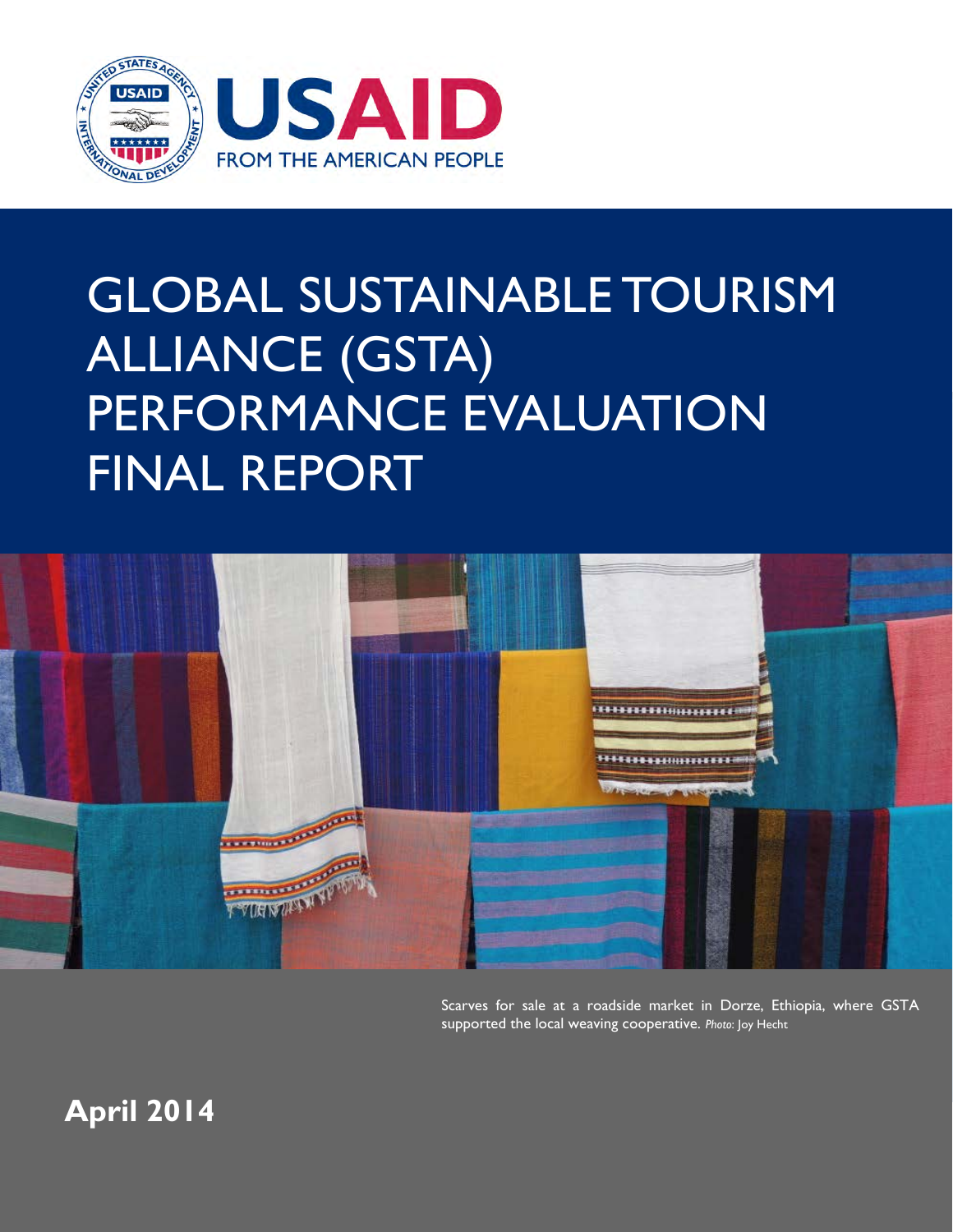USAID
FROM THE AMERICAN PEOPLE

# GLOBAL SUSTAINABLE TOURISM ALLIANCE (GSTA) PERFORMANCE EVALUATION FINAL REPORT

Scarves for sale at a roadside market in Dorze, Ethiopia, where GSTA supported the local weaving cooperative. *Photo*: Joy Hecht

**April 2014**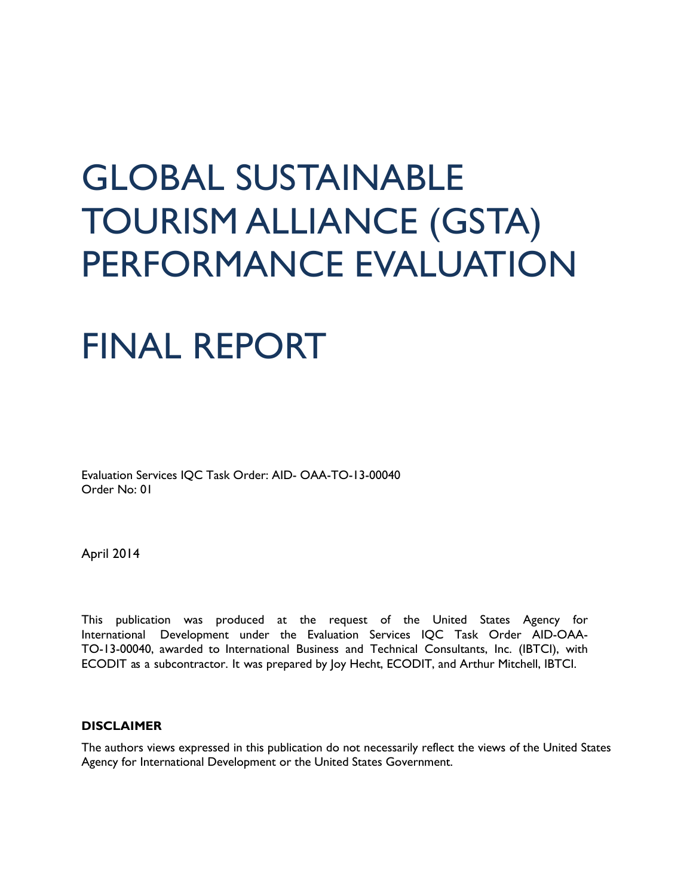# GLOBAL SUSTAINABLE TOURISM ALLIANCE (GSTA) PERFORMANCE EVALUATION

# FINAL REPORT

Evaluation Services IQC Task Order: AID- OAA-TO-13-00040
Order No: 01

April 2014

This publication was produced at the request of the United States Agency for International Development under the Evaluation Services IQC Task Order AID-OAA-TO-13-00040, awarded to International Business and Technical Consultants, Inc. (IBTCI), with ECODIT as a subcontractor. It was prepared by Joy Hecht, ECODIT, and Arthur Mitchell, IBTCI.

**DISCLAIMER**

The authors views expressed in this publication do not necessarily reflect the views of the United States Agency for International Development or the United States Government.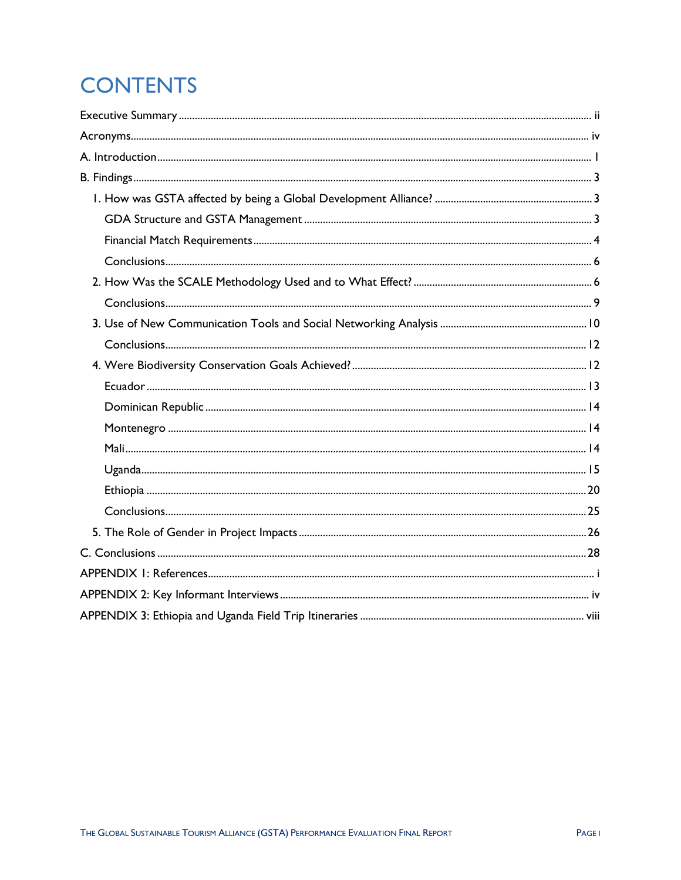# CONTENTS

- Executive Summary ..... ii
- Acronyms ..... iv
- A. Introduction ..... 1
- B. Findings ..... 3
  - 1. How was GSTA affected by being a Global Development Alliance? ..... 3
    - GDA Structure and GSTA Management ..... 3
    - Financial Match Requirements ..... 4
    - Conclusions ..... 6
  - 2. How Was the SCALE Methodology Used and to What Effect? ..... 6
    - Conclusions ..... 9
  - 3. Use of New Communication Tools and Social Networking Analysis ..... 10
    - Conclusions ..... 12
  - 4. Were Biodiversity Conservation Goals Achieved? ..... 12
    - Ecuador ..... 13
    - Dominican Republic ..... 14
    - Montenegro ..... 14
    - Mali ..... 14
    - Uganda ..... 15
    - Ethiopia ..... 20
    - Conclusions ..... 25
  - 5. The Role of Gender in Project Impacts ..... 26
- C. Conclusions ..... 28
- APPENDIX 1: References ..... i
- APPENDIX 2: Key Informant Interviews ..... iv
- APPENDIX 3: Ethiopia and Uganda Field Trip Itineraries ..... viii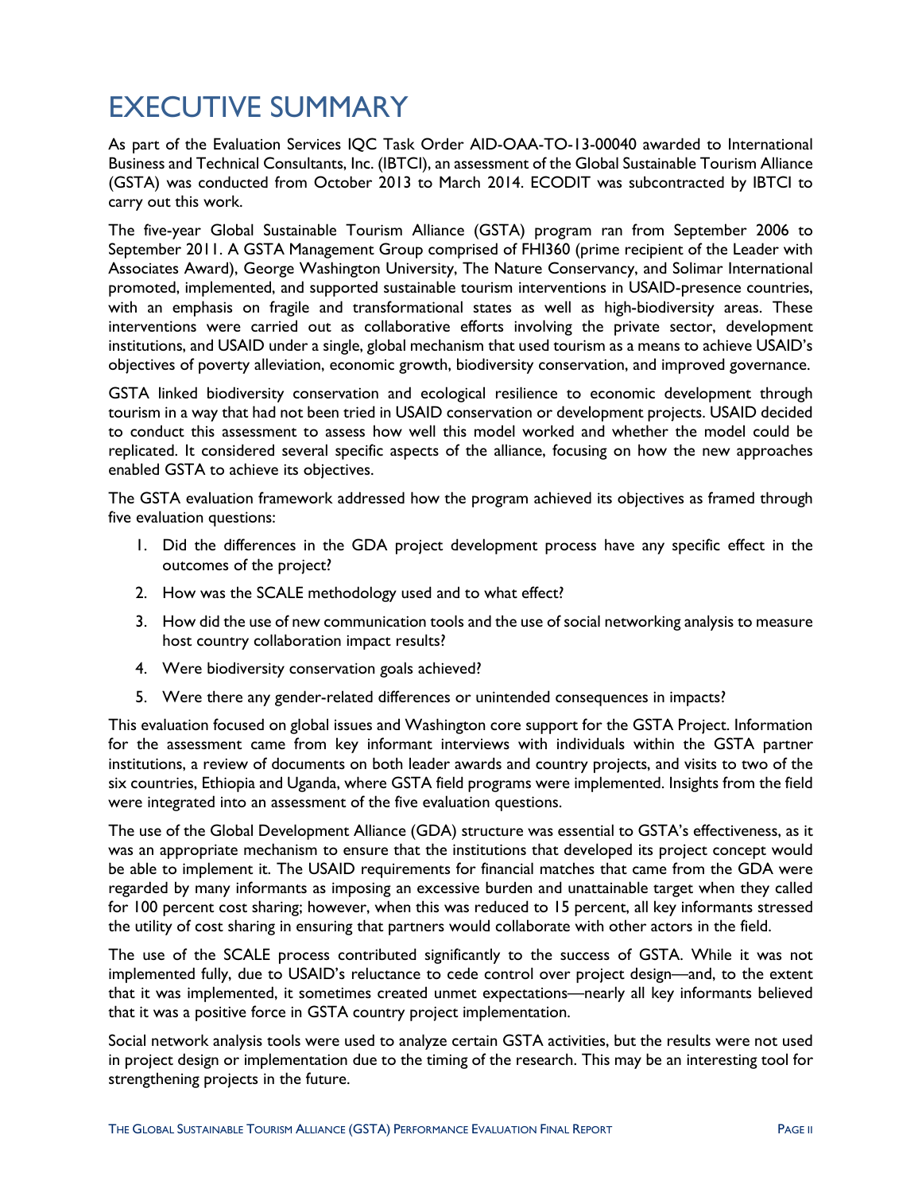# EXECUTIVE SUMMARY

As part of the Evaluation Services IQC Task Order AID-OAA-TO-13-00040 awarded to International Business and Technical Consultants, Inc. (IBTCI), an assessment of the Global Sustainable Tourism Alliance (GSTA) was conducted from October 2013 to March 2014. ECODIT was subcontracted by IBTCI to carry out this work.

The five-year Global Sustainable Tourism Alliance (GSTA) program ran from September 2006 to September 2011. A GSTA Management Group comprised of FHI360 (prime recipient of the Leader with Associates Award), George Washington University, The Nature Conservancy, and Solimar International promoted, implemented, and supported sustainable tourism interventions in USAID-presence countries, with an emphasis on fragile and transformational states as well as high-biodiversity areas. These interventions were carried out as collaborative efforts involving the private sector, development institutions, and USAID under a single, global mechanism that used tourism as a means to achieve USAID's objectives of poverty alleviation, economic growth, biodiversity conservation, and improved governance.

GSTA linked biodiversity conservation and ecological resilience to economic development through tourism in a way that had not been tried in USAID conservation or development projects. USAID decided to conduct this assessment to assess how well this model worked and whether the model could be replicated. It considered several specific aspects of the alliance, focusing on how the new approaches enabled GSTA to achieve its objectives.

The GSTA evaluation framework addressed how the program achieved its objectives as framed through five evaluation questions:

1. Did the differences in the GDA project development process have any specific effect in the outcomes of the project?
2. How was the SCALE methodology used and to what effect?
3. How did the use of new communication tools and the use of social networking analysis to measure host country collaboration impact results?
4. Were biodiversity conservation goals achieved?
5. Were there any gender-related differences or unintended consequences in impacts?

This evaluation focused on global issues and Washington core support for the GSTA Project. Information for the assessment came from key informant interviews with individuals within the GSTA partner institutions, a review of documents on both leader awards and country projects, and visits to two of the six countries, Ethiopia and Uganda, where GSTA field programs were implemented. Insights from the field were integrated into an assessment of the five evaluation questions.

The use of the Global Development Alliance (GDA) structure was essential to GSTA's effectiveness, as it was an appropriate mechanism to ensure that the institutions that developed its project concept would be able to implement it. The USAID requirements for financial matches that came from the GDA were regarded by many informants as imposing an excessive burden and unattainable target when they called for 100 percent cost sharing; however, when this was reduced to 15 percent, all key informants stressed the utility of cost sharing in ensuring that partners would collaborate with other actors in the field.

The use of the SCALE process contributed significantly to the success of GSTA. While it was not implemented fully, due to USAID's reluctance to cede control over project design—and, to the extent that it was implemented, it sometimes created unmet expectations—nearly all key informants believed that it was a positive force in GSTA country project implementation.

Social network analysis tools were used to analyze certain GSTA activities, but the results were not used in project design or implementation due to the timing of the research. This may be an interesting tool for strengthening projects in the future.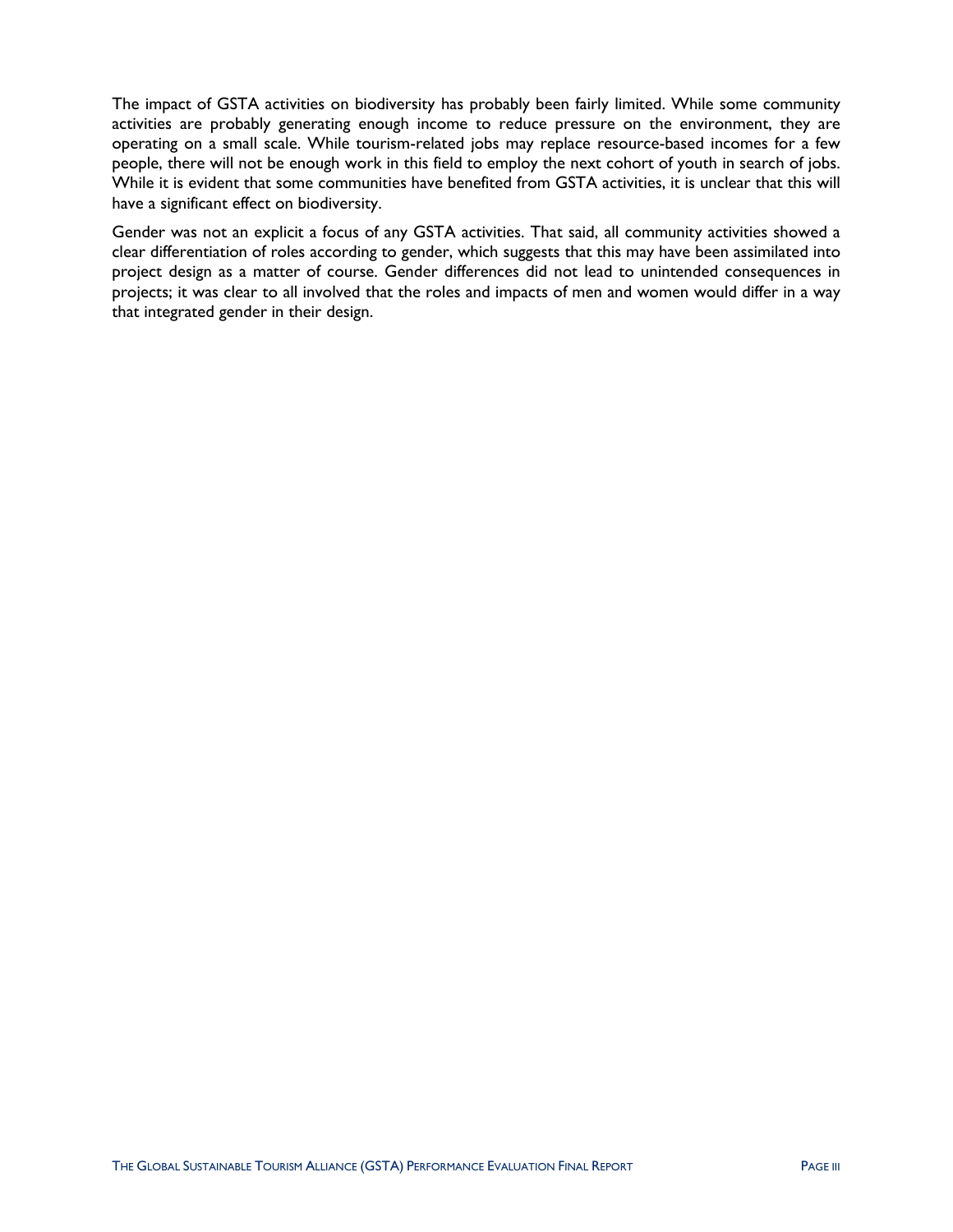The impact of GSTA activities on biodiversity has probably been fairly limited. While some community activities are probably generating enough income to reduce pressure on the environment, they are operating on a small scale. While tourism-related jobs may replace resource-based incomes for a few people, there will not be enough work in this field to employ the next cohort of youth in search of jobs. While it is evident that some communities have benefited from GSTA activities, it is unclear that this will have a significant effect on biodiversity.

Gender was not an explicit a focus of any GSTA activities. That said, all community activities showed a clear differentiation of roles according to gender, which suggests that this may have been assimilated into project design as a matter of course. Gender differences did not lead to unintended consequences in projects; it was clear to all involved that the roles and impacts of men and women would differ in a way that integrated gender in their design.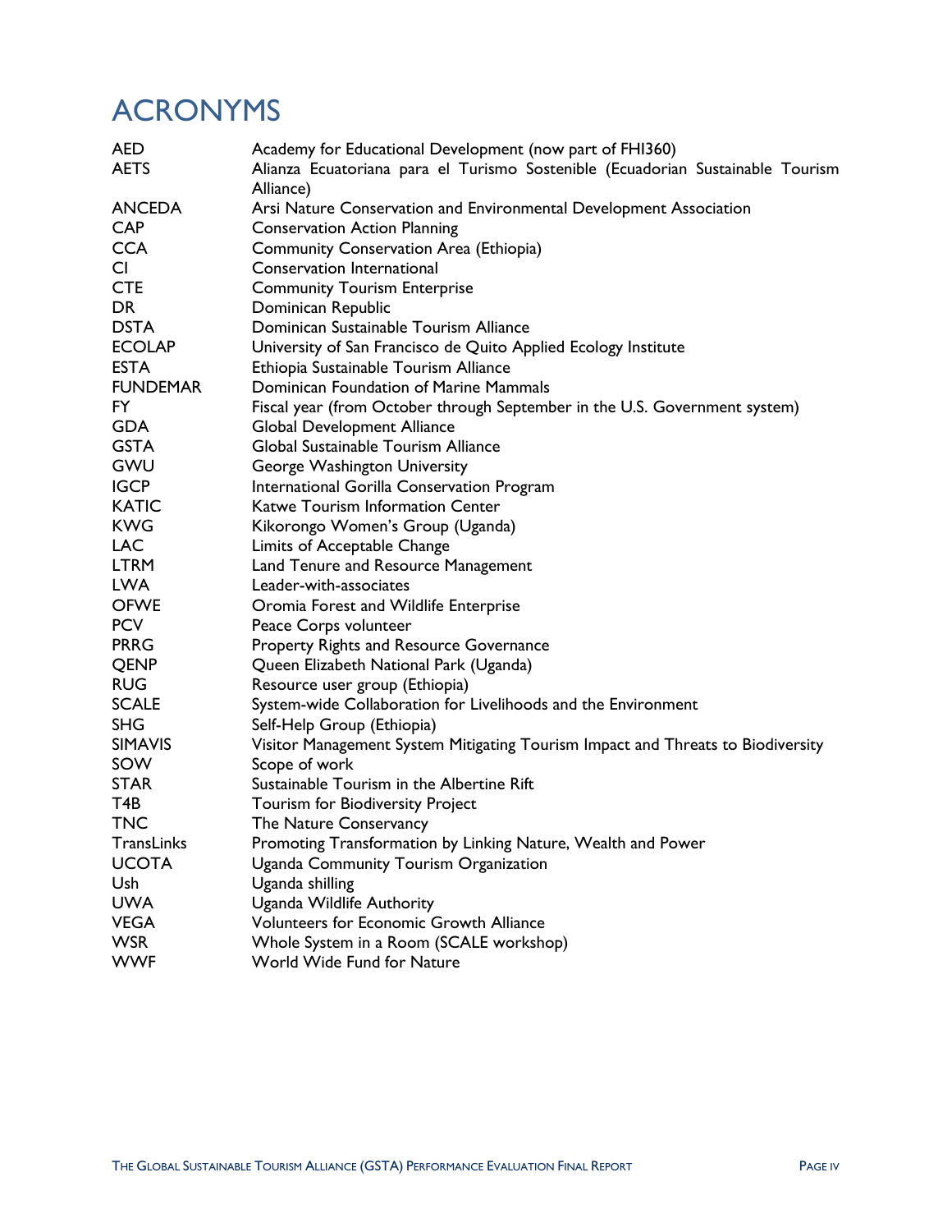# ACRONYMS

| | |
|---|---|
| AED | Academy for Educational Development (now part of FHI360) |
| AETS | Alianza Ecuatoriana para el Turismo Sostenible (Ecuadorian Sustainable Tourism Alliance) |
| ANCEDA | Arsi Nature Conservation and Environmental Development Association |
| CAP | Conservation Action Planning |
| CCA | Community Conservation Area (Ethiopia) |
| CI | Conservation International |
| CTE | Community Tourism Enterprise |
| DR | Dominican Republic |
| DSTA | Dominican Sustainable Tourism Alliance |
| ECOLAP | University of San Francisco de Quito Applied Ecology Institute |
| ESTA | Ethiopia Sustainable Tourism Alliance |
| FUNDEMAR | Dominican Foundation of Marine Mammals |
| FY | Fiscal year (from October through September in the U.S. Government system) |
| GDA | Global Development Alliance |
| GSTA | Global Sustainable Tourism Alliance |
| GWU | George Washington University |
| IGCP | International Gorilla Conservation Program |
| KATIC | Katwe Tourism Information Center |
| KWG | Kikorongo Women's Group (Uganda) |
| LAC | Limits of Acceptable Change |
| LTRM | Land Tenure and Resource Management |
| LWA | Leader-with-associates |
| OFWE | Oromia Forest and Wildlife Enterprise |
| PCV | Peace Corps volunteer |
| PRRG | Property Rights and Resource Governance |
| QENP | Queen Elizabeth National Park (Uganda) |
| RUG | Resource user group (Ethiopia) |
| SCALE | System-wide Collaboration for Livelihoods and the Environment |
| SHG | Self-Help Group (Ethiopia) |
| SIMAVIS | Visitor Management System Mitigating Tourism Impact and Threats to Biodiversity |
| SOW | Scope of work |
| STAR | Sustainable Tourism in the Albertine Rift |
| T4B | Tourism for Biodiversity Project |
| TNC | The Nature Conservancy |
| TransLinks | Promoting Transformation by Linking Nature, Wealth and Power |
| UCOTA | Uganda Community Tourism Organization |
| Ush | Uganda shilling |
| UWA | Uganda Wildlife Authority |
| VEGA | Volunteers for Economic Growth Alliance |
| WSR | Whole System in a Room (SCALE workshop) |
| WWF | World Wide Fund for Nature |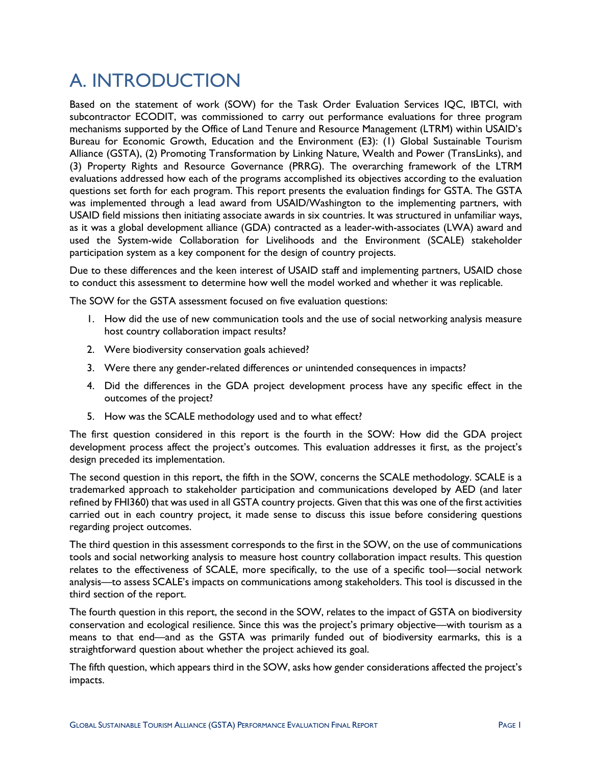# A. INTRODUCTION

Based on the statement of work (SOW) for the Task Order Evaluation Services IQC, IBTCI, with subcontractor ECODIT, was commissioned to carry out performance evaluations for three program mechanisms supported by the Office of Land Tenure and Resource Management (LTRM) within USAID's Bureau for Economic Growth, Education and the Environment (E3): (1) Global Sustainable Tourism Alliance (GSTA), (2) Promoting Transformation by Linking Nature, Wealth and Power (TransLinks), and (3) Property Rights and Resource Governance (PRRG). The overarching framework of the LTRM evaluations addressed how each of the programs accomplished its objectives according to the evaluation questions set forth for each program. This report presents the evaluation findings for GSTA. The GSTA was implemented through a lead award from USAID/Washington to the implementing partners, with USAID field missions then initiating associate awards in six countries. It was structured in unfamiliar ways, as it was a global development alliance (GDA) contracted as a leader-with-associates (LWA) award and used the System-wide Collaboration for Livelihoods and the Environment (SCALE) stakeholder participation system as a key component for the design of country projects.

Due to these differences and the keen interest of USAID staff and implementing partners, USAID chose to conduct this assessment to determine how well the model worked and whether it was replicable.

The SOW for the GSTA assessment focused on five evaluation questions:

1. How did the use of new communication tools and the use of social networking analysis measure host country collaboration impact results?
2. Were biodiversity conservation goals achieved?
3. Were there any gender-related differences or unintended consequences in impacts?
4. Did the differences in the GDA project development process have any specific effect in the outcomes of the project?
5. How was the SCALE methodology used and to what effect?

The first question considered in this report is the fourth in the SOW: How did the GDA project development process affect the project's outcomes. This evaluation addresses it first, as the project's design preceded its implementation.

The second question in this report, the fifth in the SOW, concerns the SCALE methodology. SCALE is a trademarked approach to stakeholder participation and communications developed by AED (and later refined by FHI360) that was used in all GSTA country projects. Given that this was one of the first activities carried out in each country project, it made sense to discuss this issue before considering questions regarding project outcomes.

The third question in this assessment corresponds to the first in the SOW, on the use of communications tools and social networking analysis to measure host country collaboration impact results. This question relates to the effectiveness of SCALE, more specifically, to the use of a specific tool—social network analysis—to assess SCALE's impacts on communications among stakeholders. This tool is discussed in the third section of the report.

The fourth question in this report, the second in the SOW, relates to the impact of GSTA on biodiversity conservation and ecological resilience. Since this was the project's primary objective—with tourism as a means to that end—and as the GSTA was primarily funded out of biodiversity earmarks, this is a straightforward question about whether the project achieved its goal.

The fifth question, which appears third in the SOW, asks how gender considerations affected the project's impacts.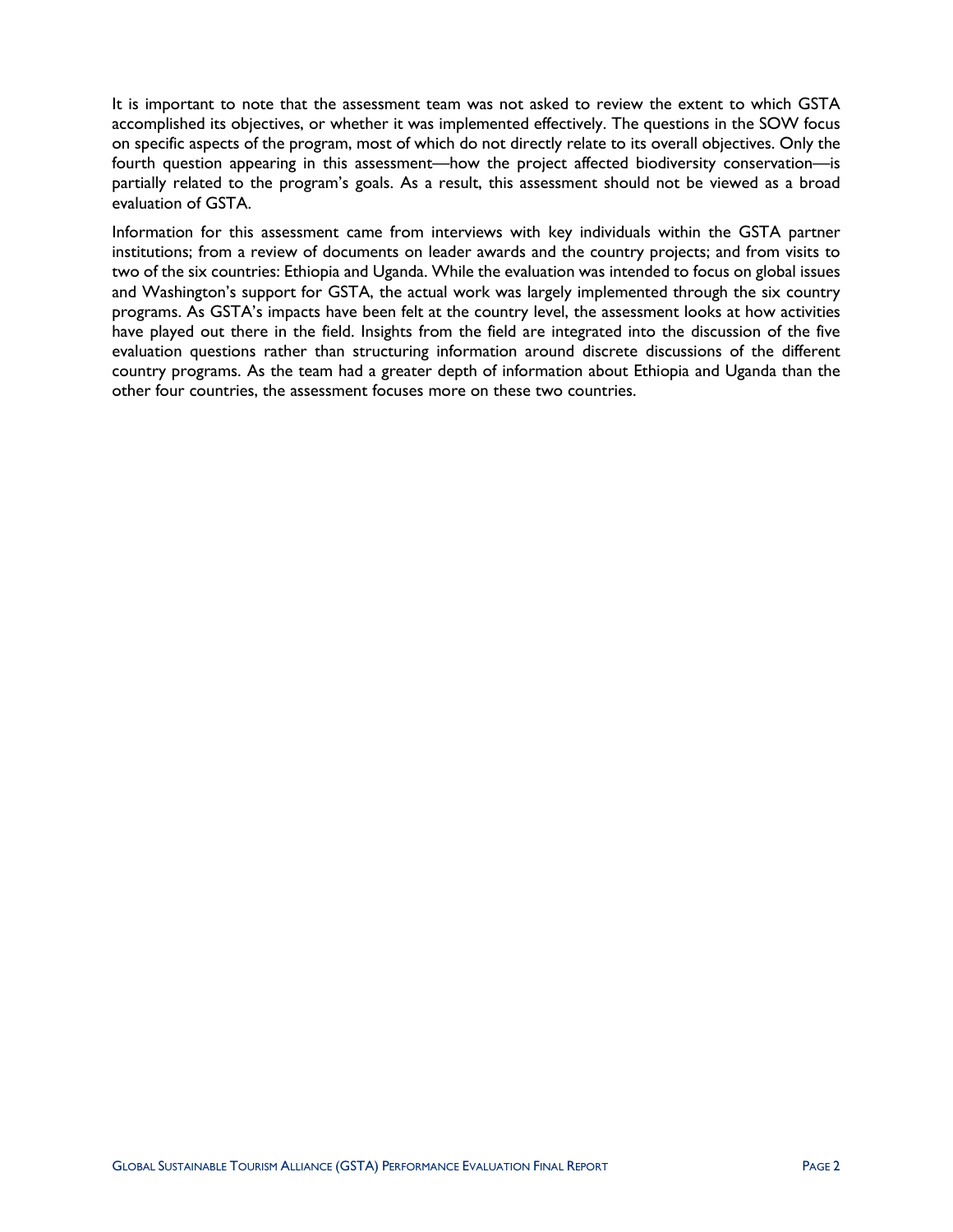It is important to note that the assessment team was not asked to review the extent to which GSTA accomplished its objectives, or whether it was implemented effectively. The questions in the SOW focus on specific aspects of the program, most of which do not directly relate to its overall objectives. Only the fourth question appearing in this assessment—how the project affected biodiversity conservation—is partially related to the program's goals. As a result, this assessment should not be viewed as a broad evaluation of GSTA.

Information for this assessment came from interviews with key individuals within the GSTA partner institutions; from a review of documents on leader awards and the country projects; and from visits to two of the six countries: Ethiopia and Uganda. While the evaluation was intended to focus on global issues and Washington's support for GSTA, the actual work was largely implemented through the six country programs. As GSTA's impacts have been felt at the country level, the assessment looks at how activities have played out there in the field. Insights from the field are integrated into the discussion of the five evaluation questions rather than structuring information around discrete discussions of the different country programs. As the team had a greater depth of information about Ethiopia and Uganda than the other four countries, the assessment focuses more on these two countries.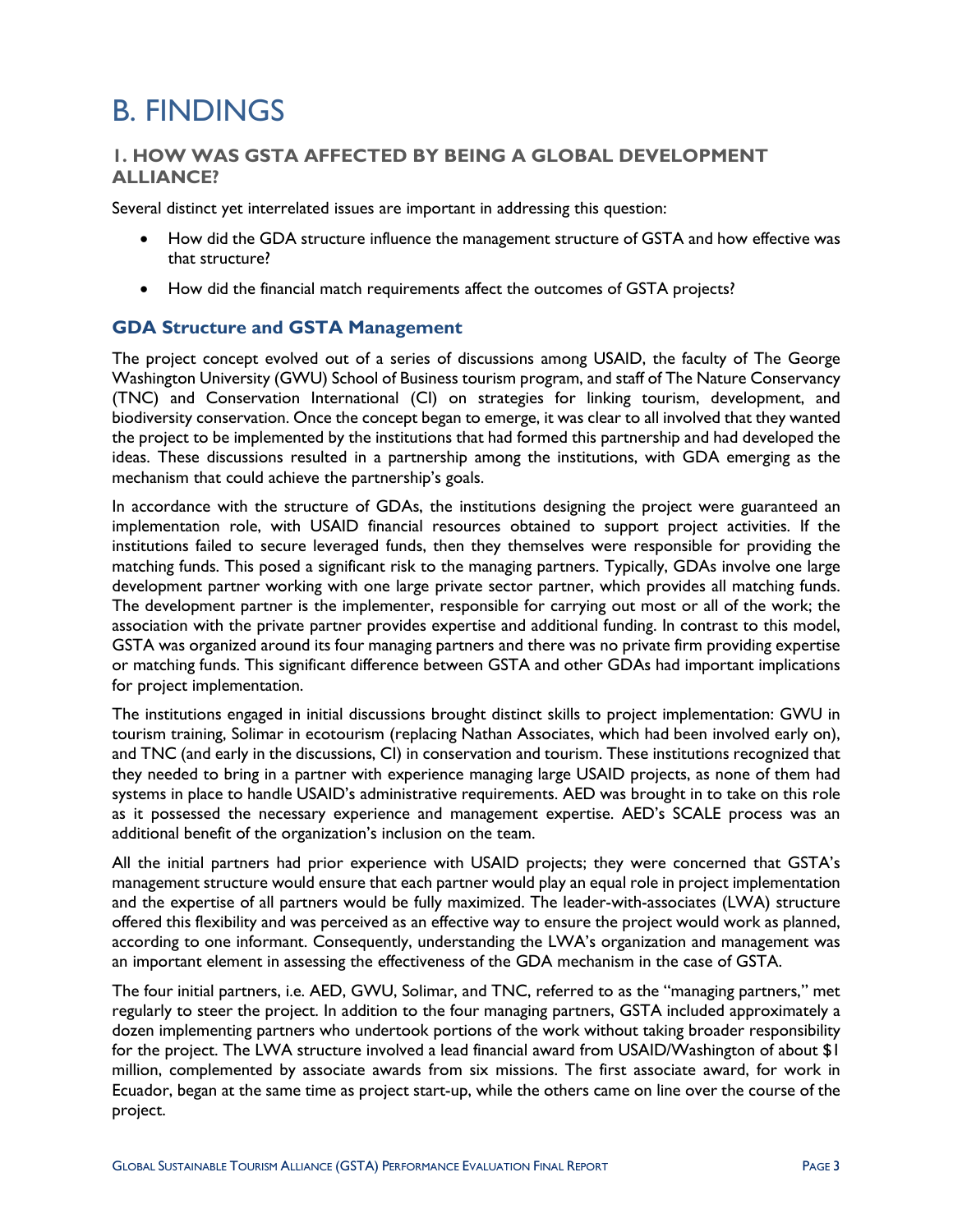# B. FINDINGS

## 1. HOW WAS GSTA AFFECTED BY BEING A GLOBAL DEVELOPMENT ALLIANCE?

Several distinct yet interrelated issues are important in addressing this question:

- How did the GDA structure influence the management structure of GSTA and how effective was that structure?
- How did the financial match requirements affect the outcomes of GSTA projects?

### GDA Structure and GSTA Management

The project concept evolved out of a series of discussions among USAID, the faculty of The George Washington University (GWU) School of Business tourism program, and staff of The Nature Conservancy (TNC) and Conservation International (CI) on strategies for linking tourism, development, and biodiversity conservation. Once the concept began to emerge, it was clear to all involved that they wanted the project to be implemented by the institutions that had formed this partnership and had developed the ideas. These discussions resulted in a partnership among the institutions, with GDA emerging as the mechanism that could achieve the partnership's goals.

In accordance with the structure of GDAs, the institutions designing the project were guaranteed an implementation role, with USAID financial resources obtained to support project activities. If the institutions failed to secure leveraged funds, then they themselves were responsible for providing the matching funds. This posed a significant risk to the managing partners. Typically, GDAs involve one large development partner working with one large private sector partner, which provides all matching funds. The development partner is the implementer, responsible for carrying out most or all of the work; the association with the private partner provides expertise and additional funding. In contrast to this model, GSTA was organized around its four managing partners and there was no private firm providing expertise or matching funds. This significant difference between GSTA and other GDAs had important implications for project implementation.

The institutions engaged in initial discussions brought distinct skills to project implementation: GWU in tourism training, Solimar in ecotourism (replacing Nathan Associates, which had been involved early on), and TNC (and early in the discussions, CI) in conservation and tourism. These institutions recognized that they needed to bring in a partner with experience managing large USAID projects, as none of them had systems in place to handle USAID's administrative requirements. AED was brought in to take on this role as it possessed the necessary experience and management expertise. AED's SCALE process was an additional benefit of the organization's inclusion on the team.

All the initial partners had prior experience with USAID projects; they were concerned that GSTA's management structure would ensure that each partner would play an equal role in project implementation and the expertise of all partners would be fully maximized. The leader-with-associates (LWA) structure offered this flexibility and was perceived as an effective way to ensure the project would work as planned, according to one informant. Consequently, understanding the LWA's organization and management was an important element in assessing the effectiveness of the GDA mechanism in the case of GSTA.

The four initial partners, i.e. AED, GWU, Solimar, and TNC, referred to as the "managing partners," met regularly to steer the project. In addition to the four managing partners, GSTA included approximately a dozen implementing partners who undertook portions of the work without taking broader responsibility for the project. The LWA structure involved a lead financial award from USAID/Washington of about $1 million, complemented by associate awards from six missions. The first associate award, for work in Ecuador, began at the same time as project start-up, while the others came on line over the course of the project.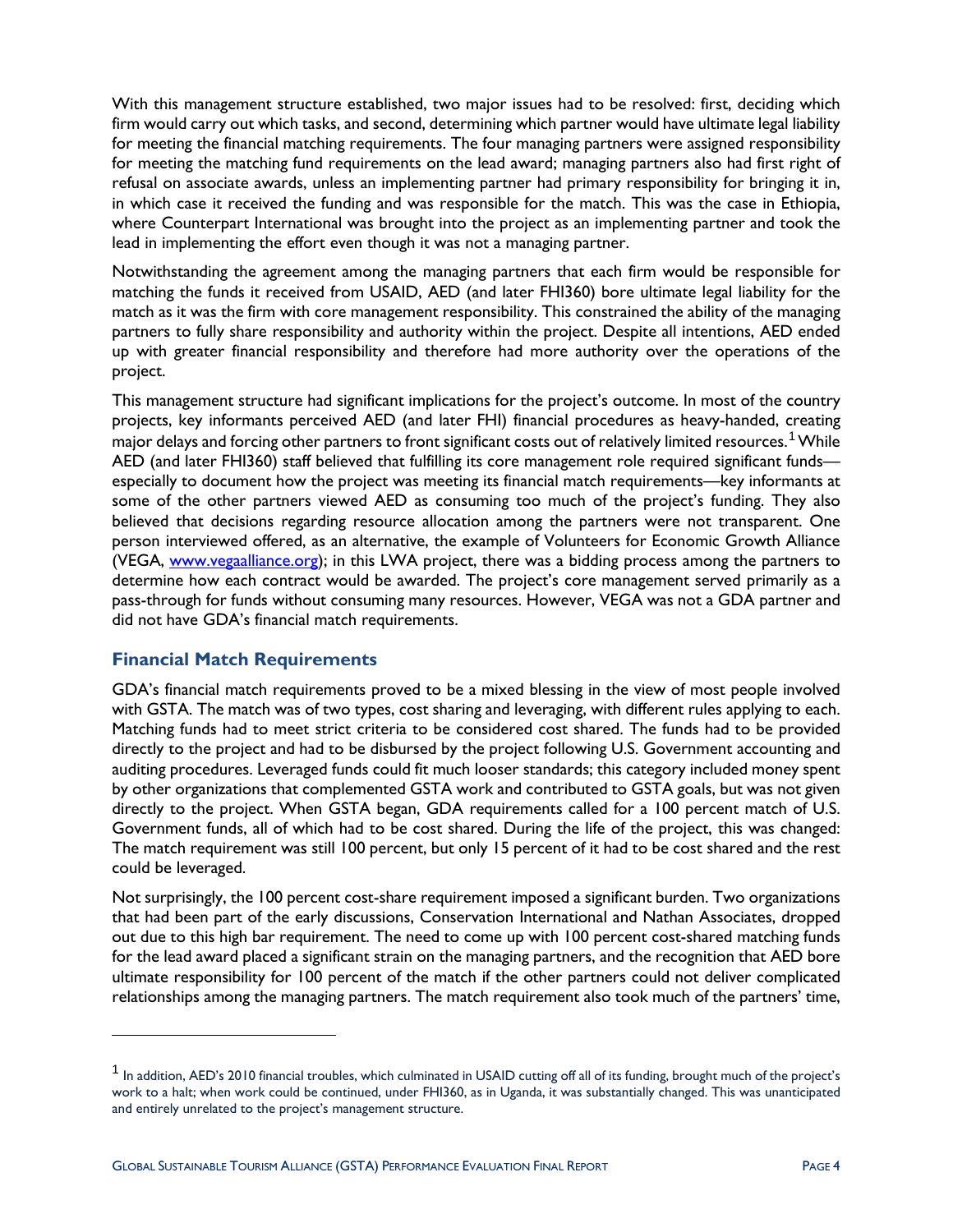With this management structure established, two major issues had to be resolved: first, deciding which firm would carry out which tasks, and second, determining which partner would have ultimate legal liability for meeting the financial matching requirements. The four managing partners were assigned responsibility for meeting the matching fund requirements on the lead award; managing partners also had first right of refusal on associate awards, unless an implementing partner had primary responsibility for bringing it in, in which case it received the funding and was responsible for the match. This was the case in Ethiopia, where Counterpart International was brought into the project as an implementing partner and took the lead in implementing the effort even though it was not a managing partner.

Notwithstanding the agreement among the managing partners that each firm would be responsible for matching the funds it received from USAID, AED (and later FHI360) bore ultimate legal liability for the match as it was the firm with core management responsibility. This constrained the ability of the managing partners to fully share responsibility and authority within the project. Despite all intentions, AED ended up with greater financial responsibility and therefore had more authority over the operations of the project.

This management structure had significant implications for the project's outcome. In most of the country projects, key informants perceived AED (and later FHI) financial procedures as heavy-handed, creating major delays and forcing other partners to front significant costs out of relatively limited resources.[1] While AED (and later FHI360) staff believed that fulfilling its core management role required significant funds—especially to document how the project was meeting its financial match requirements—key informants at some of the other partners viewed AED as consuming too much of the project's funding. They also believed that decisions regarding resource allocation among the partners were not transparent. One person interviewed offered, as an alternative, the example of Volunteers for Economic Growth Alliance (VEGA, www.vegaalliance.org); in this LWA project, there was a bidding process among the partners to determine how each contract would be awarded. The project's core management served primarily as a pass-through for funds without consuming many resources. However, VEGA was not a GDA partner and did not have GDA's financial match requirements.

## Financial Match Requirements

GDA's financial match requirements proved to be a mixed blessing in the view of most people involved with GSTA. The match was of two types, cost sharing and leveraging, with different rules applying to each. Matching funds had to meet strict criteria to be considered cost shared. The funds had to be provided directly to the project and had to be disbursed by the project following U.S. Government accounting and auditing procedures. Leveraged funds could fit much looser standards; this category included money spent by other organizations that complemented GSTA work and contributed to GSTA goals, but was not given directly to the project. When GSTA began, GDA requirements called for a 100 percent match of U.S. Government funds, all of which had to be cost shared. During the life of the project, this was changed: The match requirement was still 100 percent, but only 15 percent of it had to be cost shared and the rest could be leveraged.

Not surprisingly, the 100 percent cost-share requirement imposed a significant burden. Two organizations that had been part of the early discussions, Conservation International and Nathan Associates, dropped out due to this high bar requirement. The need to come up with 100 percent cost-shared matching funds for the lead award placed a significant strain on the managing partners, and the recognition that AED bore ultimate responsibility for 100 percent of the match if the other partners could not deliver complicated relationships among the managing partners. The match requirement also took much of the partners' time,

[1] In addition, AED's 2010 financial troubles, which culminated in USAID cutting off all of its funding, brought much of the project's work to a halt; when work could be continued, under FHI360, as in Uganda, it was substantially changed. This was unanticipated and entirely unrelated to the project's management structure.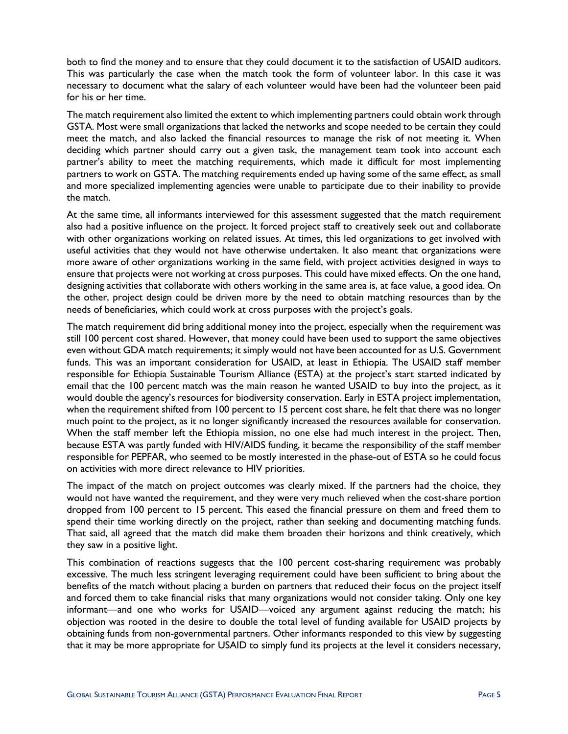both to find the money and to ensure that they could document it to the satisfaction of USAID auditors. This was particularly the case when the match took the form of volunteer labor. In this case it was necessary to document what the salary of each volunteer would have been had the volunteer been paid for his or her time.

The match requirement also limited the extent to which implementing partners could obtain work through GSTA. Most were small organizations that lacked the networks and scope needed to be certain they could meet the match, and also lacked the financial resources to manage the risk of not meeting it. When deciding which partner should carry out a given task, the management team took into account each partner's ability to meet the matching requirements, which made it difficult for most implementing partners to work on GSTA. The matching requirements ended up having some of the same effect, as small and more specialized implementing agencies were unable to participate due to their inability to provide the match.

At the same time, all informants interviewed for this assessment suggested that the match requirement also had a positive influence on the project. It forced project staff to creatively seek out and collaborate with other organizations working on related issues. At times, this led organizations to get involved with useful activities that they would not have otherwise undertaken. It also meant that organizations were more aware of other organizations working in the same field, with project activities designed in ways to ensure that projects were not working at cross purposes. This could have mixed effects. On the one hand, designing activities that collaborate with others working in the same area is, at face value, a good idea. On the other, project design could be driven more by the need to obtain matching resources than by the needs of beneficiaries, which could work at cross purposes with the project's goals.

The match requirement did bring additional money into the project, especially when the requirement was still 100 percent cost shared. However, that money could have been used to support the same objectives even without GDA match requirements; it simply would not have been accounted for as U.S. Government funds. This was an important consideration for USAID, at least in Ethiopia. The USAID staff member responsible for Ethiopia Sustainable Tourism Alliance (ESTA) at the project's start started indicated by email that the 100 percent match was the main reason he wanted USAID to buy into the project, as it would double the agency's resources for biodiversity conservation. Early in ESTA project implementation, when the requirement shifted from 100 percent to 15 percent cost share, he felt that there was no longer much point to the project, as it no longer significantly increased the resources available for conservation. When the staff member left the Ethiopia mission, no one else had much interest in the project. Then, because ESTA was partly funded with HIV/AIDS funding, it became the responsibility of the staff member responsible for PEPFAR, who seemed to be mostly interested in the phase-out of ESTA so he could focus on activities with more direct relevance to HIV priorities.

The impact of the match on project outcomes was clearly mixed. If the partners had the choice, they would not have wanted the requirement, and they were very much relieved when the cost-share portion dropped from 100 percent to 15 percent. This eased the financial pressure on them and freed them to spend their time working directly on the project, rather than seeking and documenting matching funds. That said, all agreed that the match did make them broaden their horizons and think creatively, which they saw in a positive light.

This combination of reactions suggests that the 100 percent cost-sharing requirement was probably excessive. The much less stringent leveraging requirement could have been sufficient to bring about the benefits of the match without placing a burden on partners that reduced their focus on the project itself and forced them to take financial risks that many organizations would not consider taking. Only one key informant—and one who works for USAID—voiced any argument against reducing the match; his objection was rooted in the desire to double the total level of funding available for USAID projects by obtaining funds from non-governmental partners. Other informants responded to this view by suggesting that it may be more appropriate for USAID to simply fund its projects at the level it considers necessary,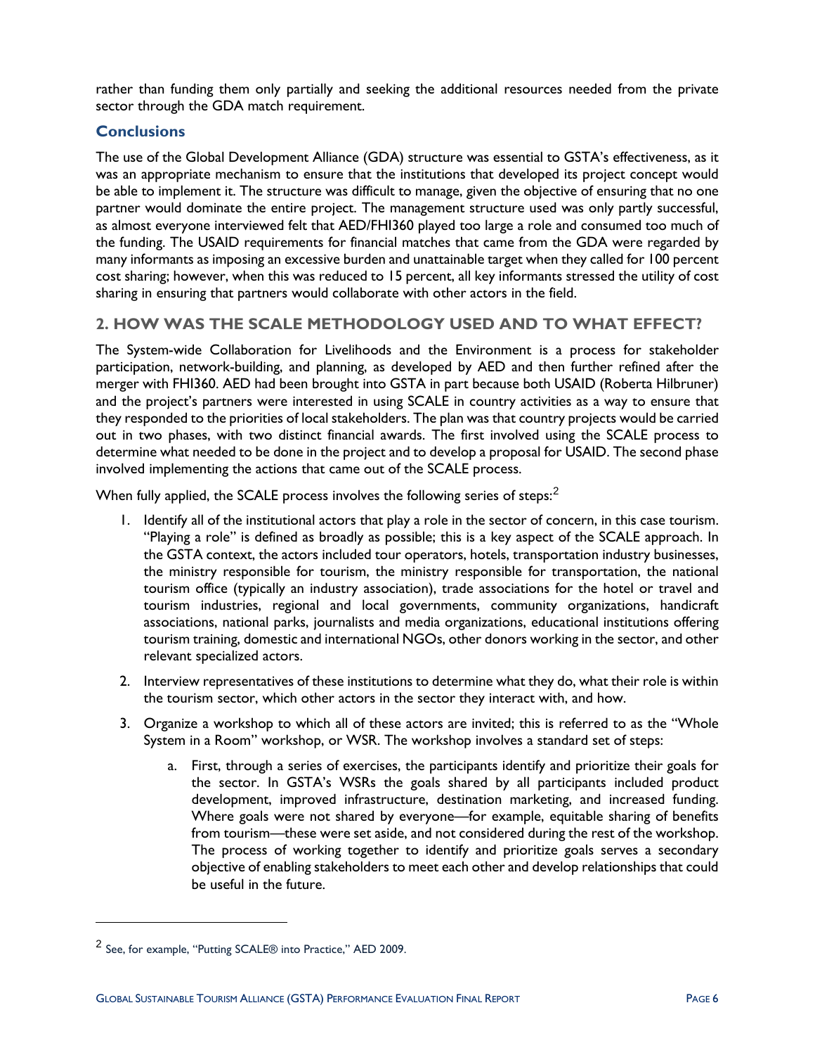rather than funding them only partially and seeking the additional resources needed from the private sector through the GDA match requirement.

### Conclusions

The use of the Global Development Alliance (GDA) structure was essential to GSTA's effectiveness, as it was an appropriate mechanism to ensure that the institutions that developed its project concept would be able to implement it. The structure was difficult to manage, given the objective of ensuring that no one partner would dominate the entire project. The management structure used was only partly successful, as almost everyone interviewed felt that AED/FHI360 played too large a role and consumed too much of the funding. The USAID requirements for financial matches that came from the GDA were regarded by many informants as imposing an excessive burden and unattainable target when they called for 100 percent cost sharing; however, when this was reduced to 15 percent, all key informants stressed the utility of cost sharing in ensuring that partners would collaborate with other actors in the field.

## 2. HOW WAS THE SCALE METHODOLOGY USED AND TO WHAT EFFECT?

The System-wide Collaboration for Livelihoods and the Environment is a process for stakeholder participation, network-building, and planning, as developed by AED and then further refined after the merger with FHI360. AED had been brought into GSTA in part because both USAID (Roberta Hilbruner) and the project's partners were interested in using SCALE in country activities as a way to ensure that they responded to the priorities of local stakeholders. The plan was that country projects would be carried out in two phases, with two distinct financial awards. The first involved using the SCALE process to determine what needed to be done in the project and to develop a proposal for USAID. The second phase involved implementing the actions that came out of the SCALE process.

When fully applied, the SCALE process involves the following series of steps:[2]

1. Identify all of the institutional actors that play a role in the sector of concern, in this case tourism. "Playing a role" is defined as broadly as possible; this is a key aspect of the SCALE approach. In the GSTA context, the actors included tour operators, hotels, transportation industry businesses, the ministry responsible for tourism, the ministry responsible for transportation, the national tourism office (typically an industry association), trade associations for the hotel or travel and tourism industries, regional and local governments, community organizations, handicraft associations, national parks, journalists and media organizations, educational institutions offering tourism training, domestic and international NGOs, other donors working in the sector, and other relevant specialized actors.
2. Interview representatives of these institutions to determine what they do, what their role is within the tourism sector, which other actors in the sector they interact with, and how.
3. Organize a workshop to which all of these actors are invited; this is referred to as the "Whole System in a Room" workshop, or WSR. The workshop involves a standard set of steps:
    a. First, through a series of exercises, the participants identify and prioritize their goals for the sector. In GSTA's WSRs the goals shared by all participants included product development, improved infrastructure, destination marketing, and increased funding. Where goals were not shared by everyone—for example, equitable sharing of benefits from tourism—these were set aside, and not considered during the rest of the workshop. The process of working together to identify and prioritize goals serves a secondary objective of enabling stakeholders to meet each other and develop relationships that could be useful in the future.

[2] See, for example, "Putting SCALE® into Practice," AED 2009.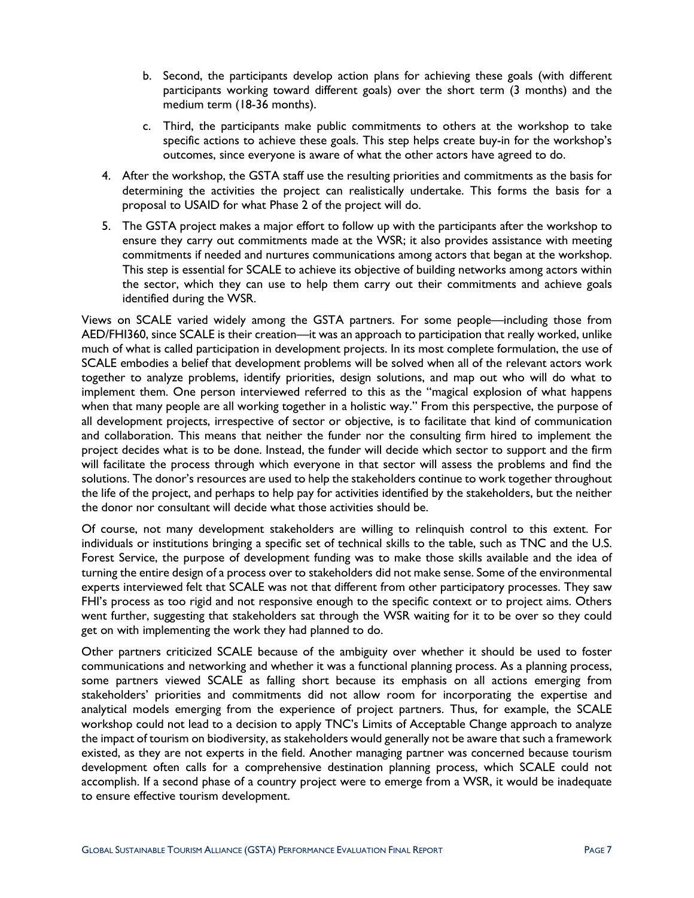b. Second, the participants develop action plans for achieving these goals (with different participants working toward different goals) over the short term (3 months) and the medium term (18-36 months).

   c. Third, the participants make public commitments to others at the workshop to take specific actions to achieve these goals. This step helps create buy-in for the workshop's outcomes, since everyone is aware of what the other actors have agreed to do.

4. After the workshop, the GSTA staff use the resulting priorities and commitments as the basis for determining the activities the project can realistically undertake. This forms the basis for a proposal to USAID for what Phase 2 of the project will do.

5. The GSTA project makes a major effort to follow up with the participants after the workshop to ensure they carry out commitments made at the WSR; it also provides assistance with meeting commitments if needed and nurtures communications among actors that began at the workshop. This step is essential for SCALE to achieve its objective of building networks among actors within the sector, which they can use to help them carry out their commitments and achieve goals identified during the WSR.

Views on SCALE varied widely among the GSTA partners. For some people—including those from AED/FHI360, since SCALE is their creation—it was an approach to participation that really worked, unlike much of what is called participation in development projects. In its most complete formulation, the use of SCALE embodies a belief that development problems will be solved when all of the relevant actors work together to analyze problems, identify priorities, design solutions, and map out who will do what to implement them. One person interviewed referred to this as the "magical explosion of what happens when that many people are all working together in a holistic way." From this perspective, the purpose of all development projects, irrespective of sector or objective, is to facilitate that kind of communication and collaboration. This means that neither the funder nor the consulting firm hired to implement the project decides what is to be done. Instead, the funder will decide which sector to support and the firm will facilitate the process through which everyone in that sector will assess the problems and find the solutions. The donor's resources are used to help the stakeholders continue to work together throughout the life of the project, and perhaps to help pay for activities identified by the stakeholders, but the neither the donor nor consultant will decide what those activities should be.

Of course, not many development stakeholders are willing to relinquish control to this extent. For individuals or institutions bringing a specific set of technical skills to the table, such as TNC and the U.S. Forest Service, the purpose of development funding was to make those skills available and the idea of turning the entire design of a process over to stakeholders did not make sense. Some of the environmental experts interviewed felt that SCALE was not that different from other participatory processes. They saw FHI's process as too rigid and not responsive enough to the specific context or to project aims. Others went further, suggesting that stakeholders sat through the WSR waiting for it to be over so they could get on with implementing the work they had planned to do.

Other partners criticized SCALE because of the ambiguity over whether it should be used to foster communications and networking and whether it was a functional planning process. As a planning process, some partners viewed SCALE as falling short because its emphasis on all actions emerging from stakeholders' priorities and commitments did not allow room for incorporating the expertise and analytical models emerging from the experience of project partners. Thus, for example, the SCALE workshop could not lead to a decision to apply TNC's Limits of Acceptable Change approach to analyze the impact of tourism on biodiversity, as stakeholders would generally not be aware that such a framework existed, as they are not experts in the field. Another managing partner was concerned because tourism development often calls for a comprehensive destination planning process, which SCALE could not accomplish. If a second phase of a country project were to emerge from a WSR, it would be inadequate to ensure effective tourism development.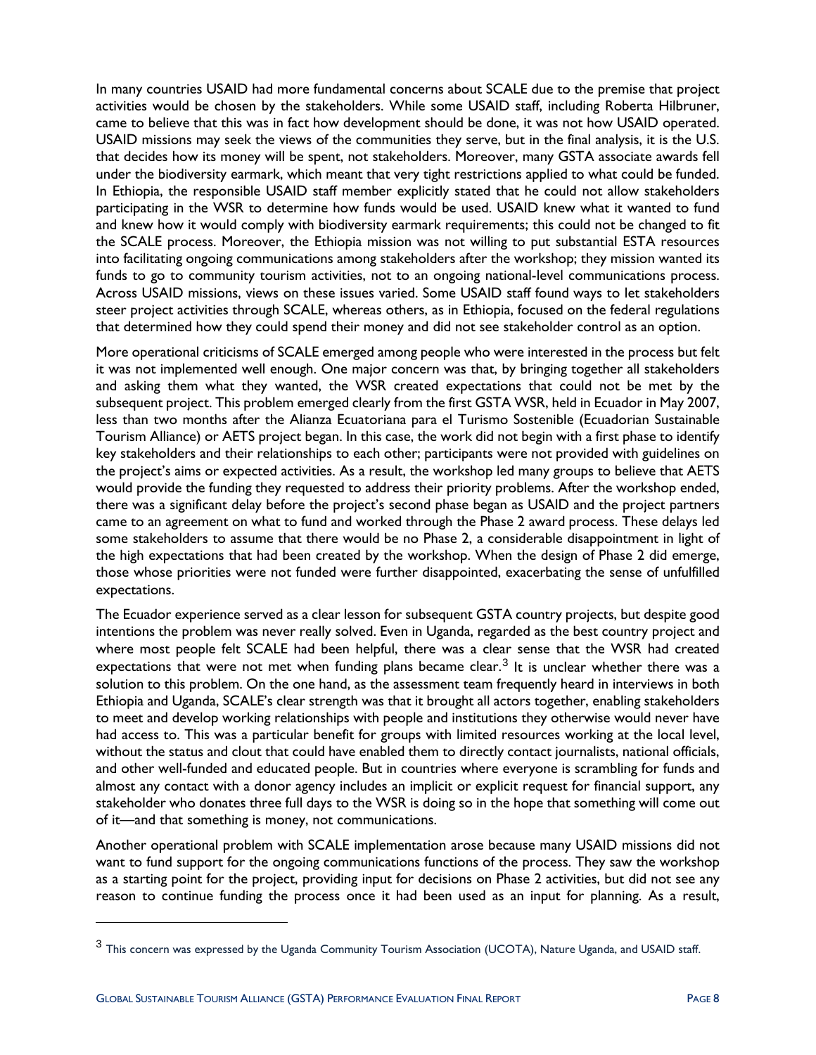In many countries USAID had more fundamental concerns about SCALE due to the premise that project activities would be chosen by the stakeholders. While some USAID staff, including Roberta Hilbruner, came to believe that this was in fact how development should be done, it was not how USAID operated. USAID missions may seek the views of the communities they serve, but in the final analysis, it is the U.S. that decides how its money will be spent, not stakeholders. Moreover, many GSTA associate awards fell under the biodiversity earmark, which meant that very tight restrictions applied to what could be funded. In Ethiopia, the responsible USAID staff member explicitly stated that he could not allow stakeholders participating in the WSR to determine how funds would be used. USAID knew what it wanted to fund and knew how it would comply with biodiversity earmark requirements; this could not be changed to fit the SCALE process. Moreover, the Ethiopia mission was not willing to put substantial ESTA resources into facilitating ongoing communications among stakeholders after the workshop; they mission wanted its funds to go to community tourism activities, not to an ongoing national-level communications process. Across USAID missions, views on these issues varied. Some USAID staff found ways to let stakeholders steer project activities through SCALE, whereas others, as in Ethiopia, focused on the federal regulations that determined how they could spend their money and did not see stakeholder control as an option.

More operational criticisms of SCALE emerged among people who were interested in the process but felt it was not implemented well enough. One major concern was that, by bringing together all stakeholders and asking them what they wanted, the WSR created expectations that could not be met by the subsequent project. This problem emerged clearly from the first GSTA WSR, held in Ecuador in May 2007, less than two months after the Alianza Ecuatoriana para el Turismo Sostenible (Ecuadorian Sustainable Tourism Alliance) or AETS project began. In this case, the work did not begin with a first phase to identify key stakeholders and their relationships to each other; participants were not provided with guidelines on the project's aims or expected activities. As a result, the workshop led many groups to believe that AETS would provide the funding they requested to address their priority problems. After the workshop ended, there was a significant delay before the project's second phase began as USAID and the project partners came to an agreement on what to fund and worked through the Phase 2 award process. These delays led some stakeholders to assume that there would be no Phase 2, a considerable disappointment in light of the high expectations that had been created by the workshop. When the design of Phase 2 did emerge, those whose priorities were not funded were further disappointed, exacerbating the sense of unfulfilled expectations.

The Ecuador experience served as a clear lesson for subsequent GSTA country projects, but despite good intentions the problem was never really solved. Even in Uganda, regarded as the best country project and where most people felt SCALE had been helpful, there was a clear sense that the WSR had created expectations that were not met when funding plans became clear.[3] It is unclear whether there was a solution to this problem. On the one hand, as the assessment team frequently heard in interviews in both Ethiopia and Uganda, SCALE's clear strength was that it brought all actors together, enabling stakeholders to meet and develop working relationships with people and institutions they otherwise would never have had access to. This was a particular benefit for groups with limited resources working at the local level, without the status and clout that could have enabled them to directly contact journalists, national officials, and other well-funded and educated people. But in countries where everyone is scrambling for funds and almost any contact with a donor agency includes an implicit or explicit request for financial support, any stakeholder who donates three full days to the WSR is doing so in the hope that something will come out of it—and that something is money, not communications.

Another operational problem with SCALE implementation arose because many USAID missions did not want to fund support for the ongoing communications functions of the process. They saw the workshop as a starting point for the project, providing input for decisions on Phase 2 activities, but did not see any reason to continue funding the process once it had been used as an input for planning. As a result,

[3] This concern was expressed by the Uganda Community Tourism Association (UCOTA), Nature Uganda, and USAID staff.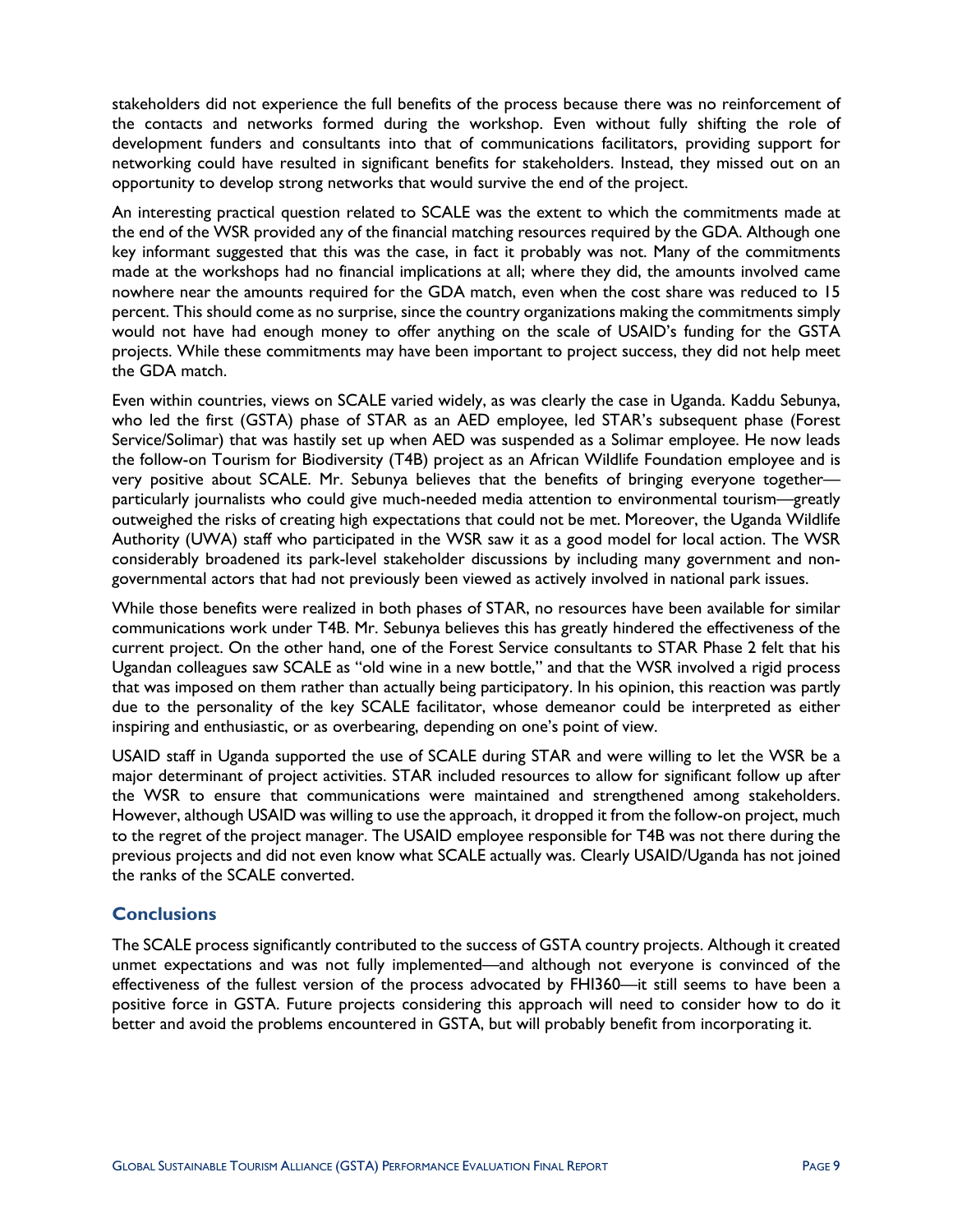stakeholders did not experience the full benefits of the process because there was no reinforcement of the contacts and networks formed during the workshop. Even without fully shifting the role of development funders and consultants into that of communications facilitators, providing support for networking could have resulted in significant benefits for stakeholders. Instead, they missed out on an opportunity to develop strong networks that would survive the end of the project.

An interesting practical question related to SCALE was the extent to which the commitments made at the end of the WSR provided any of the financial matching resources required by the GDA. Although one key informant suggested that this was the case, in fact it probably was not. Many of the commitments made at the workshops had no financial implications at all; where they did, the amounts involved came nowhere near the amounts required for the GDA match, even when the cost share was reduced to 15 percent. This should come as no surprise, since the country organizations making the commitments simply would not have had enough money to offer anything on the scale of USAID's funding for the GSTA projects. While these commitments may have been important to project success, they did not help meet the GDA match.

Even within countries, views on SCALE varied widely, as was clearly the case in Uganda. Kaddu Sebunya, who led the first (GSTA) phase of STAR as an AED employee, led STAR's subsequent phase (Forest Service/Solimar) that was hastily set up when AED was suspended as a Solimar employee. He now leads the follow-on Tourism for Biodiversity (T4B) project as an African Wildlife Foundation employee and is very positive about SCALE. Mr. Sebunya believes that the benefits of bringing everyone together—particularly journalists who could give much-needed media attention to environmental tourism—greatly outweighed the risks of creating high expectations that could not be met. Moreover, the Uganda Wildlife Authority (UWA) staff who participated in the WSR saw it as a good model for local action. The WSR considerably broadened its park-level stakeholder discussions by including many government and non-governmental actors that had not previously been viewed as actively involved in national park issues.

While those benefits were realized in both phases of STAR, no resources have been available for similar communications work under T4B. Mr. Sebunya believes this has greatly hindered the effectiveness of the current project. On the other hand, one of the Forest Service consultants to STAR Phase 2 felt that his Ugandan colleagues saw SCALE as "old wine in a new bottle," and that the WSR involved a rigid process that was imposed on them rather than actually being participatory. In his opinion, this reaction was partly due to the personality of the key SCALE facilitator, whose demeanor could be interpreted as either inspiring and enthusiastic, or as overbearing, depending on one's point of view.

USAID staff in Uganda supported the use of SCALE during STAR and were willing to let the WSR be a major determinant of project activities. STAR included resources to allow for significant follow up after the WSR to ensure that communications were maintained and strengthened among stakeholders. However, although USAID was willing to use the approach, it dropped it from the follow-on project, much to the regret of the project manager. The USAID employee responsible for T4B was not there during the previous projects and did not even know what SCALE actually was. Clearly USAID/Uganda has not joined the ranks of the SCALE converted.

### Conclusions

The SCALE process significantly contributed to the success of GSTA country projects. Although it created unmet expectations and was not fully implemented—and although not everyone is convinced of the effectiveness of the fullest version of the process advocated by FHI360—it still seems to have been a positive force in GSTA. Future projects considering this approach will need to consider how to do it better and avoid the problems encountered in GSTA, but will probably benefit from incorporating it.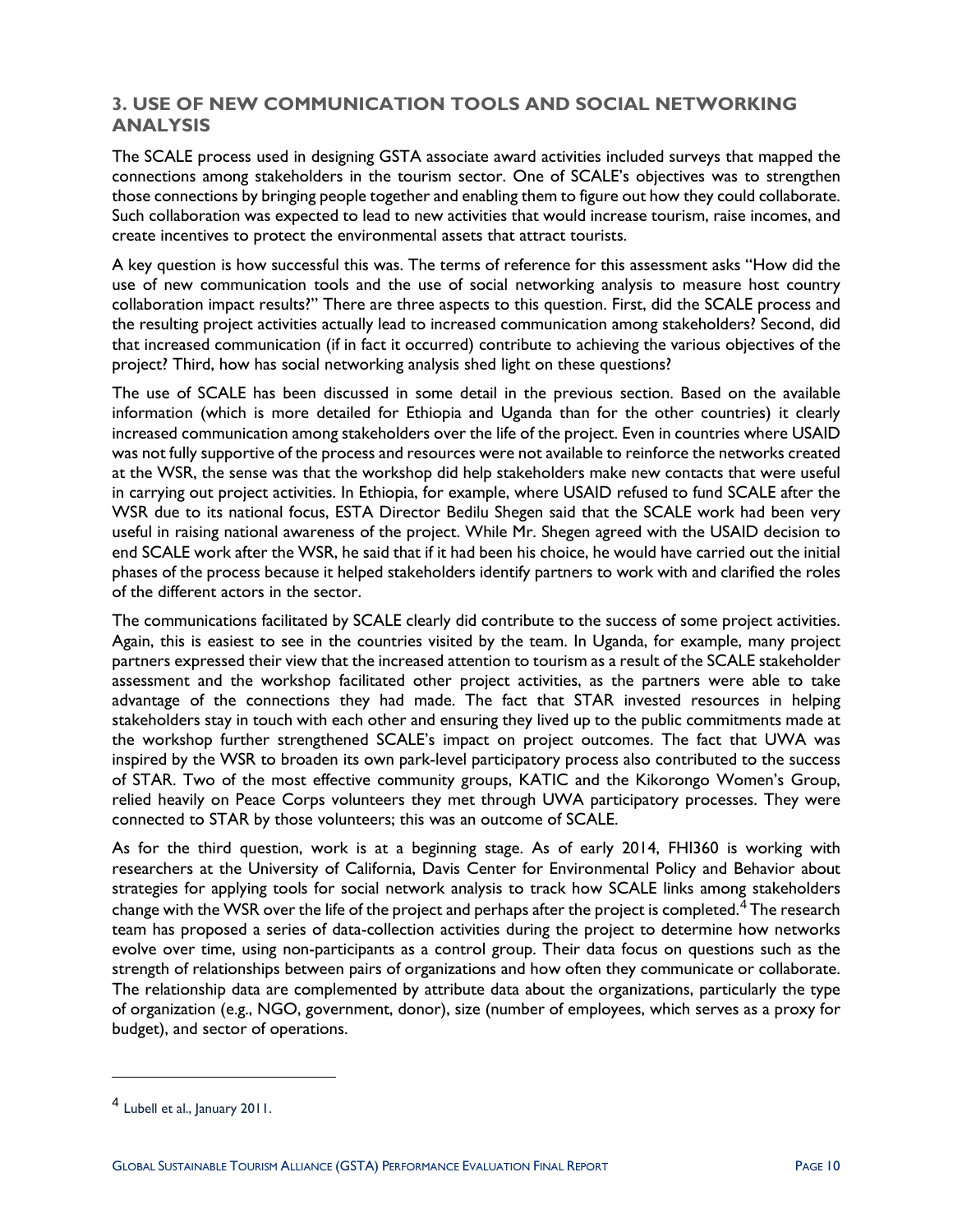## 3. USE OF NEW COMMUNICATION TOOLS AND SOCIAL NETWORKING ANALYSIS

The SCALE process used in designing GSTA associate award activities included surveys that mapped the connections among stakeholders in the tourism sector. One of SCALE's objectives was to strengthen those connections by bringing people together and enabling them to figure out how they could collaborate. Such collaboration was expected to lead to new activities that would increase tourism, raise incomes, and create incentives to protect the environmental assets that attract tourists.

A key question is how successful this was. The terms of reference for this assessment asks "How did the use of new communication tools and the use of social networking analysis to measure host country collaboration impact results?" There are three aspects to this question. First, did the SCALE process and the resulting project activities actually lead to increased communication among stakeholders? Second, did that increased communication (if in fact it occurred) contribute to achieving the various objectives of the project? Third, how has social networking analysis shed light on these questions?

The use of SCALE has been discussed in some detail in the previous section. Based on the available information (which is more detailed for Ethiopia and Uganda than for the other countries) it clearly increased communication among stakeholders over the life of the project. Even in countries where USAID was not fully supportive of the process and resources were not available to reinforce the networks created at the WSR, the sense was that the workshop did help stakeholders make new contacts that were useful in carrying out project activities. In Ethiopia, for example, where USAID refused to fund SCALE after the WSR due to its national focus, ESTA Director Bedilu Shegen said that the SCALE work had been very useful in raising national awareness of the project. While Mr. Shegen agreed with the USAID decision to end SCALE work after the WSR, he said that if it had been his choice, he would have carried out the initial phases of the process because it helped stakeholders identify partners to work with and clarified the roles of the different actors in the sector.

The communications facilitated by SCALE clearly did contribute to the success of some project activities. Again, this is easiest to see in the countries visited by the team. In Uganda, for example, many project partners expressed their view that the increased attention to tourism as a result of the SCALE stakeholder assessment and the workshop facilitated other project activities, as the partners were able to take advantage of the connections they had made. The fact that STAR invested resources in helping stakeholders stay in touch with each other and ensuring they lived up to the public commitments made at the workshop further strengthened SCALE's impact on project outcomes. The fact that UWA was inspired by the WSR to broaden its own park-level participatory process also contributed to the success of STAR. Two of the most effective community groups, KATIC and the Kikorongo Women's Group, relied heavily on Peace Corps volunteers they met through UWA participatory processes. They were connected to STAR by those volunteers; this was an outcome of SCALE.

As for the third question, work is at a beginning stage. As of early 2014, FHI360 is working with researchers at the University of California, Davis Center for Environmental Policy and Behavior about strategies for applying tools for social network analysis to track how SCALE links among stakeholders change with the WSR over the life of the project and perhaps after the project is completed.[4] The research team has proposed a series of data-collection activities during the project to determine how networks evolve over time, using non-participants as a control group. Their data focus on questions such as the strength of relationships between pairs of organizations and how often they communicate or collaborate. The relationship data are complemented by attribute data about the organizations, particularly the type of organization (e.g., NGO, government, donor), size (number of employees, which serves as a proxy for budget), and sector of operations.

---

[4] Lubell et al., January 2011.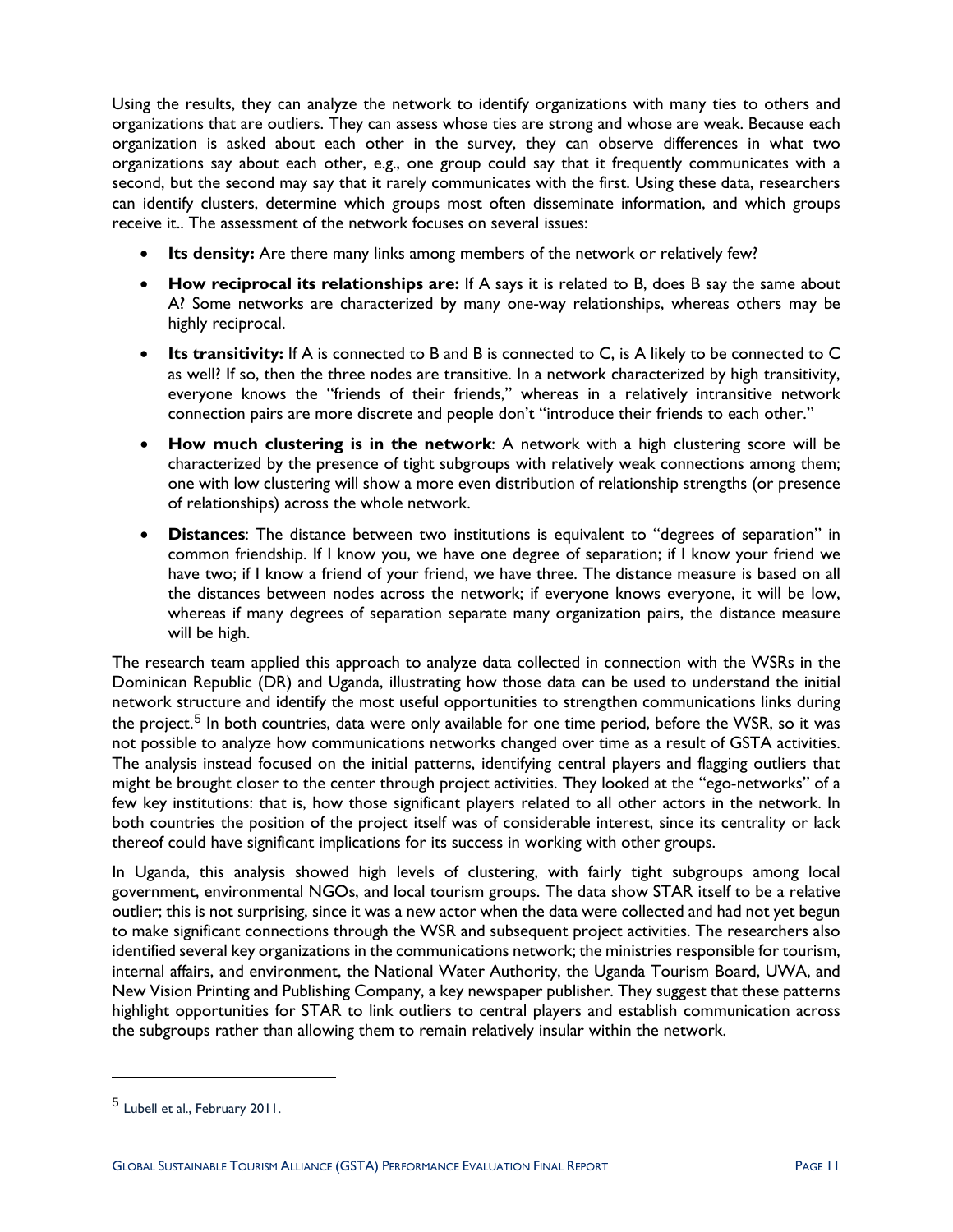Using the results, they can analyze the network to identify organizations with many ties to others and organizations that are outliers. They can assess whose ties are strong and whose are weak. Because each organization is asked about each other in the survey, they can observe differences in what two organizations say about each other, e.g., one group could say that it frequently communicates with a second, but the second may say that it rarely communicates with the first. Using these data, researchers can identify clusters, determine which groups most often disseminate information, and which groups receive it.. The assessment of the network focuses on several issues:

- **Its density:** Are there many links among members of the network or relatively few?
- **How reciprocal its relationships are:** If A says it is related to B, does B say the same about A? Some networks are characterized by many one-way relationships, whereas others may be highly reciprocal.
- **Its transitivity:** If A is connected to B and B is connected to C, is A likely to be connected to C as well? If so, then the three nodes are transitive. In a network characterized by high transitivity, everyone knows the "friends of their friends," whereas in a relatively intransitive network connection pairs are more discrete and people don't "introduce their friends to each other."
- **How much clustering is in the network**: A network with a high clustering score will be characterized by the presence of tight subgroups with relatively weak connections among them; one with low clustering will show a more even distribution of relationship strengths (or presence of relationships) across the whole network.
- **Distances**: The distance between two institutions is equivalent to "degrees of separation" in common friendship. If I know you, we have one degree of separation; if I know your friend we have two; if I know a friend of your friend, we have three. The distance measure is based on all the distances between nodes across the network; if everyone knows everyone, it will be low, whereas if many degrees of separation separate many organization pairs, the distance measure will be high.

The research team applied this approach to analyze data collected in connection with the WSRs in the Dominican Republic (DR) and Uganda, illustrating how those data can be used to understand the initial network structure and identify the most useful opportunities to strengthen communications links during the project.[5] In both countries, data were only available for one time period, before the WSR, so it was not possible to analyze how communications networks changed over time as a result of GSTA activities. The analysis instead focused on the initial patterns, identifying central players and flagging outliers that might be brought closer to the center through project activities. They looked at the "ego-networks" of a few key institutions: that is, how those significant players related to all other actors in the network. In both countries the position of the project itself was of considerable interest, since its centrality or lack thereof could have significant implications for its success in working with other groups.

In Uganda, this analysis showed high levels of clustering, with fairly tight subgroups among local government, environmental NGOs, and local tourism groups. The data show STAR itself to be a relative outlier; this is not surprising, since it was a new actor when the data were collected and had not yet begun to make significant connections through the WSR and subsequent project activities. The researchers also identified several key organizations in the communications network; the ministries responsible for tourism, internal affairs, and environment, the National Water Authority, the Uganda Tourism Board, UWA, and New Vision Printing and Publishing Company, a key newspaper publisher. They suggest that these patterns highlight opportunities for STAR to link outliers to central players and establish communication across the subgroups rather than allowing them to remain relatively insular within the network.

---

[5] Lubell et al., February 2011.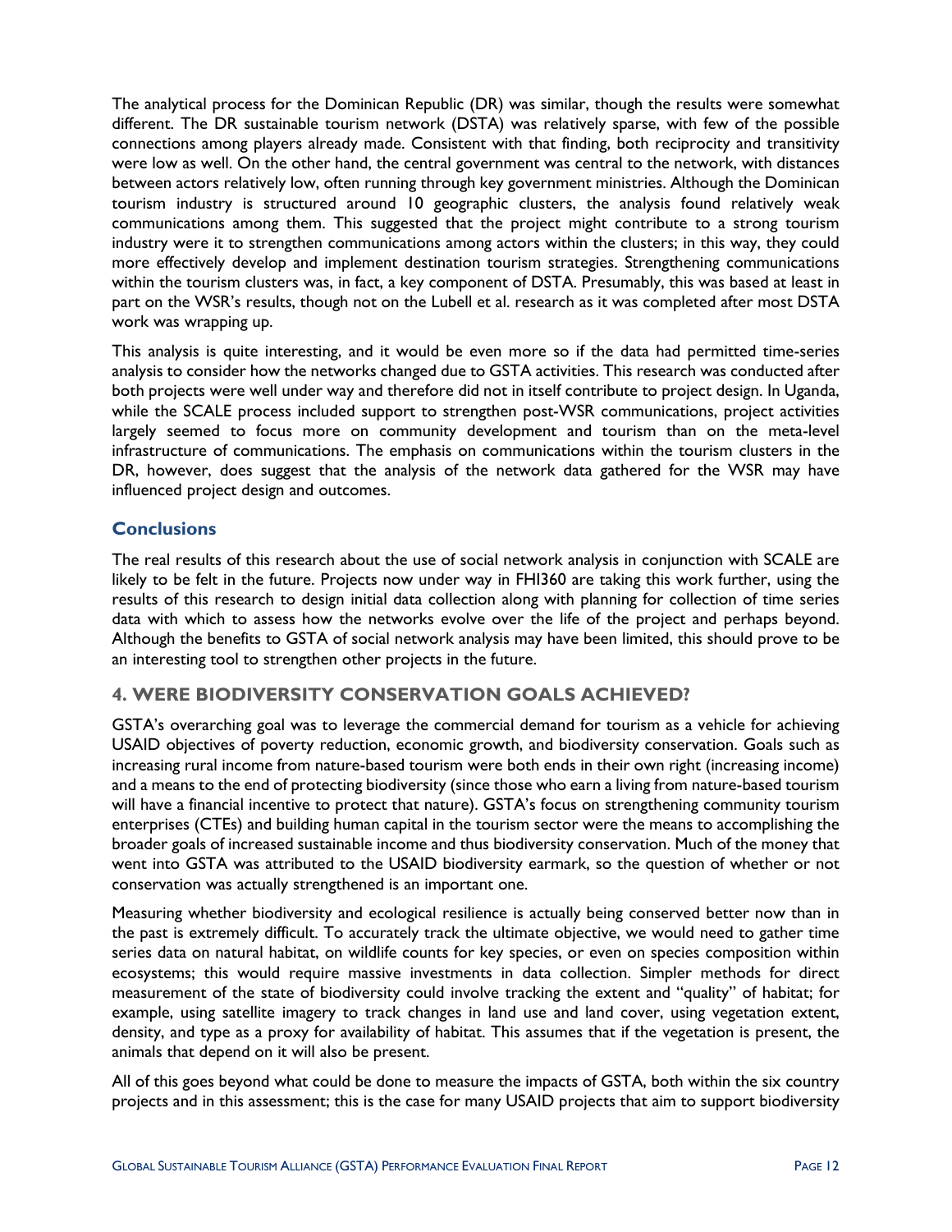The analytical process for the Dominican Republic (DR) was similar, though the results were somewhat different. The DR sustainable tourism network (DSTA) was relatively sparse, with few of the possible connections among players already made. Consistent with that finding, both reciprocity and transitivity were low as well. On the other hand, the central government was central to the network, with distances between actors relatively low, often running through key government ministries. Although the Dominican tourism industry is structured around 10 geographic clusters, the analysis found relatively weak communications among them. This suggested that the project might contribute to a strong tourism industry were it to strengthen communications among actors within the clusters; in this way, they could more effectively develop and implement destination tourism strategies. Strengthening communications within the tourism clusters was, in fact, a key component of DSTA. Presumably, this was based at least in part on the WSR's results, though not on the Lubell et al. research as it was completed after most DSTA work was wrapping up.

This analysis is quite interesting, and it would be even more so if the data had permitted time-series analysis to consider how the networks changed due to GSTA activities. This research was conducted after both projects were well under way and therefore did not in itself contribute to project design. In Uganda, while the SCALE process included support to strengthen post-WSR communications, project activities largely seemed to focus more on community development and tourism than on the meta-level infrastructure of communications. The emphasis on communications within the tourism clusters in the DR, however, does suggest that the analysis of the network data gathered for the WSR may have influenced project design and outcomes.

### Conclusions

The real results of this research about the use of social network analysis in conjunction with SCALE are likely to be felt in the future. Projects now under way in FHI360 are taking this work further, using the results of this research to design initial data collection along with planning for collection of time series data with which to assess how the networks evolve over the life of the project and perhaps beyond. Although the benefits to GSTA of social network analysis may have been limited, this should prove to be an interesting tool to strengthen other projects in the future.

## 4. WERE BIODIVERSITY CONSERVATION GOALS ACHIEVED?

GSTA's overarching goal was to leverage the commercial demand for tourism as a vehicle for achieving USAID objectives of poverty reduction, economic growth, and biodiversity conservation. Goals such as increasing rural income from nature-based tourism were both ends in their own right (increasing income) and a means to the end of protecting biodiversity (since those who earn a living from nature-based tourism will have a financial incentive to protect that nature). GSTA's focus on strengthening community tourism enterprises (CTEs) and building human capital in the tourism sector were the means to accomplishing the broader goals of increased sustainable income and thus biodiversity conservation. Much of the money that went into GSTA was attributed to the USAID biodiversity earmark, so the question of whether or not conservation was actually strengthened is an important one.

Measuring whether biodiversity and ecological resilience is actually being conserved better now than in the past is extremely difficult. To accurately track the ultimate objective, we would need to gather time series data on natural habitat, on wildlife counts for key species, or even on species composition within ecosystems; this would require massive investments in data collection. Simpler methods for direct measurement of the state of biodiversity could involve tracking the extent and "quality" of habitat; for example, using satellite imagery to track changes in land use and land cover, using vegetation extent, density, and type as a proxy for availability of habitat. This assumes that if the vegetation is present, the animals that depend on it will also be present.

All of this goes beyond what could be done to measure the impacts of GSTA, both within the six country projects and in this assessment; this is the case for many USAID projects that aim to support biodiversity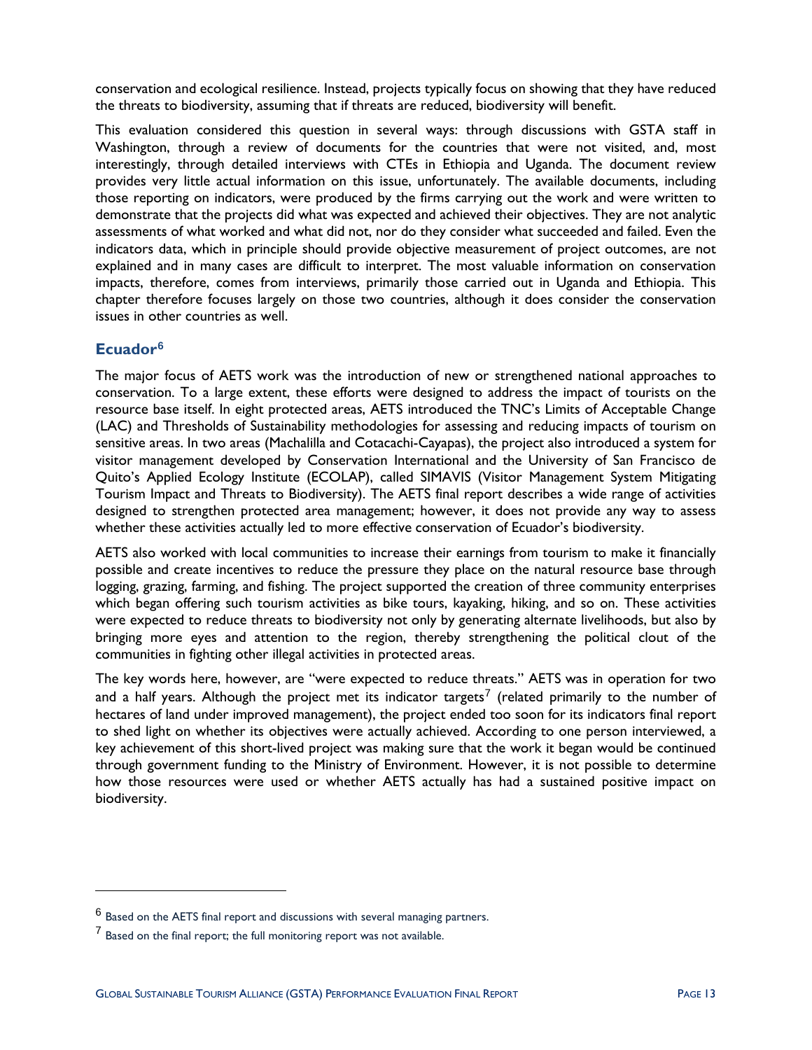conservation and ecological resilience. Instead, projects typically focus on showing that they have reduced the threats to biodiversity, assuming that if threats are reduced, biodiversity will benefit.

This evaluation considered this question in several ways: through discussions with GSTA staff in Washington, through a review of documents for the countries that were not visited, and, most interestingly, through detailed interviews with CTEs in Ethiopia and Uganda. The document review provides very little actual information on this issue, unfortunately. The available documents, including those reporting on indicators, were produced by the firms carrying out the work and were written to demonstrate that the projects did what was expected and achieved their objectives. They are not analytic assessments of what worked and what did not, nor do they consider what succeeded and failed. Even the indicators data, which in principle should provide objective measurement of project outcomes, are not explained and in many cases are difficult to interpret. The most valuable information on conservation impacts, therefore, comes from interviews, primarily those carried out in Uganda and Ethiopia. This chapter therefore focuses largely on those two countries, although it does consider the conservation issues in other countries as well.

### Ecuador[6]

The major focus of AETS work was the introduction of new or strengthened national approaches to conservation. To a large extent, these efforts were designed to address the impact of tourists on the resource base itself. In eight protected areas, AETS introduced the TNC's Limits of Acceptable Change (LAC) and Thresholds of Sustainability methodologies for assessing and reducing impacts of tourism on sensitive areas. In two areas (Machalilla and Cotacachi-Cayapas), the project also introduced a system for visitor management developed by Conservation International and the University of San Francisco de Quito's Applied Ecology Institute (ECOLAP), called SIMAVIS (Visitor Management System Mitigating Tourism Impact and Threats to Biodiversity). The AETS final report describes a wide range of activities designed to strengthen protected area management; however, it does not provide any way to assess whether these activities actually led to more effective conservation of Ecuador's biodiversity.

AETS also worked with local communities to increase their earnings from tourism to make it financially possible and create incentives to reduce the pressure they place on the natural resource base through logging, grazing, farming, and fishing. The project supported the creation of three community enterprises which began offering such tourism activities as bike tours, kayaking, hiking, and so on. These activities were expected to reduce threats to biodiversity not only by generating alternate livelihoods, but also by bringing more eyes and attention to the region, thereby strengthening the political clout of the communities in fighting other illegal activities in protected areas.

The key words here, however, are "were expected to reduce threats." AETS was in operation for two and a half years. Although the project met its indicator targets[7] (related primarily to the number of hectares of land under improved management), the project ended too soon for its indicators final report to shed light on whether its objectives were actually achieved. According to one person interviewed, a key achievement of this short-lived project was making sure that the work it began would be continued through government funding to the Ministry of Environment. However, it is not possible to determine how those resources were used or whether AETS actually has had a sustained positive impact on biodiversity.

---

[6] Based on the AETS final report and discussions with several managing partners.

[7] Based on the final report; the full monitoring report was not available.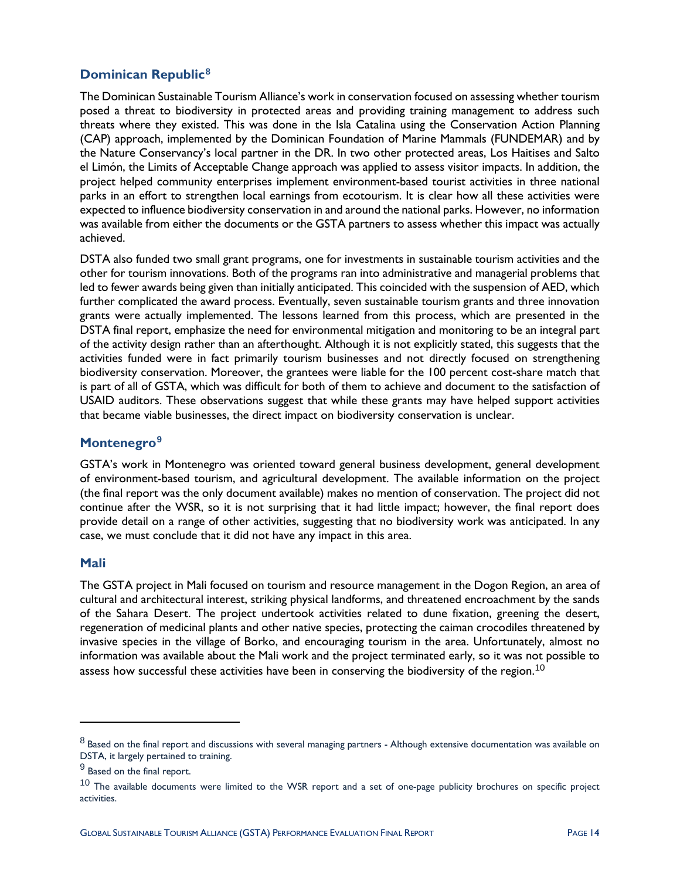## Dominican Republic[8]

The Dominican Sustainable Tourism Alliance's work in conservation focused on assessing whether tourism posed a threat to biodiversity in protected areas and providing training management to address such threats where they existed. This was done in the Isla Catalina using the Conservation Action Planning (CAP) approach, implemented by the Dominican Foundation of Marine Mammals (FUNDEMAR) and by the Nature Conservancy's local partner in the DR. In two other protected areas, Los Haitises and Salto el Limón, the Limits of Acceptable Change approach was applied to assess visitor impacts. In addition, the project helped community enterprises implement environment-based tourist activities in three national parks in an effort to strengthen local earnings from ecotourism. It is clear how all these activities were expected to influence biodiversity conservation in and around the national parks. However, no information was available from either the documents or the GSTA partners to assess whether this impact was actually achieved.

DSTA also funded two small grant programs, one for investments in sustainable tourism activities and the other for tourism innovations. Both of the programs ran into administrative and managerial problems that led to fewer awards being given than initially anticipated. This coincided with the suspension of AED, which further complicated the award process. Eventually, seven sustainable tourism grants and three innovation grants were actually implemented. The lessons learned from this process, which are presented in the DSTA final report, emphasize the need for environmental mitigation and monitoring to be an integral part of the activity design rather than an afterthought. Although it is not explicitly stated, this suggests that the activities funded were in fact primarily tourism businesses and not directly focused on strengthening biodiversity conservation. Moreover, the grantees were liable for the 100 percent cost-share match that is part of all of GSTA, which was difficult for both of them to achieve and document to the satisfaction of USAID auditors. These observations suggest that while these grants may have helped support activities that became viable businesses, the direct impact on biodiversity conservation is unclear.

## Montenegro[9]

GSTA's work in Montenegro was oriented toward general business development, general development of environment-based tourism, and agricultural development. The available information on the project (the final report was the only document available) makes no mention of conservation. The project did not continue after the WSR, so it is not surprising that it had little impact; however, the final report does provide detail on a range of other activities, suggesting that no biodiversity work was anticipated. In any case, we must conclude that it did not have any impact in this area.

## Mali

The GSTA project in Mali focused on tourism and resource management in the Dogon Region, an area of cultural and architectural interest, striking physical landforms, and threatened encroachment by the sands of the Sahara Desert. The project undertook activities related to dune fixation, greening the desert, regeneration of medicinal plants and other native species, protecting the caiman crocodiles threatened by invasive species in the village of Borko, and encouraging tourism in the area. Unfortunately, almost no information was available about the Mali work and the project terminated early, so it was not possible to assess how successful these activities have been in conserving the biodiversity of the region.[10]

---

[8] Based on the final report and discussions with several managing partners - Although extensive documentation was available on DSTA, it largely pertained to training.

[9] Based on the final report.

[10] The available documents were limited to the WSR report and a set of one-page publicity brochures on specific project activities.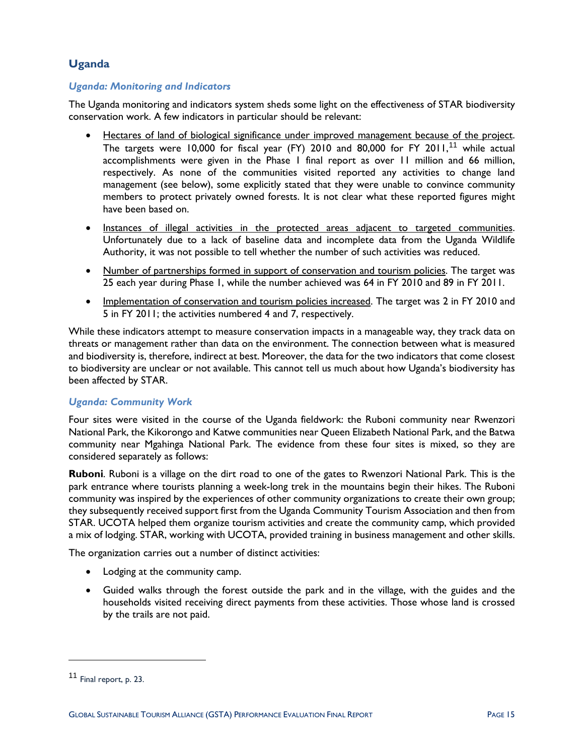## Uganda

### *Uganda: Monitoring and Indicators*

The Uganda monitoring and indicators system sheds some light on the effectiveness of STAR biodiversity conservation work. A few indicators in particular should be relevant:

- Hectares of land of biological significance under improved management because of the project. The targets were 10,000 for fiscal year (FY) 2010 and 80,000 for FY 2011,[11] while actual accomplishments were given in the Phase 1 final report as over 11 million and 66 million, respectively. As none of the communities visited reported any activities to change land management (see below), some explicitly stated that they were unable to convince community members to protect privately owned forests. It is not clear what these reported figures might have been based on.
- Instances of illegal activities in the protected areas adjacent to targeted communities. Unfortunately due to a lack of baseline data and incomplete data from the Uganda Wildlife Authority, it was not possible to tell whether the number of such activities was reduced.
- Number of partnerships formed in support of conservation and tourism policies. The target was 25 each year during Phase 1, while the number achieved was 64 in FY 2010 and 89 in FY 2011.
- Implementation of conservation and tourism policies increased. The target was 2 in FY 2010 and 5 in FY 2011; the activities numbered 4 and 7, respectively.

While these indicators attempt to measure conservation impacts in a manageable way, they track data on threats or management rather than data on the environment. The connection between what is measured and biodiversity is, therefore, indirect at best. Moreover, the data for the two indicators that come closest to biodiversity are unclear or not available. This cannot tell us much about how Uganda's biodiversity has been affected by STAR.

### *Uganda: Community Work*

Four sites were visited in the course of the Uganda fieldwork: the Ruboni community near Rwenzori National Park, the Kikorongo and Katwe communities near Queen Elizabeth National Park, and the Batwa community near Mgahinga National Park. The evidence from these four sites is mixed, so they are considered separately as follows:

**Ruboni**. Ruboni is a village on the dirt road to one of the gates to Rwenzori National Park. This is the park entrance where tourists planning a week-long trek in the mountains begin their hikes. The Ruboni community was inspired by the experiences of other community organizations to create their own group; they subsequently received support first from the Uganda Community Tourism Association and then from STAR. UCOTA helped them organize tourism activities and create the community camp, which provided a mix of lodging. STAR, working with UCOTA, provided training in business management and other skills.

The organization carries out a number of distinct activities:

- Lodging at the community camp.
- Guided walks through the forest outside the park and in the village, with the guides and the households visited receiving direct payments from these activities. Those whose land is crossed by the trails are not paid.

[11] Final report, p. 23.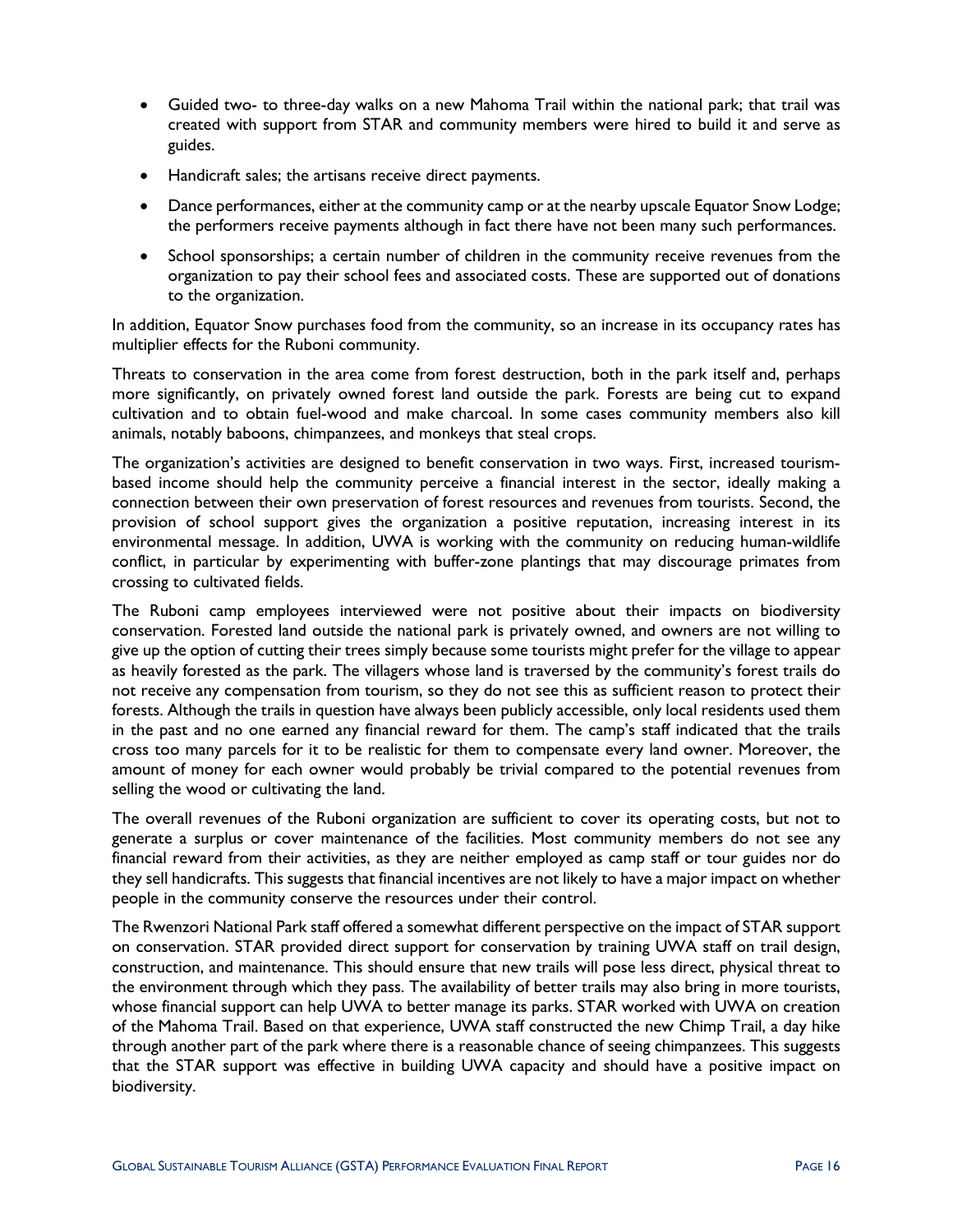- Guided two- to three-day walks on a new Mahoma Trail within the national park; that trail was created with support from STAR and community members were hired to build it and serve as guides.
- Handicraft sales; the artisans receive direct payments.
- Dance performances, either at the community camp or at the nearby upscale Equator Snow Lodge; the performers receive payments although in fact there have not been many such performances.
- School sponsorships; a certain number of children in the community receive revenues from the organization to pay their school fees and associated costs. These are supported out of donations to the organization.

In addition, Equator Snow purchases food from the community, so an increase in its occupancy rates has multiplier effects for the Ruboni community.

Threats to conservation in the area come from forest destruction, both in the park itself and, perhaps more significantly, on privately owned forest land outside the park. Forests are being cut to expand cultivation and to obtain fuel-wood and make charcoal. In some cases community members also kill animals, notably baboons, chimpanzees, and monkeys that steal crops.

The organization's activities are designed to benefit conservation in two ways. First, increased tourism-based income should help the community perceive a financial interest in the sector, ideally making a connection between their own preservation of forest resources and revenues from tourists. Second, the provision of school support gives the organization a positive reputation, increasing interest in its environmental message. In addition, UWA is working with the community on reducing human-wildlife conflict, in particular by experimenting with buffer-zone plantings that may discourage primates from crossing to cultivated fields.

The Ruboni camp employees interviewed were not positive about their impacts on biodiversity conservation. Forested land outside the national park is privately owned, and owners are not willing to give up the option of cutting their trees simply because some tourists might prefer for the village to appear as heavily forested as the park. The villagers whose land is traversed by the community's forest trails do not receive any compensation from tourism, so they do not see this as sufficient reason to protect their forests. Although the trails in question have always been publicly accessible, only local residents used them in the past and no one earned any financial reward for them. The camp's staff indicated that the trails cross too many parcels for it to be realistic for them to compensate every land owner. Moreover, the amount of money for each owner would probably be trivial compared to the potential revenues from selling the wood or cultivating the land.

The overall revenues of the Ruboni organization are sufficient to cover its operating costs, but not to generate a surplus or cover maintenance of the facilities. Most community members do not see any financial reward from their activities, as they are neither employed as camp staff or tour guides nor do they sell handicrafts. This suggests that financial incentives are not likely to have a major impact on whether people in the community conserve the resources under their control.

The Rwenzori National Park staff offered a somewhat different perspective on the impact of STAR support on conservation. STAR provided direct support for conservation by training UWA staff on trail design, construction, and maintenance. This should ensure that new trails will pose less direct, physical threat to the environment through which they pass. The availability of better trails may also bring in more tourists, whose financial support can help UWA to better manage its parks. STAR worked with UWA on creation of the Mahoma Trail. Based on that experience, UWA staff constructed the new Chimp Trail, a day hike through another part of the park where there is a reasonable chance of seeing chimpanzees. This suggests that the STAR support was effective in building UWA capacity and should have a positive impact on biodiversity.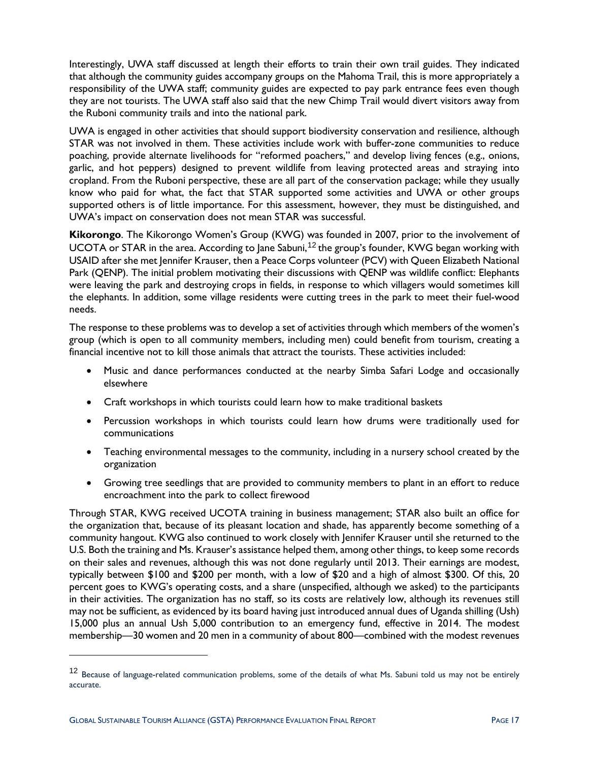Interestingly, UWA staff discussed at length their efforts to train their own trail guides. They indicated that although the community guides accompany groups on the Mahoma Trail, this is more appropriately a responsibility of the UWA staff; community guides are expected to pay park entrance fees even though they are not tourists. The UWA staff also said that the new Chimp Trail would divert visitors away from the Ruboni community trails and into the national park.

UWA is engaged in other activities that should support biodiversity conservation and resilience, although STAR was not involved in them. These activities include work with buffer-zone communities to reduce poaching, provide alternate livelihoods for "reformed poachers," and develop living fences (e.g., onions, garlic, and hot peppers) designed to prevent wildlife from leaving protected areas and straying into cropland. From the Ruboni perspective, these are all part of the conservation package; while they usually know who paid for what, the fact that STAR supported some activities and UWA or other groups supported others is of little importance. For this assessment, however, they must be distinguished, and UWA's impact on conservation does not mean STAR was successful.

**Kikorongo**. The Kikorongo Women's Group (KWG) was founded in 2007, prior to the involvement of UCOTA or STAR in the area. According to Jane Sabuni,[12] the group's founder, KWG began working with USAID after she met Jennifer Krauser, then a Peace Corps volunteer (PCV) with Queen Elizabeth National Park (QENP). The initial problem motivating their discussions with QENP was wildlife conflict: Elephants were leaving the park and destroying crops in fields, in response to which villagers would sometimes kill the elephants. In addition, some village residents were cutting trees in the park to meet their fuel-wood needs.

The response to these problems was to develop a set of activities through which members of the women's group (which is open to all community members, including men) could benefit from tourism, creating a financial incentive not to kill those animals that attract the tourists. These activities included:

- Music and dance performances conducted at the nearby Simba Safari Lodge and occasionally elsewhere
- Craft workshops in which tourists could learn how to make traditional baskets
- Percussion workshops in which tourists could learn how drums were traditionally used for communications
- Teaching environmental messages to the community, including in a nursery school created by the organization
- Growing tree seedlings that are provided to community members to plant in an effort to reduce encroachment into the park to collect firewood

Through STAR, KWG received UCOTA training in business management; STAR also built an office for the organization that, because of its pleasant location and shade, has apparently become something of a community hangout. KWG also continued to work closely with Jennifer Krauser until she returned to the U.S. Both the training and Ms. Krauser's assistance helped them, among other things, to keep some records on their sales and revenues, although this was not done regularly until 2013. Their earnings are modest, typically between $100 and $200 per month, with a low of $20 and a high of almost $300. Of this, 20 percent goes to KWG's operating costs, and a share (unspecified, although we asked) to the participants in their activities. The organization has no staff, so its costs are relatively low, although its revenues still may not be sufficient, as evidenced by its board having just introduced annual dues of Uganda shilling (Ush) 15,000 plus an annual Ush 5,000 contribution to an emergency fund, effective in 2014. The modest membership—30 women and 20 men in a community of about 800—combined with the modest revenues

[12] Because of language-related communication problems, some of the details of what Ms. Sabuni told us may not be entirely accurate.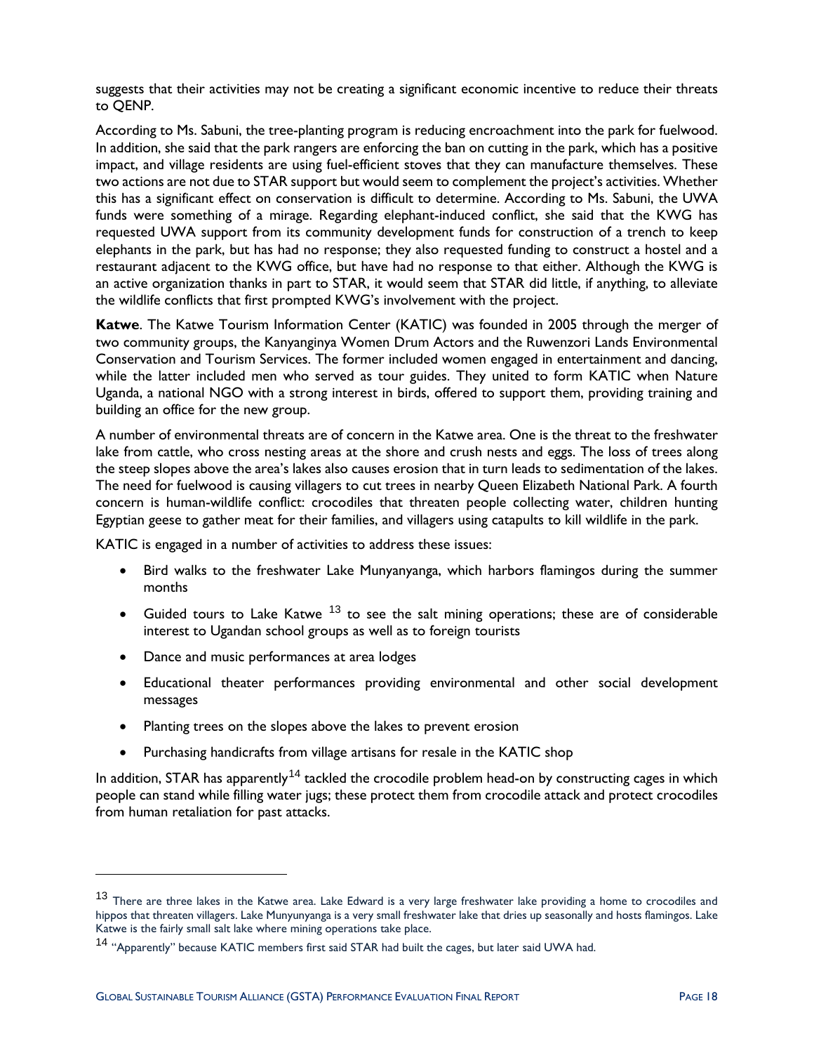suggests that their activities may not be creating a significant economic incentive to reduce their threats to QENP.

According to Ms. Sabuni, the tree-planting program is reducing encroachment into the park for fuelwood. In addition, she said that the park rangers are enforcing the ban on cutting in the park, which has a positive impact, and village residents are using fuel-efficient stoves that they can manufacture themselves. These two actions are not due to STAR support but would seem to complement the project's activities. Whether this has a significant effect on conservation is difficult to determine. According to Ms. Sabuni, the UWA funds were something of a mirage. Regarding elephant-induced conflict, she said that the KWG has requested UWA support from its community development funds for construction of a trench to keep elephants in the park, but has had no response; they also requested funding to construct a hostel and a restaurant adjacent to the KWG office, but have had no response to that either. Although the KWG is an active organization thanks in part to STAR, it would seem that STAR did little, if anything, to alleviate the wildlife conflicts that first prompted KWG's involvement with the project.

**Katwe**. The Katwe Tourism Information Center (KATIC) was founded in 2005 through the merger of two community groups, the Kanyanginya Women Drum Actors and the Ruwenzori Lands Environmental Conservation and Tourism Services. The former included women engaged in entertainment and dancing, while the latter included men who served as tour guides. They united to form KATIC when Nature Uganda, a national NGO with a strong interest in birds, offered to support them, providing training and building an office for the new group.

A number of environmental threats are of concern in the Katwe area. One is the threat to the freshwater lake from cattle, who cross nesting areas at the shore and crush nests and eggs. The loss of trees along the steep slopes above the area's lakes also causes erosion that in turn leads to sedimentation of the lakes. The need for fuelwood is causing villagers to cut trees in nearby Queen Elizabeth National Park. A fourth concern is human-wildlife conflict: crocodiles that threaten people collecting water, children hunting Egyptian geese to gather meat for their families, and villagers using catapults to kill wildlife in the park.

KATIC is engaged in a number of activities to address these issues:

- Bird walks to the freshwater Lake Munyanyanga, which harbors flamingos during the summer months
- Guided tours to Lake Katwe [13] to see the salt mining operations; these are of considerable interest to Ugandan school groups as well as to foreign tourists
- Dance and music performances at area lodges
- Educational theater performances providing environmental and other social development messages
- Planting trees on the slopes above the lakes to prevent erosion
- Purchasing handicrafts from village artisans for resale in the KATIC shop

In addition, STAR has apparently[14] tackled the crocodile problem head-on by constructing cages in which people can stand while filling water jugs; these protect them from crocodile attack and protect crocodiles from human retaliation for past attacks.

[13] There are three lakes in the Katwe area. Lake Edward is a very large freshwater lake providing a home to crocodiles and hippos that threaten villagers. Lake Munyunyanga is a very small freshwater lake that dries up seasonally and hosts flamingos. Lake Katwe is the fairly small salt lake where mining operations take place.

[14] "Apparently" because KATIC members first said STAR had built the cages, but later said UWA had.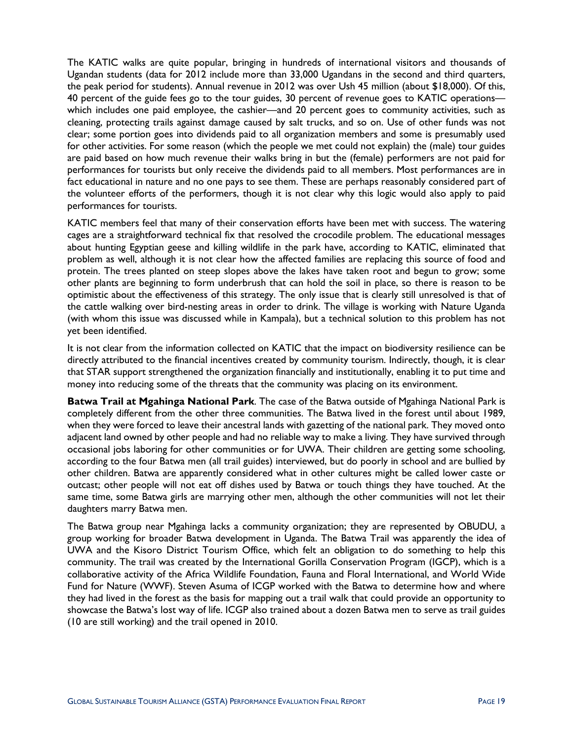The KATIC walks are quite popular, bringing in hundreds of international visitors and thousands of Ugandan students (data for 2012 include more than 33,000 Ugandans in the second and third quarters, the peak period for students). Annual revenue in 2012 was over Ush 45 million (about $18,000). Of this, 40 percent of the guide fees go to the tour guides, 30 percent of revenue goes to KATIC operations—which includes one paid employee, the cashier—and 20 percent goes to community activities, such as cleaning, protecting trails against damage caused by salt trucks, and so on. Use of other funds was not clear; some portion goes into dividends paid to all organization members and some is presumably used for other activities. For some reason (which the people we met could not explain) the (male) tour guides are paid based on how much revenue their walks bring in but the (female) performers are not paid for performances for tourists but only receive the dividends paid to all members. Most performances are in fact educational in nature and no one pays to see them. These are perhaps reasonably considered part of the volunteer efforts of the performers, though it is not clear why this logic would also apply to paid performances for tourists.

KATIC members feel that many of their conservation efforts have been met with success. The watering cages are a straightforward technical fix that resolved the crocodile problem. The educational messages about hunting Egyptian geese and killing wildlife in the park have, according to KATIC, eliminated that problem as well, although it is not clear how the affected families are replacing this source of food and protein. The trees planted on steep slopes above the lakes have taken root and begun to grow; some other plants are beginning to form underbrush that can hold the soil in place, so there is reason to be optimistic about the effectiveness of this strategy. The only issue that is clearly still unresolved is that of the cattle walking over bird-nesting areas in order to drink. The village is working with Nature Uganda (with whom this issue was discussed while in Kampala), but a technical solution to this problem has not yet been identified.

It is not clear from the information collected on KATIC that the impact on biodiversity resilience can be directly attributed to the financial incentives created by community tourism. Indirectly, though, it is clear that STAR support strengthened the organization financially and institutionally, enabling it to put time and money into reducing some of the threats that the community was placing on its environment.

**Batwa Trail at Mgahinga National Park**. The case of the Batwa outside of Mgahinga National Park is completely different from the other three communities. The Batwa lived in the forest until about 1989, when they were forced to leave their ancestral lands with gazetting of the national park. They moved onto adjacent land owned by other people and had no reliable way to make a living. They have survived through occasional jobs laboring for other communities or for UWA. Their children are getting some schooling, according to the four Batwa men (all trail guides) interviewed, but do poorly in school and are bullied by other children. Batwa are apparently considered what in other cultures might be called lower caste or outcast; other people will not eat off dishes used by Batwa or touch things they have touched. At the same time, some Batwa girls are marrying other men, although the other communities will not let their daughters marry Batwa men.

The Batwa group near Mgahinga lacks a community organization; they are represented by OBUDU, a group working for broader Batwa development in Uganda. The Batwa Trail was apparently the idea of UWA and the Kisoro District Tourism Office, which felt an obligation to do something to help this community. The trail was created by the International Gorilla Conservation Program (IGCP), which is a collaborative activity of the Africa Wildlife Foundation, Fauna and Floral International, and World Wide Fund for Nature (WWF). Steven Asuma of ICGP worked with the Batwa to determine how and where they had lived in the forest as the basis for mapping out a trail walk that could provide an opportunity to showcase the Batwa's lost way of life. ICGP also trained about a dozen Batwa men to serve as trail guides (10 are still working) and the trail opened in 2010.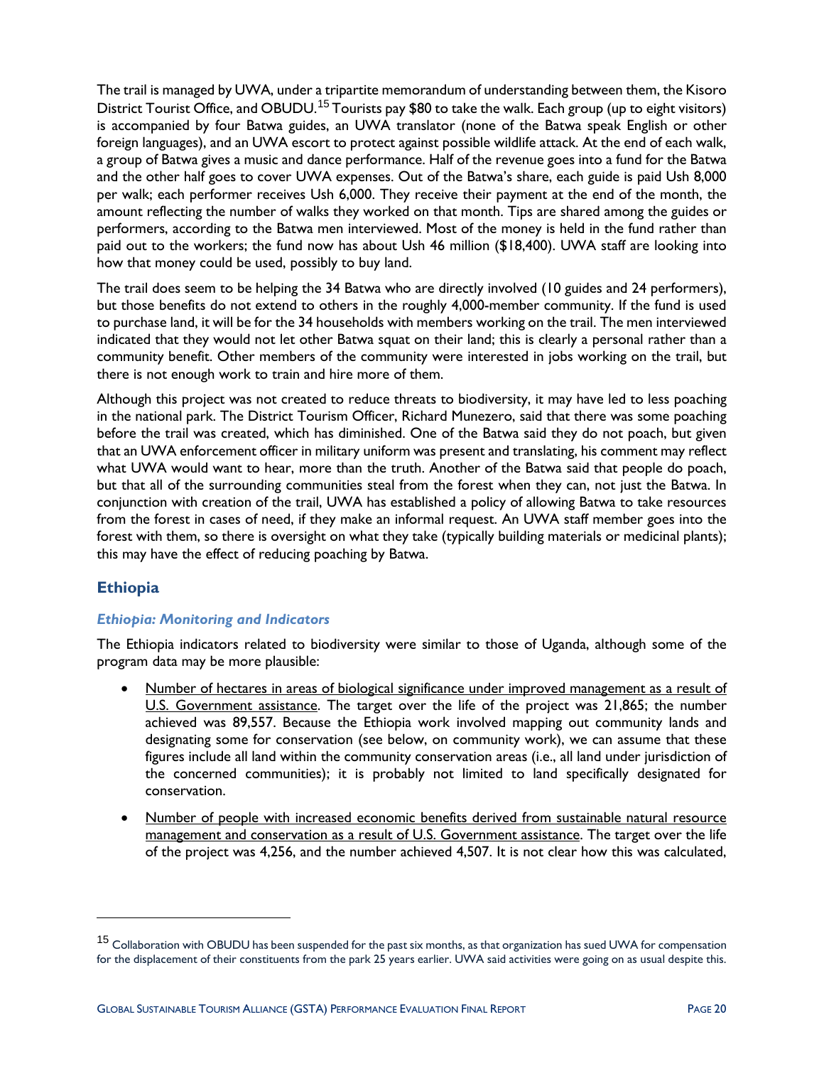The trail is managed by UWA, under a tripartite memorandum of understanding between them, the Kisoro District Tourist Office, and OBUDU.[15] Tourists pay $80 to take the walk. Each group (up to eight visitors) is accompanied by four Batwa guides, an UWA translator (none of the Batwa speak English or other foreign languages), and an UWA escort to protect against possible wildlife attack. At the end of each walk, a group of Batwa gives a music and dance performance. Half of the revenue goes into a fund for the Batwa and the other half goes to cover UWA expenses. Out of the Batwa's share, each guide is paid Ush 8,000 per walk; each performer receives Ush 6,000. They receive their payment at the end of the month, the amount reflecting the number of walks they worked on that month. Tips are shared among the guides or performers, according to the Batwa men interviewed. Most of the money is held in the fund rather than paid out to the workers; the fund now has about Ush 46 million ($18,400). UWA staff are looking into how that money could be used, possibly to buy land.

The trail does seem to be helping the 34 Batwa who are directly involved (10 guides and 24 performers), but those benefits do not extend to others in the roughly 4,000-member community. If the fund is used to purchase land, it will be for the 34 households with members working on the trail. The men interviewed indicated that they would not let other Batwa squat on their land; this is clearly a personal rather than a community benefit. Other members of the community were interested in jobs working on the trail, but there is not enough work to train and hire more of them.

Although this project was not created to reduce threats to biodiversity, it may have led to less poaching in the national park. The District Tourism Officer, Richard Munezero, said that there was some poaching before the trail was created, which has diminished. One of the Batwa said they do not poach, but given that an UWA enforcement officer in military uniform was present and translating, his comment may reflect what UWA would want to hear, more than the truth. Another of the Batwa said that people do poach, but that all of the surrounding communities steal from the forest when they can, not just the Batwa. In conjunction with creation of the trail, UWA has established a policy of allowing Batwa to take resources from the forest in cases of need, if they make an informal request. An UWA staff member goes into the forest with them, so there is oversight on what they take (typically building materials or medicinal plants); this may have the effect of reducing poaching by Batwa.

## Ethiopia

### *Ethiopia: Monitoring and Indicators*

The Ethiopia indicators related to biodiversity were similar to those of Uganda, although some of the program data may be more plausible:

- Number of hectares in areas of biological significance under improved management as a result of U.S. Government assistance. The target over the life of the project was 21,865; the number achieved was 89,557. Because the Ethiopia work involved mapping out community lands and designating some for conservation (see below, on community work), we can assume that these figures include all land within the community conservation areas (i.e., all land under jurisdiction of the concerned communities); it is probably not limited to land specifically designated for conservation.
- Number of people with increased economic benefits derived from sustainable natural resource management and conservation as a result of U.S. Government assistance. The target over the life of the project was 4,256, and the number achieved 4,507. It is not clear how this was calculated,

[15] Collaboration with OBUDU has been suspended for the past six months, as that organization has sued UWA for compensation for the displacement of their constituents from the park 25 years earlier. UWA said activities were going on as usual despite this.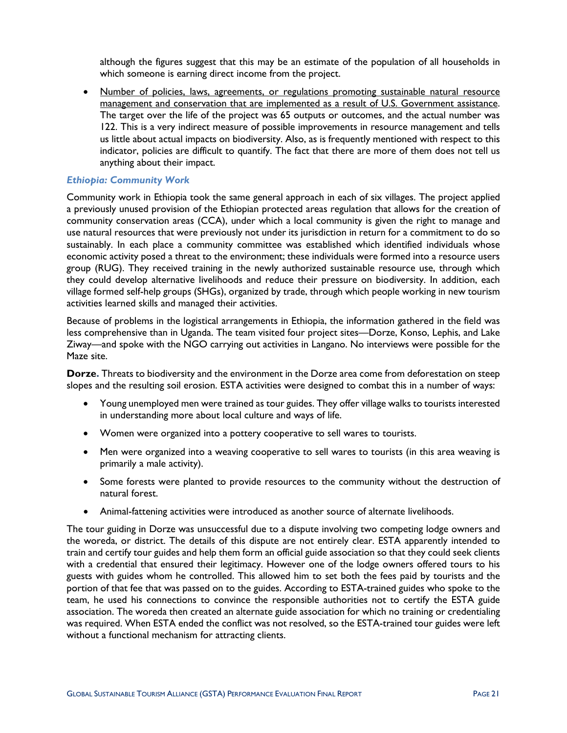although the figures suggest that this may be an estimate of the population of all households in which someone is earning direct income from the project.

- Number of policies, laws, agreements, or regulations promoting sustainable natural resource management and conservation that are implemented as a result of U.S. Government assistance. The target over the life of the project was 65 outputs or outcomes, and the actual number was 122. This is a very indirect measure of possible improvements in resource management and tells us little about actual impacts on biodiversity. Also, as is frequently mentioned with respect to this indicator, policies are difficult to quantify. The fact that there are more of them does not tell us anything about their impact.

### *Ethiopia: Community Work*

Community work in Ethiopia took the same general approach in each of six villages. The project applied a previously unused provision of the Ethiopian protected areas regulation that allows for the creation of community conservation areas (CCA), under which a local community is given the right to manage and use natural resources that were previously not under its jurisdiction in return for a commitment to do so sustainably. In each place a community committee was established which identified individuals whose economic activity posed a threat to the environment; these individuals were formed into a resource users group (RUG). They received training in the newly authorized sustainable resource use, through which they could develop alternative livelihoods and reduce their pressure on biodiversity. In addition, each village formed self-help groups (SHGs), organized by trade, through which people working in new tourism activities learned skills and managed their activities.

Because of problems in the logistical arrangements in Ethiopia, the information gathered in the field was less comprehensive than in Uganda. The team visited four project sites—Dorze, Konso, Lephis, and Lake Ziway—and spoke with the NGO carrying out activities in Langano. No interviews were possible for the Maze site.

**Dorze.** Threats to biodiversity and the environment in the Dorze area come from deforestation on steep slopes and the resulting soil erosion. ESTA activities were designed to combat this in a number of ways:

- Young unemployed men were trained as tour guides. They offer village walks to tourists interested in understanding more about local culture and ways of life.
- Women were organized into a pottery cooperative to sell wares to tourists.
- Men were organized into a weaving cooperative to sell wares to tourists (in this area weaving is primarily a male activity).
- Some forests were planted to provide resources to the community without the destruction of natural forest.
- Animal-fattening activities were introduced as another source of alternate livelihoods.

The tour guiding in Dorze was unsuccessful due to a dispute involving two competing lodge owners and the woreda, or district. The details of this dispute are not entirely clear. ESTA apparently intended to train and certify tour guides and help them form an official guide association so that they could seek clients with a credential that ensured their legitimacy. However one of the lodge owners offered tours to his guests with guides whom he controlled. This allowed him to set both the fees paid by tourists and the portion of that fee that was passed on to the guides. According to ESTA-trained guides who spoke to the team, he used his connections to convince the responsible authorities not to certify the ESTA guide association. The woreda then created an alternate guide association for which no training or credentialing was required. When ESTA ended the conflict was not resolved, so the ESTA-trained tour guides were left without a functional mechanism for attracting clients.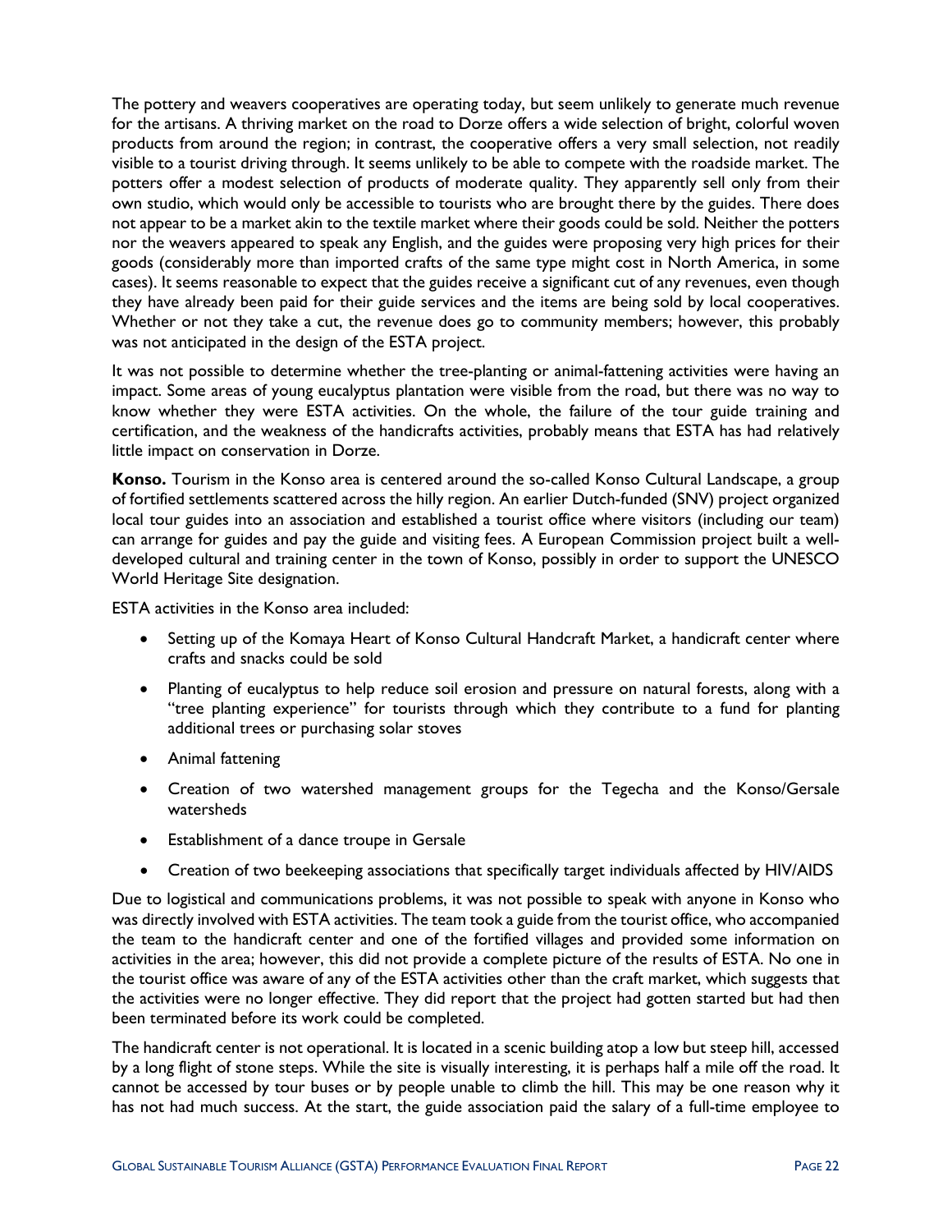The pottery and weavers cooperatives are operating today, but seem unlikely to generate much revenue for the artisans. A thriving market on the road to Dorze offers a wide selection of bright, colorful woven products from around the region; in contrast, the cooperative offers a very small selection, not readily visible to a tourist driving through. It seems unlikely to be able to compete with the roadside market. The potters offer a modest selection of products of moderate quality. They apparently sell only from their own studio, which would only be accessible to tourists who are brought there by the guides. There does not appear to be a market akin to the textile market where their goods could be sold. Neither the potters nor the weavers appeared to speak any English, and the guides were proposing very high prices for their goods (considerably more than imported crafts of the same type might cost in North America, in some cases). It seems reasonable to expect that the guides receive a significant cut of any revenues, even though they have already been paid for their guide services and the items are being sold by local cooperatives. Whether or not they take a cut, the revenue does go to community members; however, this probably was not anticipated in the design of the ESTA project.

It was not possible to determine whether the tree-planting or animal-fattening activities were having an impact. Some areas of young eucalyptus plantation were visible from the road, but there was no way to know whether they were ESTA activities. On the whole, the failure of the tour guide training and certification, and the weakness of the handicrafts activities, probably means that ESTA has had relatively little impact on conservation in Dorze.

**Konso.** Tourism in the Konso area is centered around the so-called Konso Cultural Landscape, a group of fortified settlements scattered across the hilly region. An earlier Dutch-funded (SNV) project organized local tour guides into an association and established a tourist office where visitors (including our team) can arrange for guides and pay the guide and visiting fees. A European Commission project built a well-developed cultural and training center in the town of Konso, possibly in order to support the UNESCO World Heritage Site designation.

ESTA activities in the Konso area included:

- Setting up of the Komaya Heart of Konso Cultural Handcraft Market, a handicraft center where crafts and snacks could be sold
- Planting of eucalyptus to help reduce soil erosion and pressure on natural forests, along with a "tree planting experience" for tourists through which they contribute to a fund for planting additional trees or purchasing solar stoves
- Animal fattening
- Creation of two watershed management groups for the Tegecha and the Konso/Gersale watersheds
- Establishment of a dance troupe in Gersale
- Creation of two beekeeping associations that specifically target individuals affected by HIV/AIDS

Due to logistical and communications problems, it was not possible to speak with anyone in Konso who was directly involved with ESTA activities. The team took a guide from the tourist office, who accompanied the team to the handicraft center and one of the fortified villages and provided some information on activities in the area; however, this did not provide a complete picture of the results of ESTA. No one in the tourist office was aware of any of the ESTA activities other than the craft market, which suggests that the activities were no longer effective. They did report that the project had gotten started but had then been terminated before its work could be completed.

The handicraft center is not operational. It is located in a scenic building atop a low but steep hill, accessed by a long flight of stone steps. While the site is visually interesting, it is perhaps half a mile off the road. It cannot be accessed by tour buses or by people unable to climb the hill. This may be one reason why it has not had much success. At the start, the guide association paid the salary of a full-time employee to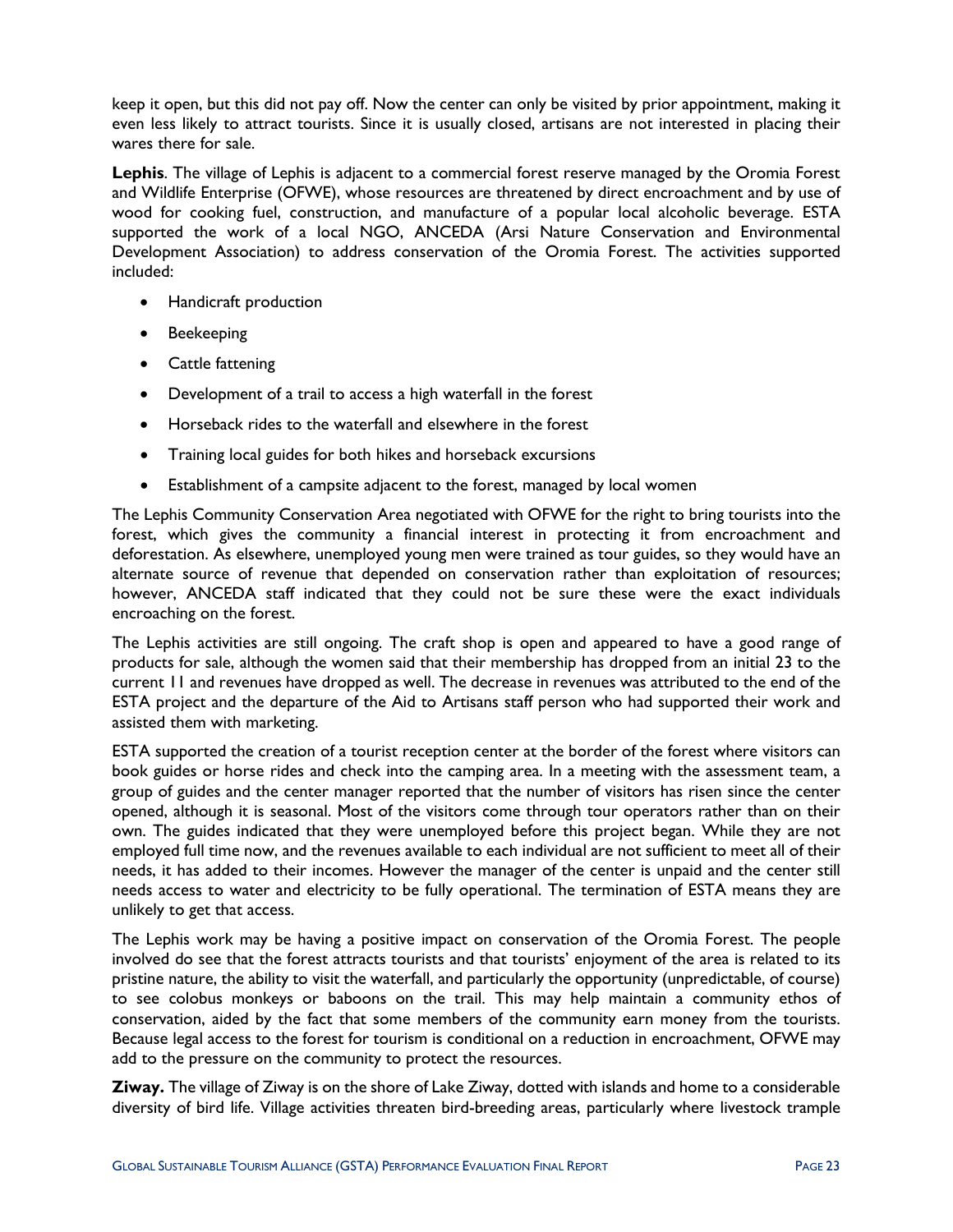keep it open, but this did not pay off. Now the center can only be visited by prior appointment, making it even less likely to attract tourists. Since it is usually closed, artisans are not interested in placing their wares there for sale.

**Lephis**. The village of Lephis is adjacent to a commercial forest reserve managed by the Oromia Forest and Wildlife Enterprise (OFWE), whose resources are threatened by direct encroachment and by use of wood for cooking fuel, construction, and manufacture of a popular local alcoholic beverage. ESTA supported the work of a local NGO, ANCEDA (Arsi Nature Conservation and Environmental Development Association) to address conservation of the Oromia Forest. The activities supported included:

- Handicraft production
- Beekeeping
- Cattle fattening
- Development of a trail to access a high waterfall in the forest
- Horseback rides to the waterfall and elsewhere in the forest
- Training local guides for both hikes and horseback excursions
- Establishment of a campsite adjacent to the forest, managed by local women

The Lephis Community Conservation Area negotiated with OFWE for the right to bring tourists into the forest, which gives the community a financial interest in protecting it from encroachment and deforestation. As elsewhere, unemployed young men were trained as tour guides, so they would have an alternate source of revenue that depended on conservation rather than exploitation of resources; however, ANCEDA staff indicated that they could not be sure these were the exact individuals encroaching on the forest.

The Lephis activities are still ongoing. The craft shop is open and appeared to have a good range of products for sale, although the women said that their membership has dropped from an initial 23 to the current 11 and revenues have dropped as well. The decrease in revenues was attributed to the end of the ESTA project and the departure of the Aid to Artisans staff person who had supported their work and assisted them with marketing.

ESTA supported the creation of a tourist reception center at the border of the forest where visitors can book guides or horse rides and check into the camping area. In a meeting with the assessment team, a group of guides and the center manager reported that the number of visitors has risen since the center opened, although it is seasonal. Most of the visitors come through tour operators rather than on their own. The guides indicated that they were unemployed before this project began. While they are not employed full time now, and the revenues available to each individual are not sufficient to meet all of their needs, it has added to their incomes. However the manager of the center is unpaid and the center still needs access to water and electricity to be fully operational. The termination of ESTA means they are unlikely to get that access.

The Lephis work may be having a positive impact on conservation of the Oromia Forest. The people involved do see that the forest attracts tourists and that tourists' enjoyment of the area is related to its pristine nature, the ability to visit the waterfall, and particularly the opportunity (unpredictable, of course) to see colobus monkeys or baboons on the trail. This may help maintain a community ethos of conservation, aided by the fact that some members of the community earn money from the tourists. Because legal access to the forest for tourism is conditional on a reduction in encroachment, OFWE may add to the pressure on the community to protect the resources.

**Ziway.** The village of Ziway is on the shore of Lake Ziway, dotted with islands and home to a considerable diversity of bird life. Village activities threaten bird-breeding areas, particularly where livestock trample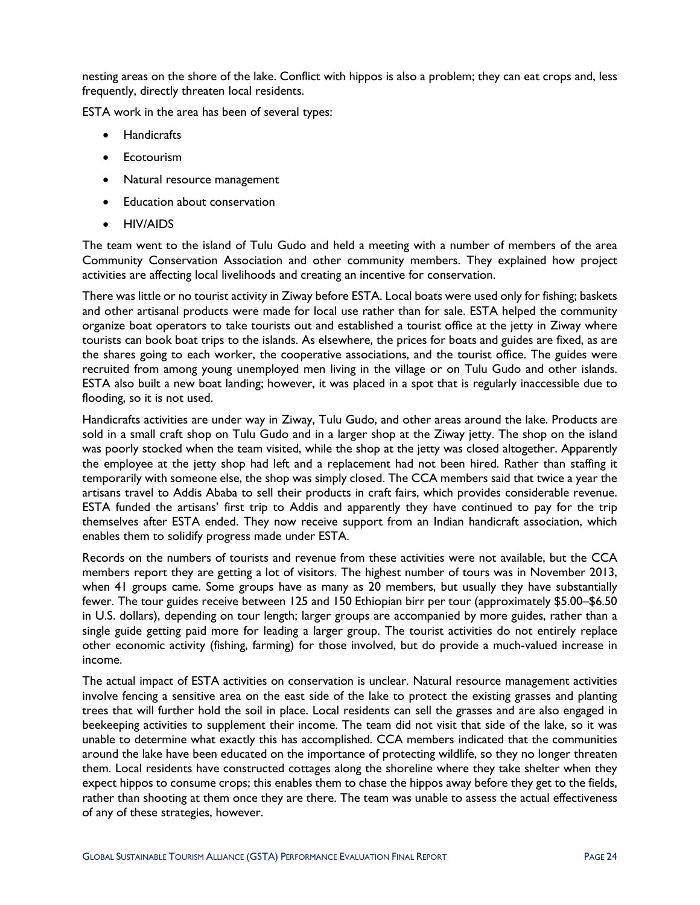nesting areas on the shore of the lake. Conflict with hippos is also a problem; they can eat crops and, less frequently, directly threaten local residents.

ESTA work in the area has been of several types:

- Handicrafts
- Ecotourism
- Natural resource management
- Education about conservation
- HIV/AIDS

The team went to the island of Tulu Gudo and held a meeting with a number of members of the area Community Conservation Association and other community members. They explained how project activities are affecting local livelihoods and creating an incentive for conservation.

There was little or no tourist activity in Ziway before ESTA. Local boats were used only for fishing; baskets and other artisanal products were made for local use rather than for sale. ESTA helped the community organize boat operators to take tourists out and established a tourist office at the jetty in Ziway where tourists can book boat trips to the islands. As elsewhere, the prices for boats and guides are fixed, as are the shares going to each worker, the cooperative associations, and the tourist office. The guides were recruited from among young unemployed men living in the village or on Tulu Gudo and other islands. ESTA also built a new boat landing; however, it was placed in a spot that is regularly inaccessible due to flooding, so it is not used.

Handicrafts activities are under way in Ziway, Tulu Gudo, and other areas around the lake. Products are sold in a small craft shop on Tulu Gudo and in a larger shop at the Ziway jetty. The shop on the island was poorly stocked when the team visited, while the shop at the jetty was closed altogether. Apparently the employee at the jetty shop had left and a replacement had not been hired. Rather than staffing it temporarily with someone else, the shop was simply closed. The CCA members said that twice a year the artisans travel to Addis Ababa to sell their products in craft fairs, which provides considerable revenue. ESTA funded the artisans' first trip to Addis and apparently they have continued to pay for the trip themselves after ESTA ended. They now receive support from an Indian handicraft association, which enables them to solidify progress made under ESTA.

Records on the numbers of tourists and revenue from these activities were not available, but the CCA members report they are getting a lot of visitors. The highest number of tours was in November 2013, when 41 groups came. Some groups have as many as 20 members, but usually they have substantially fewer. The tour guides receive between 125 and 150 Ethiopian birr per tour (approximately \$5.00–\$6.50 in U.S. dollars), depending on tour length; larger groups are accompanied by more guides, rather than a single guide getting paid more for leading a larger group. The tourist activities do not entirely replace other economic activity (fishing, farming) for those involved, but do provide a much-valued increase in income.

The actual impact of ESTA activities on conservation is unclear. Natural resource management activities involve fencing a sensitive area on the east side of the lake to protect the existing grasses and planting trees that will further hold the soil in place. Local residents can sell the grasses and are also engaged in beekeeping activities to supplement their income. The team did not visit that side of the lake, so it was unable to determine what exactly this has accomplished. CCA members indicated that the communities around the lake have been educated on the importance of protecting wildlife, so they no longer threaten them. Local residents have constructed cottages along the shoreline where they take shelter when they expect hippos to consume crops; this enables them to chase the hippos away before they get to the fields, rather than shooting at them once they are there. The team was unable to assess the actual effectiveness of any of these strategies, however.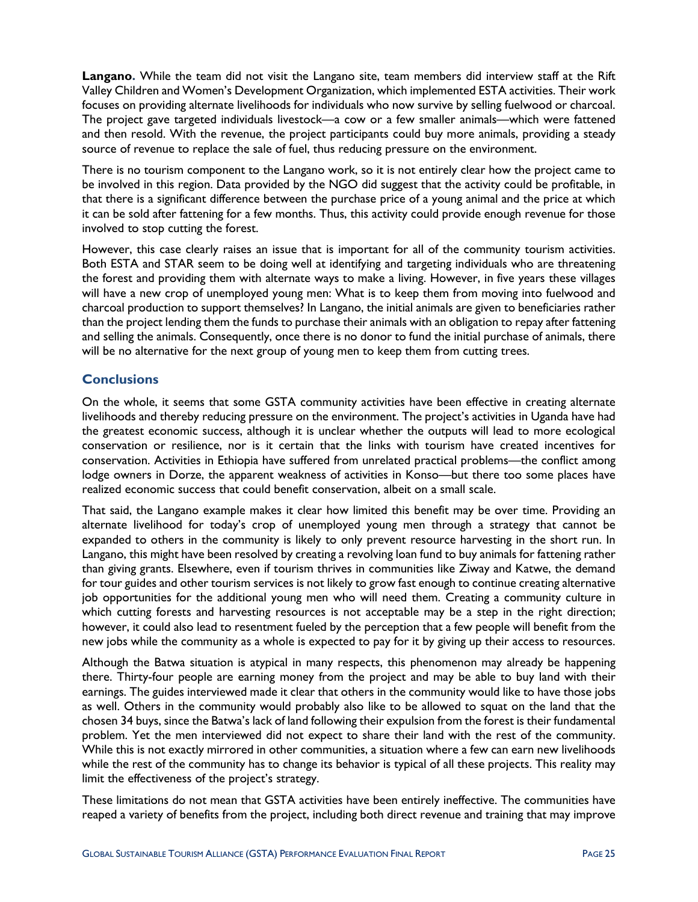**Langano.** While the team did not visit the Langano site, team members did interview staff at the Rift Valley Children and Women's Development Organization, which implemented ESTA activities. Their work focuses on providing alternate livelihoods for individuals who now survive by selling fuelwood or charcoal. The project gave targeted individuals livestock—a cow or a few smaller animals—which were fattened and then resold. With the revenue, the project participants could buy more animals, providing a steady source of revenue to replace the sale of fuel, thus reducing pressure on the environment.

There is no tourism component to the Langano work, so it is not entirely clear how the project came to be involved in this region. Data provided by the NGO did suggest that the activity could be profitable, in that there is a significant difference between the purchase price of a young animal and the price at which it can be sold after fattening for a few months. Thus, this activity could provide enough revenue for those involved to stop cutting the forest.

However, this case clearly raises an issue that is important for all of the community tourism activities. Both ESTA and STAR seem to be doing well at identifying and targeting individuals who are threatening the forest and providing them with alternate ways to make a living. However, in five years these villages will have a new crop of unemployed young men: What is to keep them from moving into fuelwood and charcoal production to support themselves? In Langano, the initial animals are given to beneficiaries rather than the project lending them the funds to purchase their animals with an obligation to repay after fattening and selling the animals. Consequently, once there is no donor to fund the initial purchase of animals, there will be no alternative for the next group of young men to keep them from cutting trees.

## Conclusions

On the whole, it seems that some GSTA community activities have been effective in creating alternate livelihoods and thereby reducing pressure on the environment. The project's activities in Uganda have had the greatest economic success, although it is unclear whether the outputs will lead to more ecological conservation or resilience, nor is it certain that the links with tourism have created incentives for conservation. Activities in Ethiopia have suffered from unrelated practical problems—the conflict among lodge owners in Dorze, the apparent weakness of activities in Konso—but there too some places have realized economic success that could benefit conservation, albeit on a small scale.

That said, the Langano example makes it clear how limited this benefit may be over time. Providing an alternate livelihood for today's crop of unemployed young men through a strategy that cannot be expanded to others in the community is likely to only prevent resource harvesting in the short run. In Langano, this might have been resolved by creating a revolving loan fund to buy animals for fattening rather than giving grants. Elsewhere, even if tourism thrives in communities like Ziway and Katwe, the demand for tour guides and other tourism services is not likely to grow fast enough to continue creating alternative job opportunities for the additional young men who will need them. Creating a community culture in which cutting forests and harvesting resources is not acceptable may be a step in the right direction; however, it could also lead to resentment fueled by the perception that a few people will benefit from the new jobs while the community as a whole is expected to pay for it by giving up their access to resources.

Although the Batwa situation is atypical in many respects, this phenomenon may already be happening there. Thirty-four people are earning money from the project and may be able to buy land with their earnings. The guides interviewed made it clear that others in the community would like to have those jobs as well. Others in the community would probably also like to be allowed to squat on the land that the chosen 34 buys, since the Batwa's lack of land following their expulsion from the forest is their fundamental problem. Yet the men interviewed did not expect to share their land with the rest of the community. While this is not exactly mirrored in other communities, a situation where a few can earn new livelihoods while the rest of the community has to change its behavior is typical of all these projects. This reality may limit the effectiveness of the project's strategy.

These limitations do not mean that GSTA activities have been entirely ineffective. The communities have reaped a variety of benefits from the project, including both direct revenue and training that may improve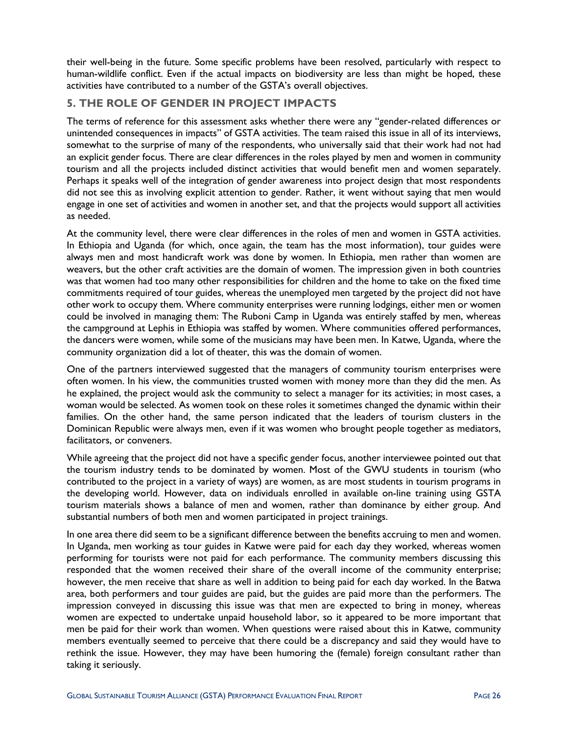their well-being in the future. Some specific problems have been resolved, particularly with respect to human-wildlife conflict. Even if the actual impacts on biodiversity are less than might be hoped, these activities have contributed to a number of the GSTA's overall objectives.

## 5. THE ROLE OF GENDER IN PROJECT IMPACTS

The terms of reference for this assessment asks whether there were any "gender-related differences or unintended consequences in impacts" of GSTA activities. The team raised this issue in all of its interviews, somewhat to the surprise of many of the respondents, who universally said that their work had not had an explicit gender focus. There are clear differences in the roles played by men and women in community tourism and all the projects included distinct activities that would benefit men and women separately. Perhaps it speaks well of the integration of gender awareness into project design that most respondents did not see this as involving explicit attention to gender. Rather, it went without saying that men would engage in one set of activities and women in another set, and that the projects would support all activities as needed.

At the community level, there were clear differences in the roles of men and women in GSTA activities. In Ethiopia and Uganda (for which, once again, the team has the most information), tour guides were always men and most handicraft work was done by women. In Ethiopia, men rather than women are weavers, but the other craft activities are the domain of women. The impression given in both countries was that women had too many other responsibilities for children and the home to take on the fixed time commitments required of tour guides, whereas the unemployed men targeted by the project did not have other work to occupy them. Where community enterprises were running lodgings, either men or women could be involved in managing them: The Ruboni Camp in Uganda was entirely staffed by men, whereas the campground at Lephis in Ethiopia was staffed by women. Where communities offered performances, the dancers were women, while some of the musicians may have been men. In Katwe, Uganda, where the community organization did a lot of theater, this was the domain of women.

One of the partners interviewed suggested that the managers of community tourism enterprises were often women. In his view, the communities trusted women with money more than they did the men. As he explained, the project would ask the community to select a manager for its activities; in most cases, a woman would be selected. As women took on these roles it sometimes changed the dynamic within their families. On the other hand, the same person indicated that the leaders of tourism clusters in the Dominican Republic were always men, even if it was women who brought people together as mediators, facilitators, or conveners.

While agreeing that the project did not have a specific gender focus, another interviewee pointed out that the tourism industry tends to be dominated by women. Most of the GWU students in tourism (who contributed to the project in a variety of ways) are women, as are most students in tourism programs in the developing world. However, data on individuals enrolled in available on-line training using GSTA tourism materials shows a balance of men and women, rather than dominance by either group. And substantial numbers of both men and women participated in project trainings.

In one area there did seem to be a significant difference between the benefits accruing to men and women. In Uganda, men working as tour guides in Katwe were paid for each day they worked, whereas women performing for tourists were not paid for each performance. The community members discussing this responded that the women received their share of the overall income of the community enterprise; however, the men receive that share as well in addition to being paid for each day worked. In the Batwa area, both performers and tour guides are paid, but the guides are paid more than the performers. The impression conveyed in discussing this issue was that men are expected to bring in money, whereas women are expected to undertake unpaid household labor, so it appeared to be more important that men be paid for their work than women. When questions were raised about this in Katwe, community members eventually seemed to perceive that there could be a discrepancy and said they would have to rethink the issue. However, they may have been humoring the (female) foreign consultant rather than taking it seriously.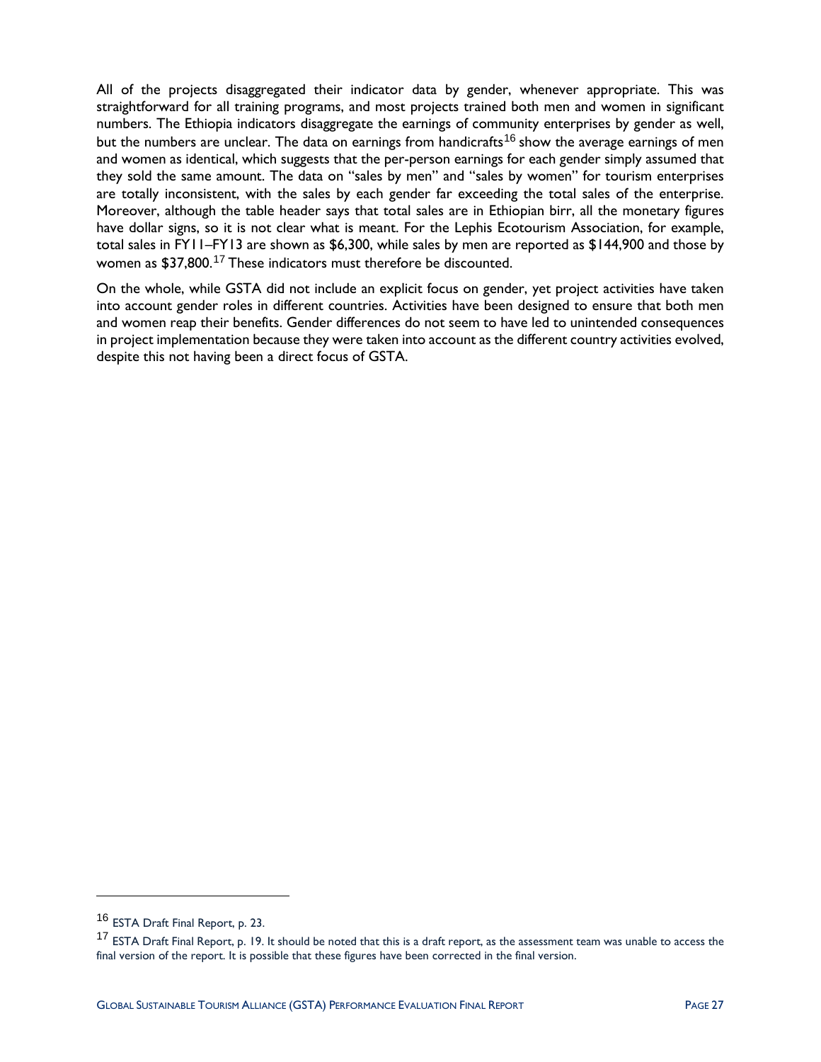All of the projects disaggregated their indicator data by gender, whenever appropriate. This was straightforward for all training programs, and most projects trained both men and women in significant numbers. The Ethiopia indicators disaggregate the earnings of community enterprises by gender as well, but the numbers are unclear. The data on earnings from handicrafts[16] show the average earnings of men and women as identical, which suggests that the per-person earnings for each gender simply assumed that they sold the same amount. The data on "sales by men" and "sales by women" for tourism enterprises are totally inconsistent, with the sales by each gender far exceeding the total sales of the enterprise. Moreover, although the table header says that total sales are in Ethiopian birr, all the monetary figures have dollar signs, so it is not clear what is meant. For the Lephis Ecotourism Association, for example, total sales in FY11–FY13 are shown as $6,300, while sales by men are reported as $144,900 and those by women as $37,800.[17] These indicators must therefore be discounted.

On the whole, while GSTA did not include an explicit focus on gender, yet project activities have taken into account gender roles in different countries. Activities have been designed to ensure that both men and women reap their benefits. Gender differences do not seem to have led to unintended consequences in project implementation because they were taken into account as the different country activities evolved, despite this not having been a direct focus of GSTA.

---

[16] ESTA Draft Final Report, p. 23.

[17] ESTA Draft Final Report, p. 19. It should be noted that this is a draft report, as the assessment team was unable to access the final version of the report. It is possible that these figures have been corrected in the final version.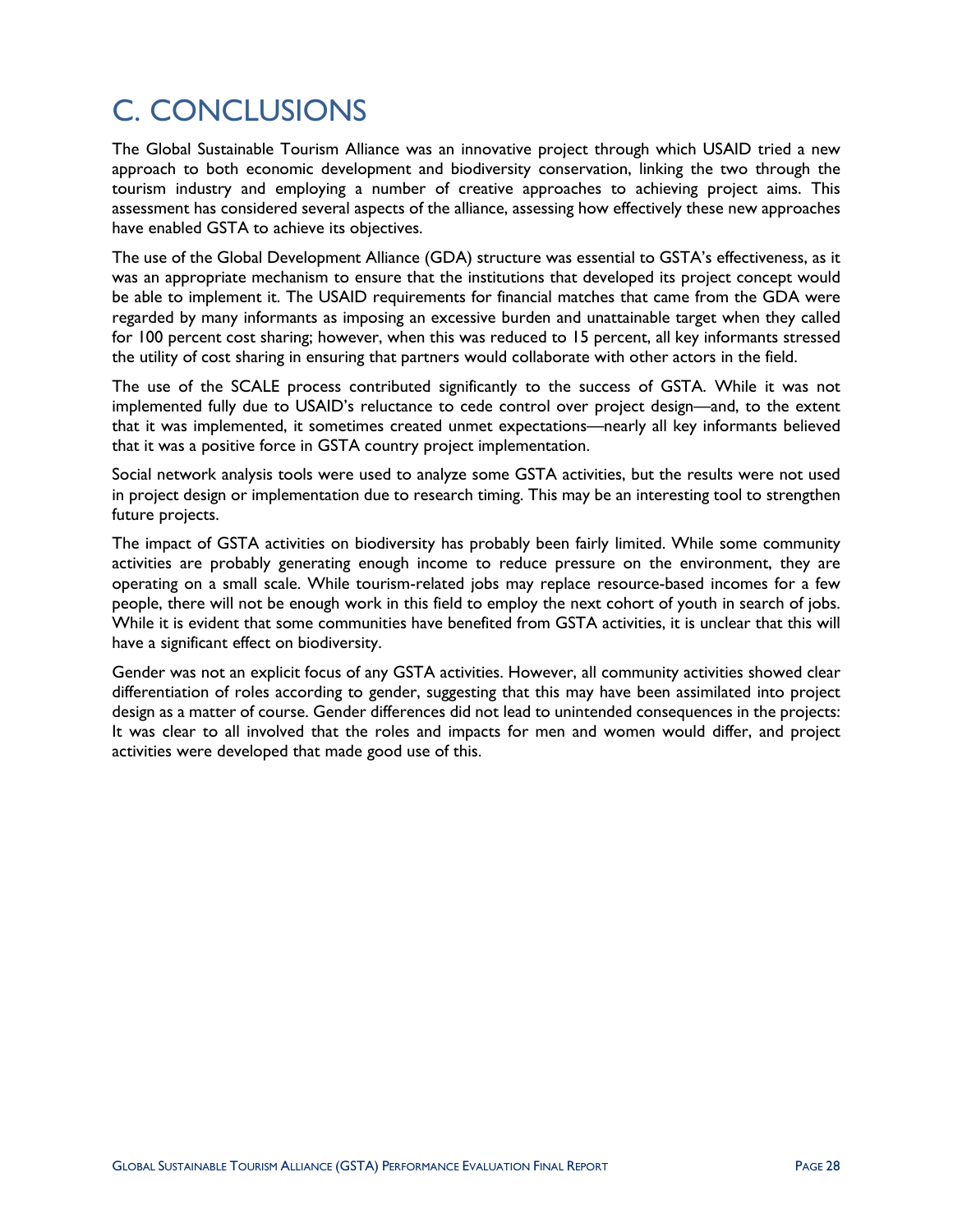# C. CONCLUSIONS

The Global Sustainable Tourism Alliance was an innovative project through which USAID tried a new approach to both economic development and biodiversity conservation, linking the two through the tourism industry and employing a number of creative approaches to achieving project aims. This assessment has considered several aspects of the alliance, assessing how effectively these new approaches have enabled GSTA to achieve its objectives.

The use of the Global Development Alliance (GDA) structure was essential to GSTA's effectiveness, as it was an appropriate mechanism to ensure that the institutions that developed its project concept would be able to implement it. The USAID requirements for financial matches that came from the GDA were regarded by many informants as imposing an excessive burden and unattainable target when they called for 100 percent cost sharing; however, when this was reduced to 15 percent, all key informants stressed the utility of cost sharing in ensuring that partners would collaborate with other actors in the field.

The use of the SCALE process contributed significantly to the success of GSTA. While it was not implemented fully due to USAID's reluctance to cede control over project design—and, to the extent that it was implemented, it sometimes created unmet expectations—nearly all key informants believed that it was a positive force in GSTA country project implementation.

Social network analysis tools were used to analyze some GSTA activities, but the results were not used in project design or implementation due to research timing. This may be an interesting tool to strengthen future projects.

The impact of GSTA activities on biodiversity has probably been fairly limited. While some community activities are probably generating enough income to reduce pressure on the environment, they are operating on a small scale. While tourism-related jobs may replace resource-based incomes for a few people, there will not be enough work in this field to employ the next cohort of youth in search of jobs. While it is evident that some communities have benefited from GSTA activities, it is unclear that this will have a significant effect on biodiversity.

Gender was not an explicit focus of any GSTA activities. However, all community activities showed clear differentiation of roles according to gender, suggesting that this may have been assimilated into project design as a matter of course. Gender differences did not lead to unintended consequences in the projects: It was clear to all involved that the roles and impacts for men and women would differ, and project activities were developed that made good use of this.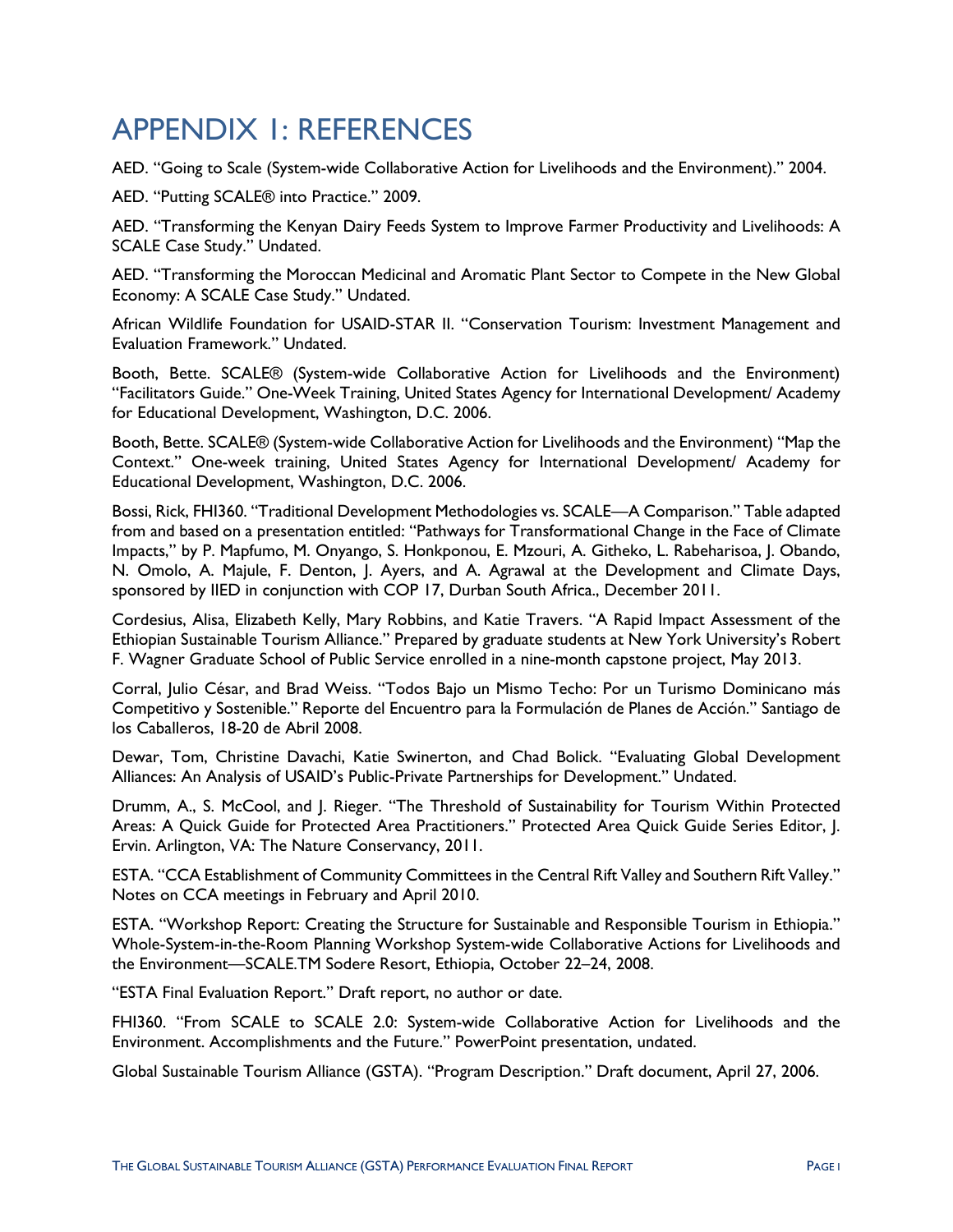# APPENDIX 1: REFERENCES

AED. "Going to Scale (System-wide Collaborative Action for Livelihoods and the Environment)." 2004.

AED. "Putting SCALE® into Practice." 2009.

AED. "Transforming the Kenyan Dairy Feeds System to Improve Farmer Productivity and Livelihoods: A SCALE Case Study." Undated.

AED. "Transforming the Moroccan Medicinal and Aromatic Plant Sector to Compete in the New Global Economy: A SCALE Case Study." Undated.

African Wildlife Foundation for USAID-STAR II. "Conservation Tourism: Investment Management and Evaluation Framework." Undated.

Booth, Bette. SCALE® (System-wide Collaborative Action for Livelihoods and the Environment) "Facilitators Guide." One-Week Training, United States Agency for International Development/ Academy for Educational Development, Washington, D.C. 2006.

Booth, Bette. SCALE® (System-wide Collaborative Action for Livelihoods and the Environment) "Map the Context." One-week training, United States Agency for International Development/ Academy for Educational Development, Washington, D.C. 2006.

Bossi, Rick, FHI360. "Traditional Development Methodologies vs. SCALE—A Comparison." Table adapted from and based on a presentation entitled: "Pathways for Transformational Change in the Face of Climate Impacts," by P. Mapfumo, M. Onyango, S. Honkponou, E. Mzouri, A. Githeko, L. Rabeharisoa, J. Obando, N. Omolo, A. Majule, F. Denton, J. Ayers, and A. Agrawal at the Development and Climate Days, sponsored by IIED in conjunction with COP 17, Durban South Africa., December 2011.

Cordesius, Alisa, Elizabeth Kelly, Mary Robbins, and Katie Travers. "A Rapid Impact Assessment of the Ethiopian Sustainable Tourism Alliance." Prepared by graduate students at New York University's Robert F. Wagner Graduate School of Public Service enrolled in a nine-month capstone project, May 2013.

Corral, Julio César, and Brad Weiss. "Todos Bajo un Mismo Techo: Por un Turismo Dominicano más Competitivo y Sostenible." Reporte del Encuentro para la Formulación de Planes de Acción." Santiago de los Caballeros, 18-20 de Abril 2008.

Dewar, Tom, Christine Davachi, Katie Swinerton, and Chad Bolick. "Evaluating Global Development Alliances: An Analysis of USAID's Public-Private Partnerships for Development." Undated.

Drumm, A., S. McCool, and J. Rieger. "The Threshold of Sustainability for Tourism Within Protected Areas: A Quick Guide for Protected Area Practitioners." Protected Area Quick Guide Series Editor, J. Ervin. Arlington, VA: The Nature Conservancy, 2011.

ESTA. "CCA Establishment of Community Committees in the Central Rift Valley and Southern Rift Valley." Notes on CCA meetings in February and April 2010.

ESTA. "Workshop Report: Creating the Structure for Sustainable and Responsible Tourism in Ethiopia." Whole-System-in-the-Room Planning Workshop System-wide Collaborative Actions for Livelihoods and the Environment—SCALE.TM Sodere Resort, Ethiopia, October 22–24, 2008.

"ESTA Final Evaluation Report." Draft report, no author or date.

FHI360. "From SCALE to SCALE 2.0: System-wide Collaborative Action for Livelihoods and the Environment. Accomplishments and the Future." PowerPoint presentation, undated.

Global Sustainable Tourism Alliance (GSTA). "Program Description." Draft document, April 27, 2006.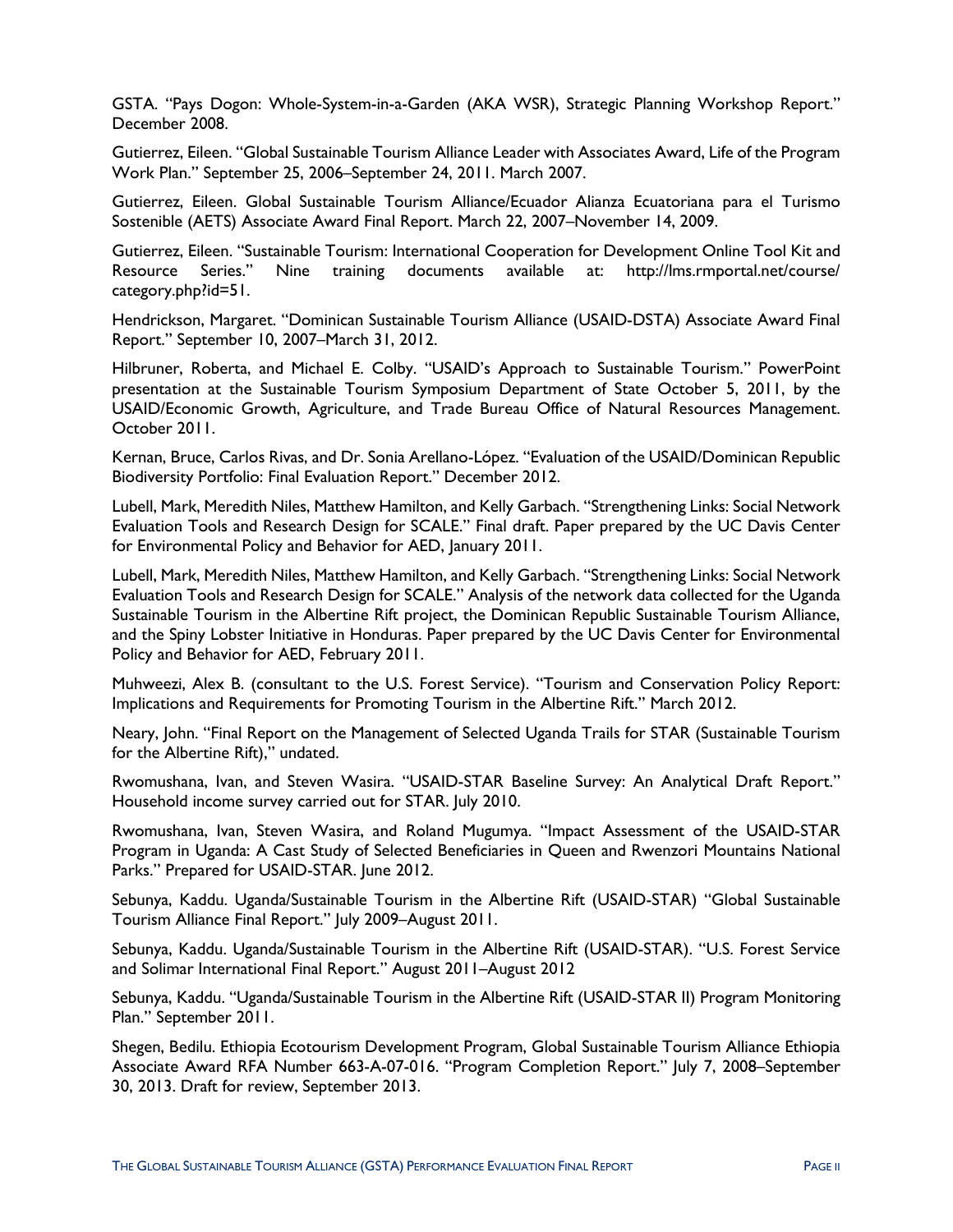GSTA. "Pays Dogon: Whole-System-in-a-Garden (AKA WSR), Strategic Planning Workshop Report." December 2008.

Gutierrez, Eileen. "Global Sustainable Tourism Alliance Leader with Associates Award, Life of the Program Work Plan." September 25, 2006–September 24, 2011. March 2007.

Gutierrez, Eileen. Global Sustainable Tourism Alliance/Ecuador Alianza Ecuatoriana para el Turismo Sostenible (AETS) Associate Award Final Report. March 22, 2007–November 14, 2009.

Gutierrez, Eileen. "Sustainable Tourism: International Cooperation for Development Online Tool Kit and Resource Series." Nine training documents available at: http://lms.rmportal.net/course/category.php?id=51.

Hendrickson, Margaret. "Dominican Sustainable Tourism Alliance (USAID-DSTA) Associate Award Final Report." September 10, 2007–March 31, 2012.

Hilbruner, Roberta, and Michael E. Colby. "USAID's Approach to Sustainable Tourism." PowerPoint presentation at the Sustainable Tourism Symposium Department of State October 5, 2011, by the USAID/Economic Growth, Agriculture, and Trade Bureau Office of Natural Resources Management. October 2011.

Kernan, Bruce, Carlos Rivas, and Dr. Sonia Arellano-López. "Evaluation of the USAID/Dominican Republic Biodiversity Portfolio: Final Evaluation Report." December 2012.

Lubell, Mark, Meredith Niles, Matthew Hamilton, and Kelly Garbach. "Strengthening Links: Social Network Evaluation Tools and Research Design for SCALE." Final draft. Paper prepared by the UC Davis Center for Environmental Policy and Behavior for AED, January 2011.

Lubell, Mark, Meredith Niles, Matthew Hamilton, and Kelly Garbach. "Strengthening Links: Social Network Evaluation Tools and Research Design for SCALE." Analysis of the network data collected for the Uganda Sustainable Tourism in the Albertine Rift project, the Dominican Republic Sustainable Tourism Alliance, and the Spiny Lobster Initiative in Honduras. Paper prepared by the UC Davis Center for Environmental Policy and Behavior for AED, February 2011.

Muhweezi, Alex B. (consultant to the U.S. Forest Service). "Tourism and Conservation Policy Report: Implications and Requirements for Promoting Tourism in the Albertine Rift." March 2012.

Neary, John. "Final Report on the Management of Selected Uganda Trails for STAR (Sustainable Tourism for the Albertine Rift)," undated.

Rwomushana, Ivan, and Steven Wasira. "USAID-STAR Baseline Survey: An Analytical Draft Report." Household income survey carried out for STAR. July 2010.

Rwomushana, Ivan, Steven Wasira, and Roland Mugumya. "Impact Assessment of the USAID-STAR Program in Uganda: A Cast Study of Selected Beneficiaries in Queen and Rwenzori Mountains National Parks." Prepared for USAID-STAR. June 2012.

Sebunya, Kaddu. Uganda/Sustainable Tourism in the Albertine Rift (USAID-STAR) "Global Sustainable Tourism Alliance Final Report." July 2009–August 2011.

Sebunya, Kaddu. Uganda/Sustainable Tourism in the Albertine Rift (USAID-STAR). "U.S. Forest Service and Solimar International Final Report." August 2011–August 2012

Sebunya, Kaddu. "Uganda/Sustainable Tourism in the Albertine Rift (USAID-STAR II) Program Monitoring Plan." September 2011.

Shegen, Bedilu. Ethiopia Ecotourism Development Program, Global Sustainable Tourism Alliance Ethiopia Associate Award RFA Number 663-A-07-016. "Program Completion Report." July 7, 2008–September 30, 2013. Draft for review, September 2013.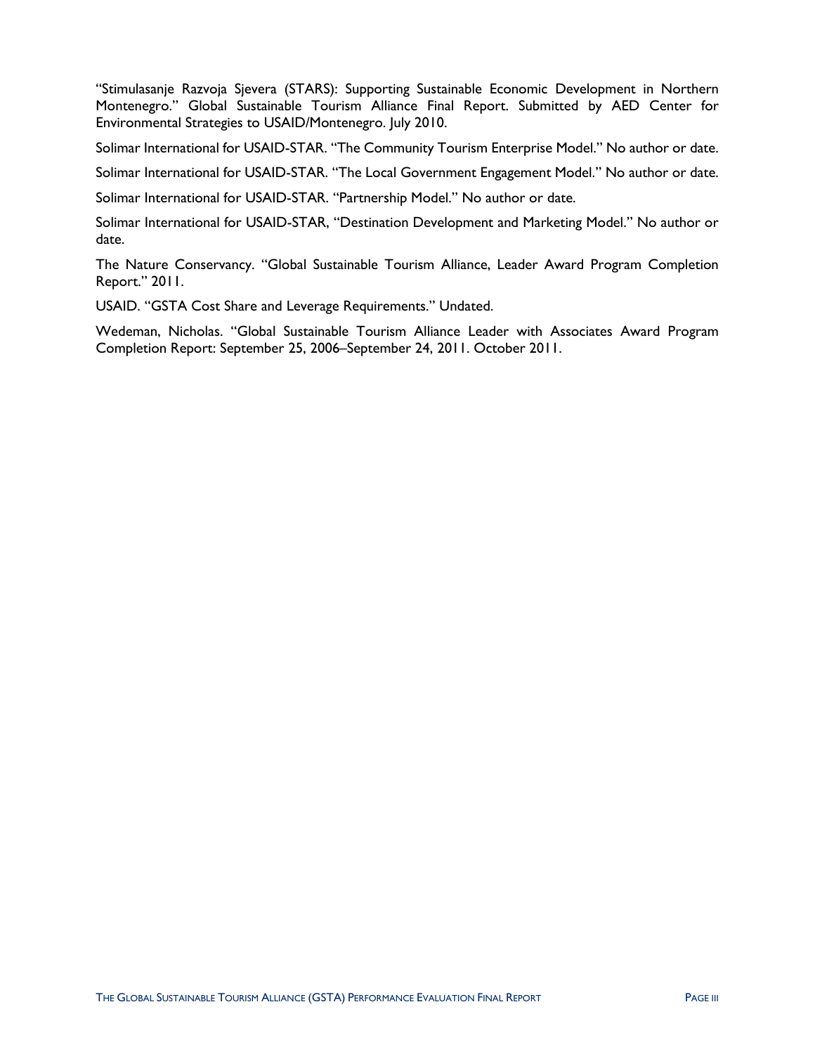"Stimulasanje Razvoja Sjevera (STARS): Supporting Sustainable Economic Development in Northern Montenegro." Global Sustainable Tourism Alliance Final Report. Submitted by AED Center for Environmental Strategies to USAID/Montenegro. July 2010.

Solimar International for USAID-STAR. "The Community Tourism Enterprise Model." No author or date.

Solimar International for USAID-STAR. "The Local Government Engagement Model." No author or date.

Solimar International for USAID-STAR. "Partnership Model." No author or date.

Solimar International for USAID-STAR, "Destination Development and Marketing Model." No author or date.

The Nature Conservancy. "Global Sustainable Tourism Alliance, Leader Award Program Completion Report." 2011.

USAID. "GSTA Cost Share and Leverage Requirements." Undated.

Wedeman, Nicholas. "Global Sustainable Tourism Alliance Leader with Associates Award Program Completion Report: September 25, 2006–September 24, 2011. October 2011.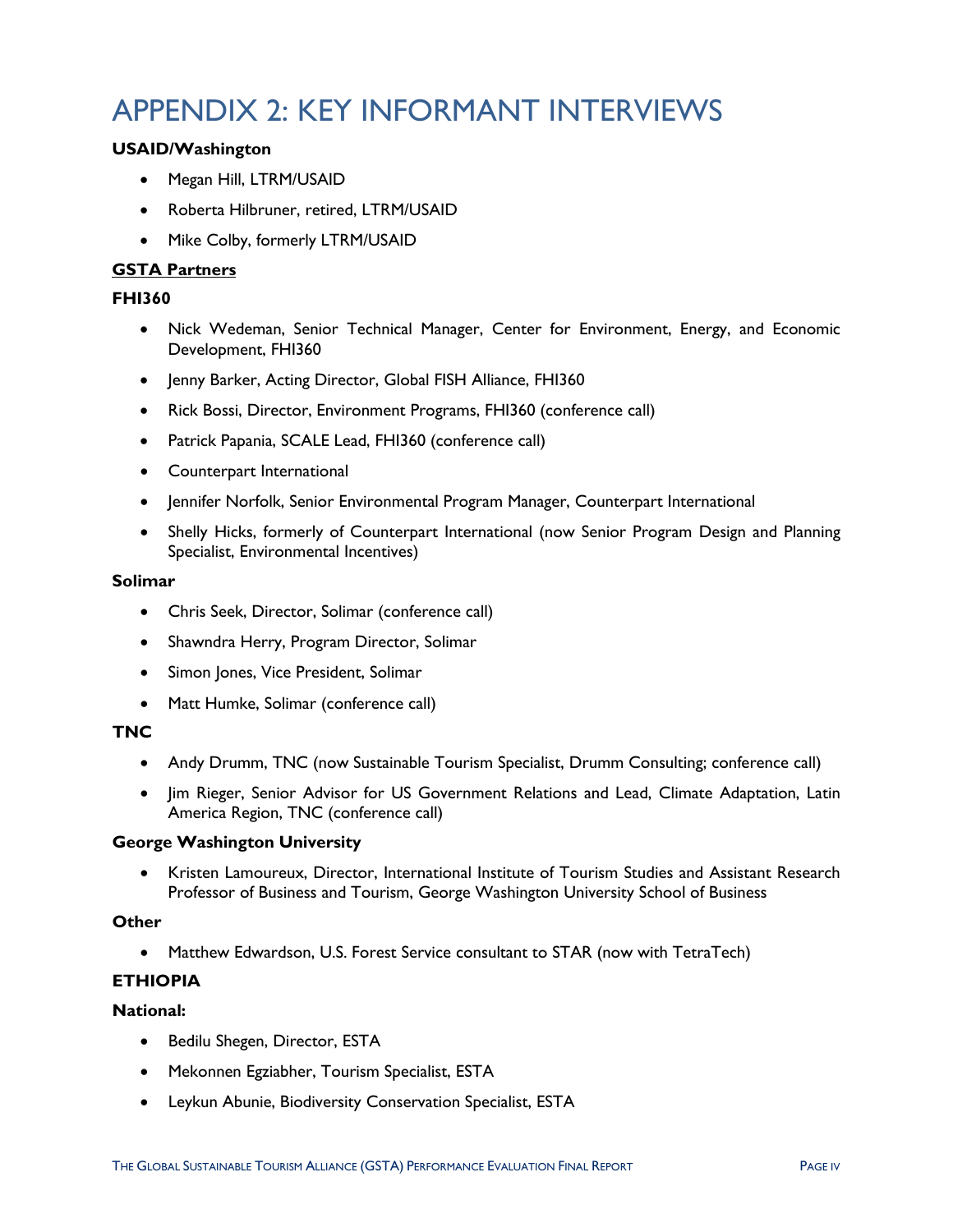# APPENDIX 2: KEY INFORMANT INTERVIEWS

**USAID/Washington**

- Megan Hill, LTRM/USAID
- Roberta Hilbruner, retired, LTRM/USAID
- Mike Colby, formerly LTRM/USAID

**GSTA Partners**

**FHI360**

- Nick Wedeman, Senior Technical Manager, Center for Environment, Energy, and Economic Development, FHI360
- Jenny Barker, Acting Director, Global FISH Alliance, FHI360
- Rick Bossi, Director, Environment Programs, FHI360 (conference call)
- Patrick Papania, SCALE Lead, FHI360 (conference call)
- Counterpart International
- Jennifer Norfolk, Senior Environmental Program Manager, Counterpart International
- Shelly Hicks, formerly of Counterpart International (now Senior Program Design and Planning Specialist, Environmental Incentives)

**Solimar**

- Chris Seek, Director, Solimar (conference call)
- Shawndra Herry, Program Director, Solimar
- Simon Jones, Vice President, Solimar
- Matt Humke, Solimar (conference call)

**TNC**

- Andy Drumm, TNC (now Sustainable Tourism Specialist, Drumm Consulting; conference call)
- Jim Rieger, Senior Advisor for US Government Relations and Lead, Climate Adaptation, Latin America Region, TNC (conference call)

**George Washington University**

- Kristen Lamoureux, Director, International Institute of Tourism Studies and Assistant Research Professor of Business and Tourism, George Washington University School of Business

**Other**

- Matthew Edwardson, U.S. Forest Service consultant to STAR (now with TetraTech)

**ETHIOPIA**

**National:**

- Bedilu Shegen, Director, ESTA
- Mekonnen Egziabher, Tourism Specialist, ESTA
- Leykun Abunie, Biodiversity Conservation Specialist, ESTA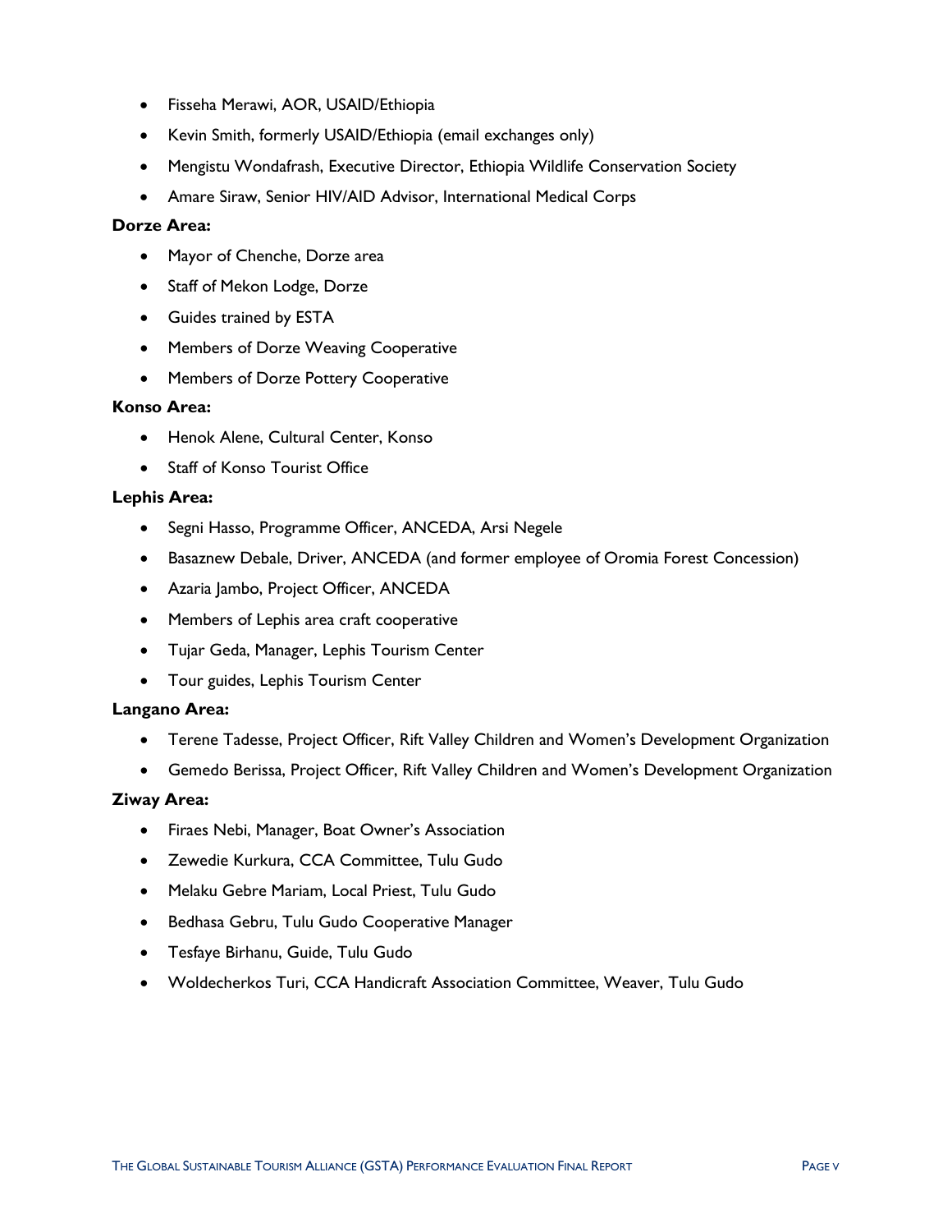- Fisseha Merawi, AOR, USAID/Ethiopia
- Kevin Smith, formerly USAID/Ethiopia (email exchanges only)
- Mengistu Wondafrash, Executive Director, Ethiopia Wildlife Conservation Society
- Amare Siraw, Senior HIV/AID Advisor, International Medical Corps

**Dorze Area:**

- Mayor of Chenche, Dorze area
- Staff of Mekon Lodge, Dorze
- Guides trained by ESTA
- Members of Dorze Weaving Cooperative
- Members of Dorze Pottery Cooperative

**Konso Area:**

- Henok Alene, Cultural Center, Konso
- Staff of Konso Tourist Office

**Lephis Area:**

- Segni Hasso, Programme Officer, ANCEDA, Arsi Negele
- Basaznew Debale, Driver, ANCEDA (and former employee of Oromia Forest Concession)
- Azaria Jambo, Project Officer, ANCEDA
- Members of Lephis area craft cooperative
- Tujar Geda, Manager, Lephis Tourism Center
- Tour guides, Lephis Tourism Center

**Langano Area:**

- Terene Tadesse, Project Officer, Rift Valley Children and Women's Development Organization
- Gemedo Berissa, Project Officer, Rift Valley Children and Women's Development Organization

**Ziway Area:**

- Firaes Nebi, Manager, Boat Owner's Association
- Zewedie Kurkura, CCA Committee, Tulu Gudo
- Melaku Gebre Mariam, Local Priest, Tulu Gudo
- Bedhasa Gebru, Tulu Gudo Cooperative Manager
- Tesfaye Birhanu, Guide, Tulu Gudo
- Woldecherkos Turi, CCA Handicraft Association Committee, Weaver, Tulu Gudo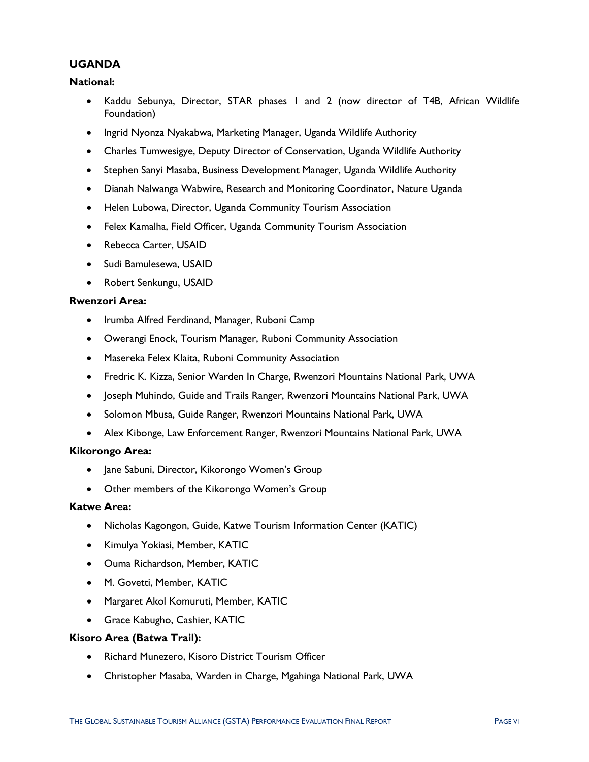**UGANDA**

**National:**

- Kaddu Sebunya, Director, STAR phases 1 and 2 (now director of T4B, African Wildlife Foundation)
- Ingrid Nyonza Nyakabwa, Marketing Manager, Uganda Wildlife Authority
- Charles Tumwesigye, Deputy Director of Conservation, Uganda Wildlife Authority
- Stephen Sanyi Masaba, Business Development Manager, Uganda Wildlife Authority
- Dianah Nalwanga Wabwire, Research and Monitoring Coordinator, Nature Uganda
- Helen Lubowa, Director, Uganda Community Tourism Association
- Felex Kamalha, Field Officer, Uganda Community Tourism Association
- Rebecca Carter, USAID
- Sudi Bamulesewa, USAID
- Robert Senkungu, USAID

**Rwenzori Area:**

- Irumba Alfred Ferdinand, Manager, Ruboni Camp
- Owerangi Enock, Tourism Manager, Ruboni Community Association
- Masereka Felex Klaita, Ruboni Community Association
- Fredric K. Kizza, Senior Warden In Charge, Rwenzori Mountains National Park, UWA
- Joseph Muhindo, Guide and Trails Ranger, Rwenzori Mountains National Park, UWA
- Solomon Mbusa, Guide Ranger, Rwenzori Mountains National Park, UWA
- Alex Kibonge, Law Enforcement Ranger, Rwenzori Mountains National Park, UWA

**Kikorongo Area:**

- Jane Sabuni, Director, Kikorongo Women's Group
- Other members of the Kikorongo Women's Group

**Katwe Area:**

- Nicholas Kagongon, Guide, Katwe Tourism Information Center (KATIC)
- Kimulya Yokiasi, Member, KATIC
- Ouma Richardson, Member, KATIC
- M. Govetti, Member, KATIC
- Margaret Akol Komuruti, Member, KATIC
- Grace Kabugho, Cashier, KATIC

**Kisoro Area (Batwa Trail):**

- Richard Munezero, Kisoro District Tourism Officer
- Christopher Masaba, Warden in Charge, Mgahinga National Park, UWA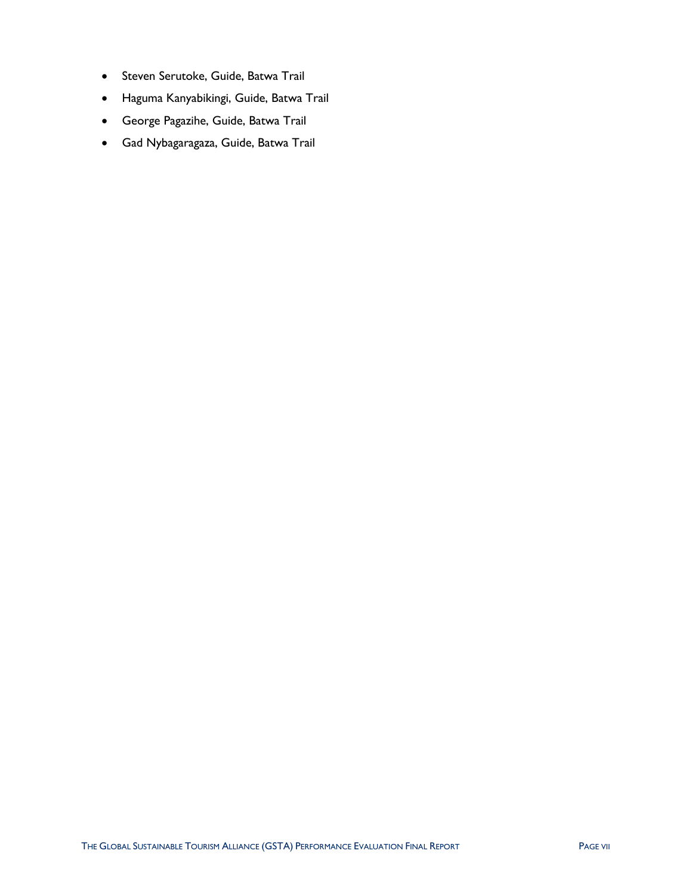- Steven Serutoke, Guide, Batwa Trail
- Haguma Kanyabikingi, Guide, Batwa Trail
- George Pagazihe, Guide, Batwa Trail
- Gad Nybagaragaza, Guide, Batwa Trail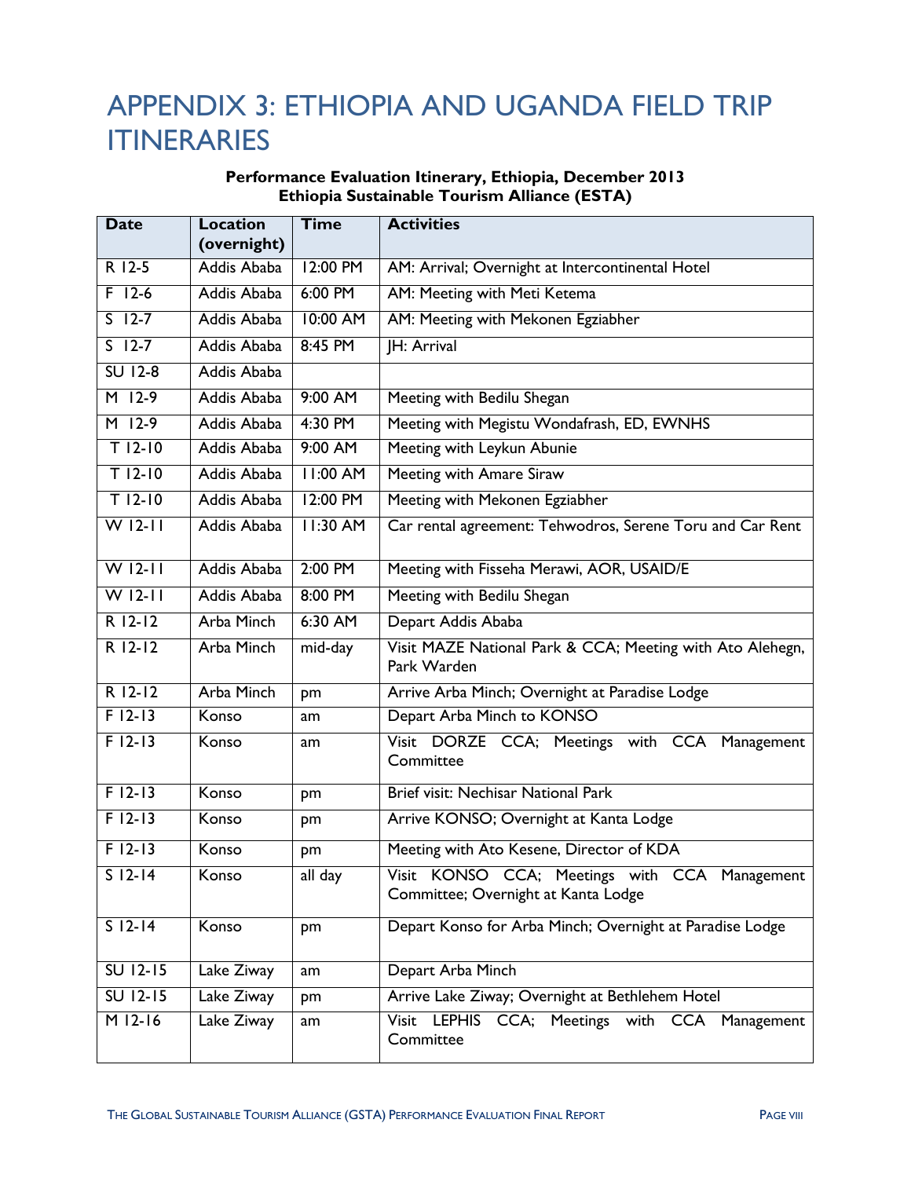# APPENDIX 3: ETHIOPIA AND UGANDA FIELD TRIP ITINERARIES

**Performance Evaluation Itinerary, Ethiopia, December 2013**
**Ethiopia Sustainable Tourism Alliance (ESTA)**

| Date | Location (overnight) | Time | Activities |
|---|---|---|---|
| R 12-5 | Addis Ababa | 12:00 PM | AM: Arrival; Overnight at Intercontinental Hotel |
| F 12-6 | Addis Ababa | 6:00 PM | AM: Meeting with Meti Ketema |
| S 12-7 | Addis Ababa | 10:00 AM | AM: Meeting with Mekonen Egziabher |
| S 12-7 | Addis Ababa | 8:45 PM | JH: Arrival |
| SU 12-8 | Addis Ababa | | |
| M 12-9 | Addis Ababa | 9:00 AM | Meeting with Bedilu Shegan |
| M 12-9 | Addis Ababa | 4:30 PM | Meeting with Megistu Wondafrash, ED, EWNHS |
| T 12-10 | Addis Ababa | 9:00 AM | Meeting with Leykun Abunie |
| T 12-10 | Addis Ababa | 11:00 AM | Meeting with Amare Siraw |
| T 12-10 | Addis Ababa | 12:00 PM | Meeting with Mekonen Egziabher |
| W 12-11 | Addis Ababa | 11:30 AM | Car rental agreement: Tehwodros, Serene Toru and Car Rent |
| W 12-11 | Addis Ababa | 2:00 PM | Meeting with Fisseha Merawi, AOR, USAID/E |
| W 12-11 | Addis Ababa | 8:00 PM | Meeting with Bedilu Shegan |
| R 12-12 | Arba Minch | 6:30 AM | Depart Addis Ababa |
| R 12-12 | Arba Minch | mid-day | Visit MAZE National Park & CCA; Meeting with Ato Alehegn, Park Warden |
| R 12-12 | Arba Minch | pm | Arrive Arba Minch; Overnight at Paradise Lodge |
| F 12-13 | Konso | am | Depart Arba Minch to KONSO |
| F 12-13 | Konso | am | Visit DORZE CCA; Meetings with CCA Management Committee |
| F 12-13 | Konso | pm | Brief visit: Nechisar National Park |
| F 12-13 | Konso | pm | Arrive KONSO; Overnight at Kanta Lodge |
| F 12-13 | Konso | pm | Meeting with Ato Kesene, Director of KDA |
| S 12-14 | Konso | all day | Visit KONSO CCA; Meetings with CCA Management Committee; Overnight at Kanta Lodge |
| S 12-14 | Konso | pm | Depart Konso for Arba Minch; Overnight at Paradise Lodge |
| SU 12-15 | Lake Ziway | am | Depart Arba Minch |
| SU 12-15 | Lake Ziway | pm | Arrive Lake Ziway; Overnight at Bethlehem Hotel |
| M 12-16 | Lake Ziway | am | Visit LEPHIS CCA; Meetings with CCA Management Committee |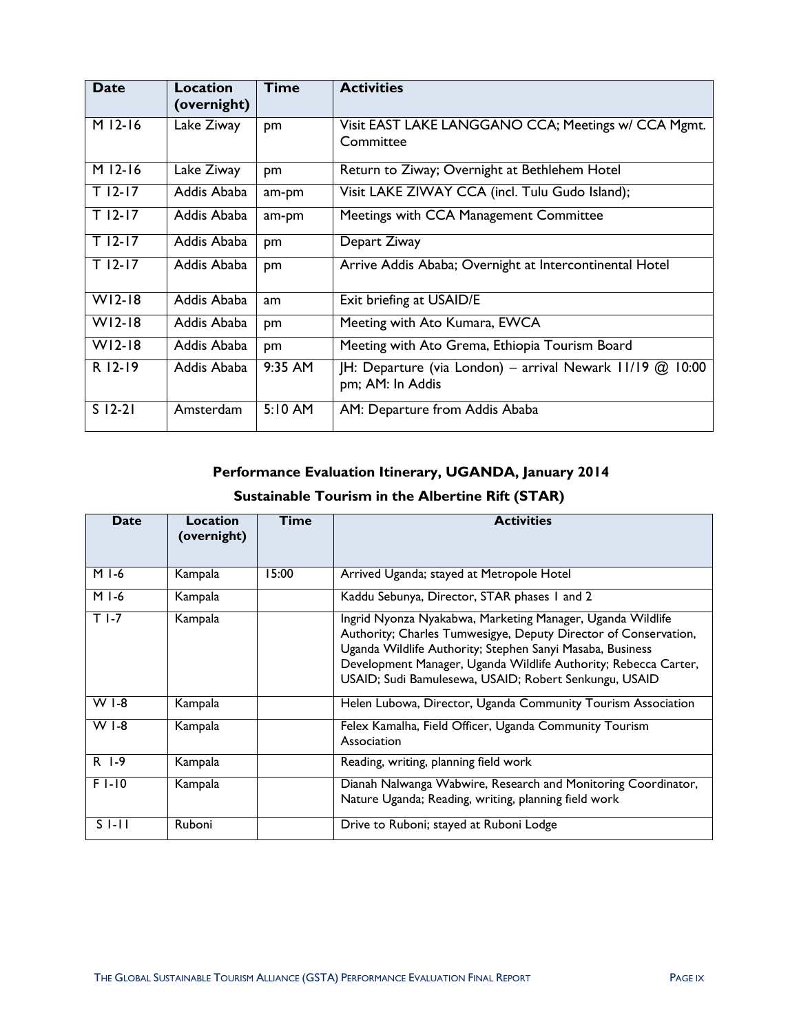| Date | Location (overnight) | Time | Activities |
|---|---|---|---|
| M 12-16 | Lake Ziway | pm | Visit EAST LAKE LANGGANO CCA; Meetings w/ CCA Mgmt. Committee |
| M 12-16 | Lake Ziway | pm | Return to Ziway; Overnight at Bethlehem Hotel |
| T 12-17 | Addis Ababa | am-pm | Visit LAKE ZIWAY CCA (incl. Tulu Gudo Island); |
| T 12-17 | Addis Ababa | am-pm | Meetings with CCA Management Committee |
| T 12-17 | Addis Ababa | pm | Depart Ziway |
| T 12-17 | Addis Ababa | pm | Arrive Addis Ababa; Overnight at Intercontinental Hotel |
| W12-18 | Addis Ababa | am | Exit briefing at USAID/E |
| W12-18 | Addis Ababa | pm | Meeting with Ato Kumara, EWCA |
| W12-18 | Addis Ababa | pm | Meeting with Ato Grema, Ethiopia Tourism Board |
| R 12-19 | Addis Ababa | 9:35 AM | JH: Departure (via London) – arrival Newark 11/19 @ 10:00 pm; AM: In Addis |
| S 12-21 | Amsterdam | 5:10 AM | AM: Departure from Addis Ababa |

**Performance Evaluation Itinerary, UGANDA, January 2014**

**Sustainable Tourism in the Albertine Rift (STAR)**

| Date | Location (overnight) | Time | Activities |
|---|---|---|---|
| M 1-6 | Kampala | 15:00 | Arrived Uganda; stayed at Metropole Hotel |
| M 1-6 | Kampala | | Kaddu Sebunya, Director, STAR phases 1 and 2 |
| T 1-7 | Kampala | | Ingrid Nyonza Nyakabwa, Marketing Manager, Uganda Wildlife Authority; Charles Tumwesigye, Deputy Director of Conservation, Uganda Wildlife Authority; Stephen Sanyi Masaba, Business Development Manager, Uganda Wildlife Authority; Rebecca Carter, USAID; Sudi Bamulesewa, USAID; Robert Senkungu, USAID |
| W 1-8 | Kampala | | Helen Lubowa, Director, Uganda Community Tourism Association |
| W 1-8 | Kampala | | Felex Kamalha, Field Officer, Uganda Community Tourism Association |
| R 1-9 | Kampala | | Reading, writing, planning field work |
| F 1-10 | Kampala | | Dianah Nalwanga Wabwire, Research and Monitoring Coordinator, Nature Uganda; Reading, writing, planning field work |
| S 1-11 | Ruboni | | Drive to Ruboni; stayed at Ruboni Lodge |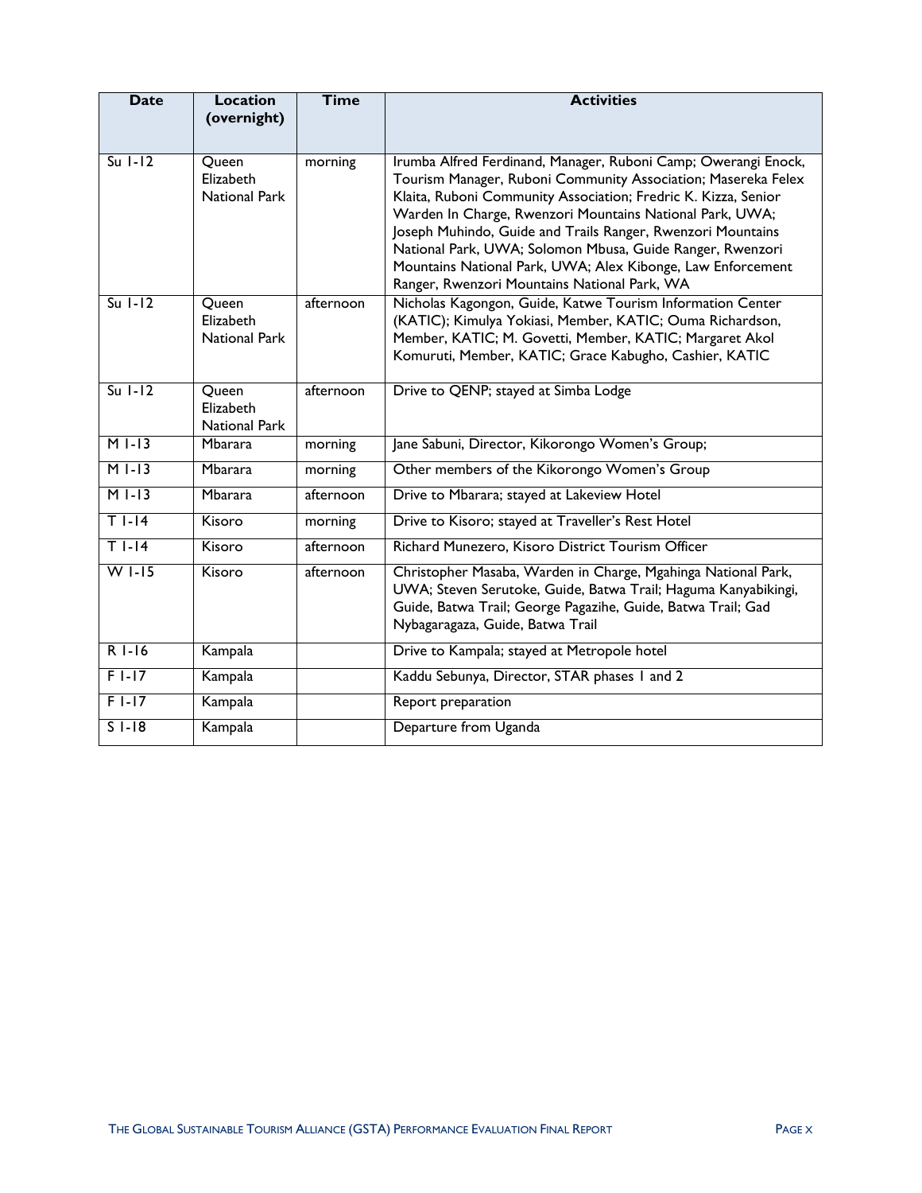| Date | Location (overnight) | Time | Activities |
|---|---|---|---|
| Su 1-12 | Queen Elizabeth National Park | morning | Irumba Alfred Ferdinand, Manager, Ruboni Camp; Owerangi Enock, Tourism Manager, Ruboni Community Association; Masereka Felex Klaita, Ruboni Community Association; Fredric K. Kizza, Senior Warden In Charge, Rwenzori Mountains National Park, UWA; Joseph Muhindo, Guide and Trails Ranger, Rwenzori Mountains National Park, UWA; Solomon Mbusa, Guide Ranger, Rwenzori Mountains National Park, UWA; Alex Kibonge, Law Enforcement Ranger, Rwenzori Mountains National Park, WA |
| Su 1-12 | Queen Elizabeth National Park | afternoon | Nicholas Kagongon, Guide, Katwe Tourism Information Center (KATIC); Kimulya Yokiasi, Member, KATIC; Ouma Richardson, Member, KATIC; M. Govetti, Member, KATIC; Margaret Akol Komuruti, Member, KATIC; Grace Kabugho, Cashier, KATIC |
| Su 1-12 | Queen Elizabeth National Park | afternoon | Drive to QENP; stayed at Simba Lodge |
| M 1-13 | Mbarara | morning | Jane Sabuni, Director, Kikorongo Women's Group; |
| M 1-13 | Mbarara | morning | Other members of the Kikorongo Women's Group |
| M 1-13 | Mbarara | afternoon | Drive to Mbarara; stayed at Lakeview Hotel |
| T 1-14 | Kisoro | morning | Drive to Kisoro; stayed at Traveller's Rest Hotel |
| T 1-14 | Kisoro | afternoon | Richard Munezero, Kisoro District Tourism Officer |
| W 1-15 | Kisoro | afternoon | Christopher Masaba, Warden in Charge, Mgahinga National Park, UWA; Steven Serutoke, Guide, Batwa Trail; Haguma Kanyabikingi, Guide, Batwa Trail; George Pagazihe, Guide, Batwa Trail; Gad Nybagaragaza, Guide, Batwa Trail |
| R 1-16 | Kampala | | Drive to Kampala; stayed at Metropole hotel |
| F 1-17 | Kampala | | Kaddu Sebunya, Director, STAR phases 1 and 2 |
| F 1-17 | Kampala | | Report preparation |
| S 1-18 | Kampala | | Departure from Uganda |